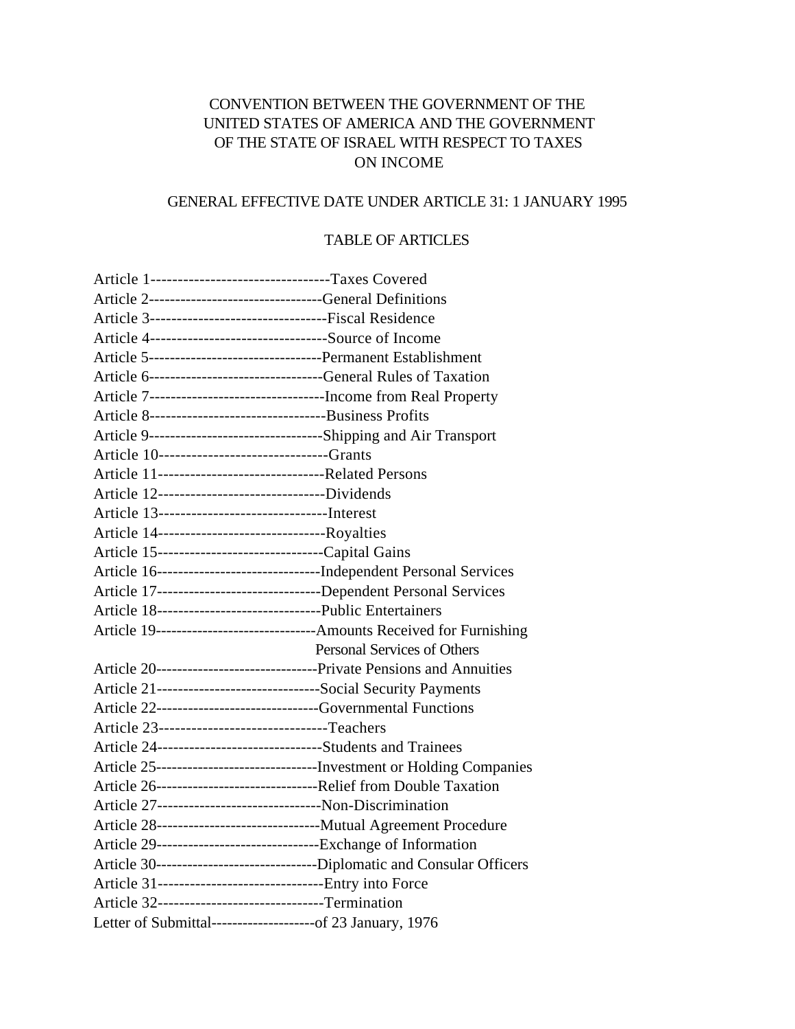# CONVENTION BETWEEN THE GOVERNMENT OF THE UNITED STATES OF AMERICA AND THE GOVERNMENT OF THE STATE OF ISRAEL WITH RESPECT TO TAXES ON INCOME

GENERAL EFFECTIVE DATE UNDER ARTICLE 31: 1 JANUARY 1995

## TABLE OF ARTICLES

Article 1---------------------------------Taxes Covered
Article 2---------------------------------General Definitions
Article 3---------------------------------Fiscal Residence
Article 4---------------------------------Source of Income
Article 5---------------------------------Permanent Establishment
Article 6---------------------------------General Rules of Taxation
Article 7---------------------------------Income from Real Property
Article 8---------------------------------Business Profits
Article 9---------------------------------Shipping and Air Transport
Article 10-------------------------------Grants
Article 11-------------------------------Related Persons
Article 12-------------------------------Dividends
Article 13-------------------------------Interest
Article 14-------------------------------Royalties
Article 15-------------------------------Capital Gains
Article 16-------------------------------Independent Personal Services
Article 17-------------------------------Dependent Personal Services
Article 18-------------------------------Public Entertainers
Article 19-------------------------------Amounts Received for Furnishing Personal Services of Others
Article 20-------------------------------Private Pensions and Annuities
Article 21-------------------------------Social Security Payments
Article 22-------------------------------Governmental Functions
Article 23-------------------------------Teachers
Article 24-------------------------------Students and Trainees
Article 25-------------------------------Investment or Holding Companies
Article 26-------------------------------Relief from Double Taxation
Article 27-------------------------------Non-Discrimination
Article 28-------------------------------Mutual Agreement Procedure
Article 29-------------------------------Exchange of Information
Article 30-------------------------------Diplomatic and Consular Officers
Article 31-------------------------------Entry into Force
Article 32-------------------------------Termination
Letter of Submittal--------------------of 23 January, 1976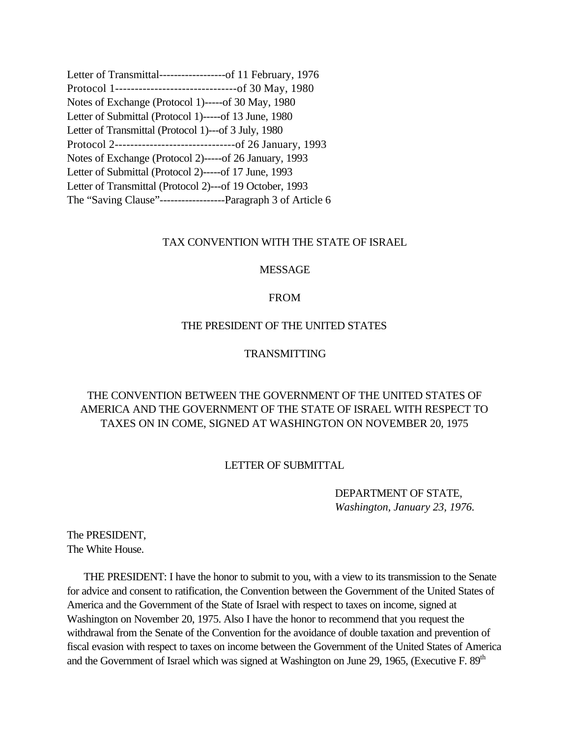Letter of Transmittal------------------of 11 February, 1976
Protocol 1--------------------------------of 30 May, 1980
Notes of Exchange (Protocol 1)-----of 30 May, 1980
Letter of Submittal (Protocol 1)-----of 13 June, 1980
Letter of Transmittal (Protocol 1)---of 3 July, 1980
Protocol 2--------------------------------of 26 January, 1993
Notes of Exchange (Protocol 2)-----of 26 January, 1993
Letter of Submittal (Protocol 2)-----of 17 June, 1993
Letter of Transmittal (Protocol 2)---of 19 October, 1993
The "Saving Clause"------------------Paragraph 3 of Article 6

TAX CONVENTION WITH THE STATE OF ISRAEL

MESSAGE

FROM

THE PRESIDENT OF THE UNITED STATES

TRANSMITTING

THE CONVENTION BETWEEN THE GOVERNMENT OF THE UNITED STATES OF AMERICA AND THE GOVERNMENT OF THE STATE OF ISRAEL WITH RESPECT TO TAXES ON IN COME, SIGNED AT WASHINGTON ON NOVEMBER 20, 1975

LETTER OF SUBMITTAL

DEPARTMENT OF STATE,
*Washington, January 23, 1976.*

The PRESIDENT,
The White House.

THE PRESIDENT: I have the honor to submit to you, with a view to its transmission to the Senate for advice and consent to ratification, the Convention between the Government of the United States of America and the Government of the State of Israel with respect to taxes on income, signed at Washington on November 20, 1975. Also I have the honor to recommend that you request the withdrawal from the Senate of the Convention for the avoidance of double taxation and prevention of fiscal evasion with respect to taxes on income between the Government of the United States of America and the Government of Israel which was signed at Washington on June 29, 1965, (Executive F. 89th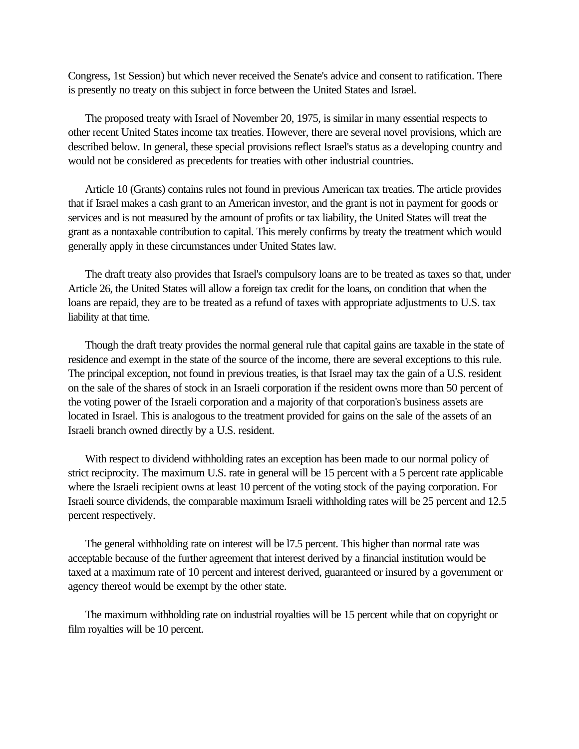Congress, 1st Session) but which never received the Senate's advice and consent to ratification. There is presently no treaty on this subject in force between the United States and Israel.

The proposed treaty with Israel of November 20, 1975, is similar in many essential respects to other recent United States income tax treaties. However, there are several novel provisions, which are described below. In general, these special provisions reflect Israel's status as a developing country and would not be considered as precedents for treaties with other industrial countries.

Article 10 (Grants) contains rules not found in previous American tax treaties. The article provides that if Israel makes a cash grant to an American investor, and the grant is not in payment for goods or services and is not measured by the amount of profits or tax liability, the United States will treat the grant as a nontaxable contribution to capital. This merely confirms by treaty the treatment which would generally apply in these circumstances under United States law.

The draft treaty also provides that Israel's compulsory loans are to be treated as taxes so that, under Article 26, the United States will allow a foreign tax credit for the loans, on condition that when the loans are repaid, they are to be treated as a refund of taxes with appropriate adjustments to U.S. tax liability at that time.

Though the draft treaty provides the normal general rule that capital gains are taxable in the state of residence and exempt in the state of the source of the income, there are several exceptions to this rule. The principal exception, not found in previous treaties, is that Israel may tax the gain of a U.S. resident on the sale of the shares of stock in an Israeli corporation if the resident owns more than 50 percent of the voting power of the Israeli corporation and a majority of that corporation's business assets are located in Israel. This is analogous to the treatment provided for gains on the sale of the assets of an Israeli branch owned directly by a U.S. resident.

With respect to dividend withholding rates an exception has been made to our normal policy of strict reciprocity. The maximum U.S. rate in general will be 15 percent with a 5 percent rate applicable where the Israeli recipient owns at least 10 percent of the voting stock of the paying corporation. For Israeli source dividends, the comparable maximum Israeli withholding rates will be 25 percent and 12.5 percent respectively.

The general withholding rate on interest will be l7.5 percent. This higher than normal rate was acceptable because of the further agreement that interest derived by a financial institution would be taxed at a maximum rate of 10 percent and interest derived, guaranteed or insured by a government or agency thereof would be exempt by the other state.

The maximum withholding rate on industrial royalties will be 15 percent while that on copyright or film royalties will be 10 percent.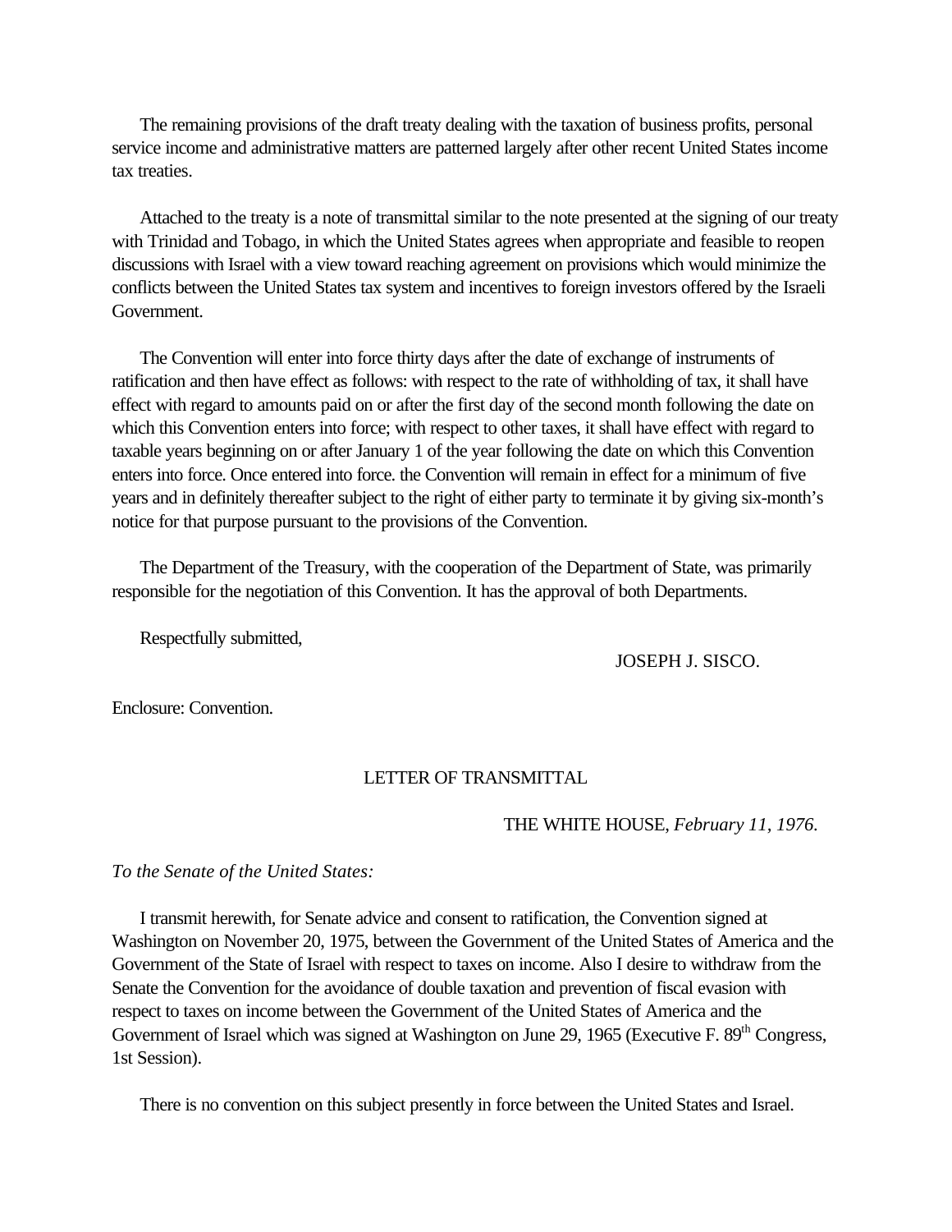The remaining provisions of the draft treaty dealing with the taxation of business profits, personal service income and administrative matters are patterned largely after other recent United States income tax treaties.

Attached to the treaty is a note of transmittal similar to the note presented at the signing of our treaty with Trinidad and Tobago, in which the United States agrees when appropriate and feasible to reopen discussions with Israel with a view toward reaching agreement on provisions which would minimize the conflicts between the United States tax system and incentives to foreign investors offered by the Israeli Government.

The Convention will enter into force thirty days after the date of exchange of instruments of ratification and then have effect as follows: with respect to the rate of withholding of tax, it shall have effect with regard to amounts paid on or after the first day of the second month following the date on which this Convention enters into force; with respect to other taxes, it shall have effect with regard to taxable years beginning on or after January 1 of the year following the date on which this Convention enters into force. Once entered into force. the Convention will remain in effect for a minimum of five years and in definitely thereafter subject to the right of either party to terminate it by giving six-month's notice for that purpose pursuant to the provisions of the Convention.

The Department of the Treasury, with the cooperation of the Department of State, was primarily responsible for the negotiation of this Convention. It has the approval of both Departments.

Respectfully submitted,

JOSEPH J. SISCO.

Enclosure: Convention.

## LETTER OF TRANSMITTAL

THE WHITE HOUSE, *February 11, 1976.*

*To the Senate of the United States:*

I transmit herewith, for Senate advice and consent to ratification, the Convention signed at Washington on November 20, 1975, between the Government of the United States of America and the Government of the State of Israel with respect to taxes on income. Also I desire to withdraw from the Senate the Convention for the avoidance of double taxation and prevention of fiscal evasion with respect to taxes on income between the Government of the United States of America and the Government of Israel which was signed at Washington on June 29, 1965 (Executive F. 89th Congress, 1st Session).

There is no convention on this subject presently in force between the United States and Israel.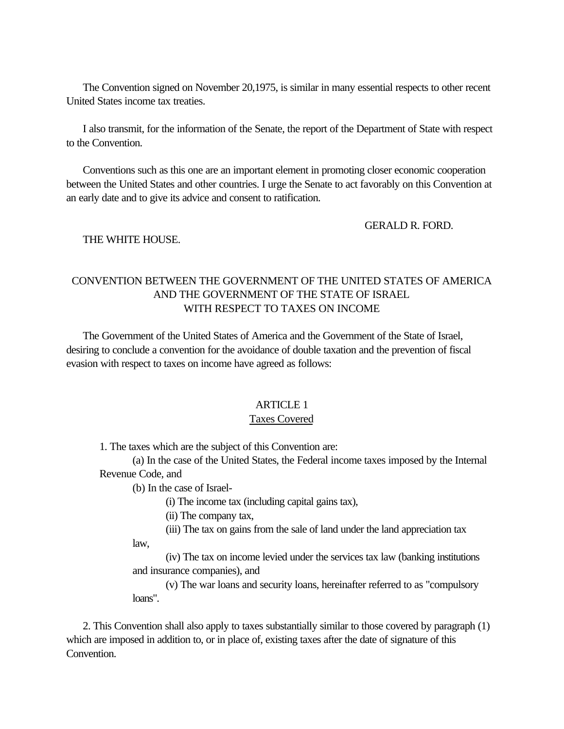The Convention signed on November 20,1975, is similar in many essential respects to other recent United States income tax treaties.

I also transmit, for the information of the Senate, the report of the Department of State with respect to the Convention.

Conventions such as this one are an important element in promoting closer economic cooperation between the United States and other countries. I urge the Senate to act favorably on this Convention at an early date and to give its advice and consent to ratification.

GERALD R. FORD.

THE WHITE HOUSE.

# CONVENTION BETWEEN THE GOVERNMENT OF THE UNITED STATES OF AMERICA AND THE GOVERNMENT OF THE STATE OF ISRAEL WITH RESPECT TO TAXES ON INCOME

The Government of the United States of America and the Government of the State of Israel, desiring to conclude a convention for the avoidance of double taxation and the prevention of fiscal evasion with respect to taxes on income have agreed as follows:

## ARTICLE 1
## Taxes Covered

1. The taxes which are the subject of this Convention are:

(a) In the case of the United States, the Federal income taxes imposed by the Internal Revenue Code, and

(b) In the case of Israel-

(i) The income tax (including capital gains tax),

(ii) The company tax,

(iii) The tax on gains from the sale of land under the land appreciation tax law,

(iv) The tax on income levied under the services tax law (banking institutions and insurance companies), and

(v) The war loans and security loans, hereinafter referred to as "compulsory loans".

2. This Convention shall also apply to taxes substantially similar to those covered by paragraph (1) which are imposed in addition to, or in place of, existing taxes after the date of signature of this Convention.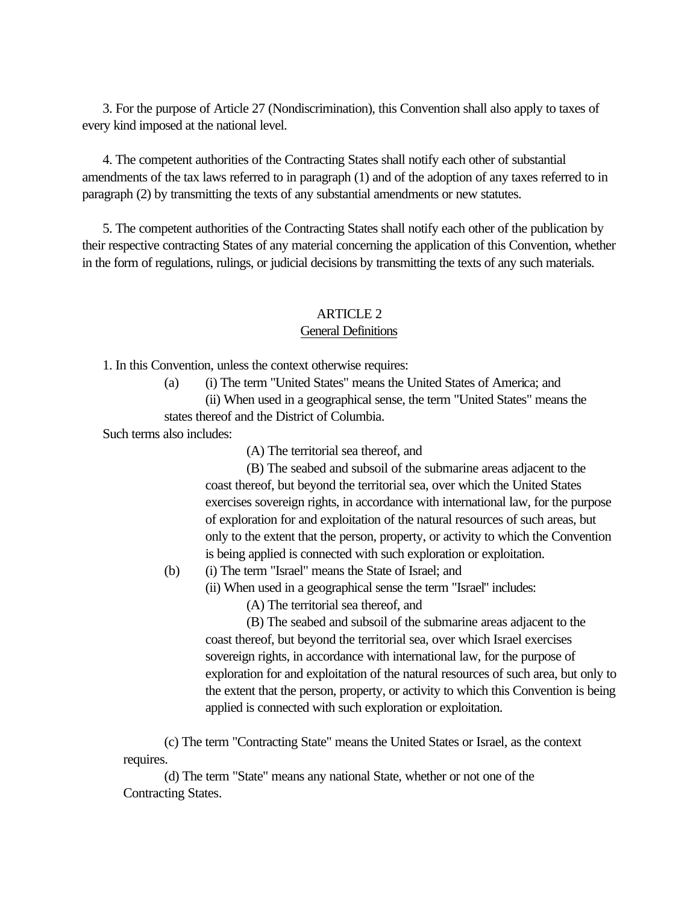3. For the purpose of Article 27 (Nondiscrimination), this Convention shall also apply to taxes of every kind imposed at the national level.

4. The competent authorities of the Contracting States shall notify each other of substantial amendments of the tax laws referred to in paragraph (1) and of the adoption of any taxes referred to in paragraph (2) by transmitting the texts of any substantial amendments or new statutes.

5. The competent authorities of the Contracting States shall notify each other of the publication by their respective contracting States of any material concerning the application of this Convention, whether in the form of regulations, rulings, or judicial decisions by transmitting the texts of any such materials.

## ARTICLE 2
### General Definitions

1. In this Convention, unless the context otherwise requires:

(a) (i) The term "United States" means the United States of America; and

(ii) When used in a geographical sense, the term "United States" means the states thereof and the District of Columbia.

Such terms also includes:

(A) The territorial sea thereof, and

(B) The seabed and subsoil of the submarine areas adjacent to the coast thereof, but beyond the territorial sea, over which the United States exercises sovereign rights, in accordance with international law, for the purpose of exploration for and exploitation of the natural resources of such areas, but only to the extent that the person, property, or activity to which the Convention is being applied is connected with such exploration or exploitation.

(b) (i) The term "Israel" means the State of Israel; and

(ii) When used in a geographical sense the term "Israel" includes:

(A) The territorial sea thereof, and

(B) The seabed and subsoil of the submarine areas adjacent to the coast thereof, but beyond the territorial sea, over which Israel exercises sovereign rights, in accordance with international law, for the purpose of exploration for and exploitation of the natural resources of such area, but only to the extent that the person, property, or activity to which this Convention is being applied is connected with such exploration or exploitation.

(c) The term "Contracting State" means the United States or Israel, as the context requires.

(d) The term "State" means any national State, whether or not one of the Contracting States.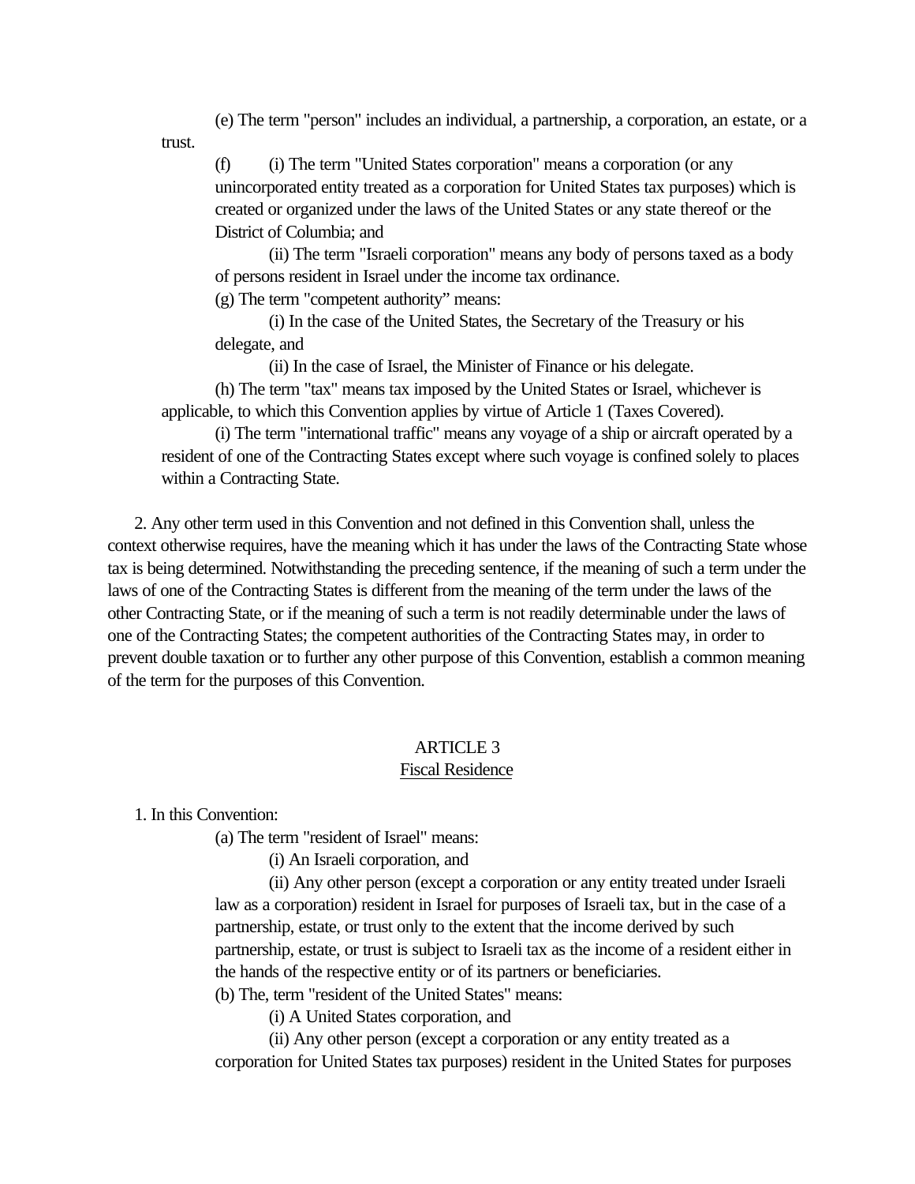(e) The term "person" includes an individual, a partnership, a corporation, an estate, or a trust.

(f) (i) The term "United States corporation" means a corporation (or any unincorporated entity treated as a corporation for United States tax purposes) which is created or organized under the laws of the United States or any state thereof or the District of Columbia; and

(ii) The term "Israeli corporation" means any body of persons taxed as a body of persons resident in Israel under the income tax ordinance.

(g) The term "competent authority" means:

(i) In the case of the United States, the Secretary of the Treasury or his delegate, and

(ii) In the case of Israel, the Minister of Finance or his delegate.

(h) The term "tax" means tax imposed by the United States or Israel, whichever is applicable, to which this Convention applies by virtue of Article 1 (Taxes Covered).

(i) The term "international traffic" means any voyage of a ship or aircraft operated by a resident of one of the Contracting States except where such voyage is confined solely to places within a Contracting State.

2. Any other term used in this Convention and not defined in this Convention shall, unless the context otherwise requires, have the meaning which it has under the laws of the Contracting State whose tax is being determined. Notwithstanding the preceding sentence, if the meaning of such a term under the laws of one of the Contracting States is different from the meaning of the term under the laws of the other Contracting State, or if the meaning of such a term is not readily determinable under the laws of one of the Contracting States; the competent authorities of the Contracting States may, in order to prevent double taxation or to further any other purpose of this Convention, establish a common meaning of the term for the purposes of this Convention.

## ARTICLE 3
### Fiscal Residence

1. In this Convention:

(a) The term "resident of Israel" means:

(i) An Israeli corporation, and

(ii) Any other person (except a corporation or any entity treated under Israeli law as a corporation) resident in Israel for purposes of Israeli tax, but in the case of a partnership, estate, or trust only to the extent that the income derived by such partnership, estate, or trust is subject to Israeli tax as the income of a resident either in the hands of the respective entity or of its partners or beneficiaries.

(b) The, term "resident of the United States" means:

(i) A United States corporation, and

(ii) Any other person (except a corporation or any entity treated as a corporation for United States tax purposes) resident in the United States for purposes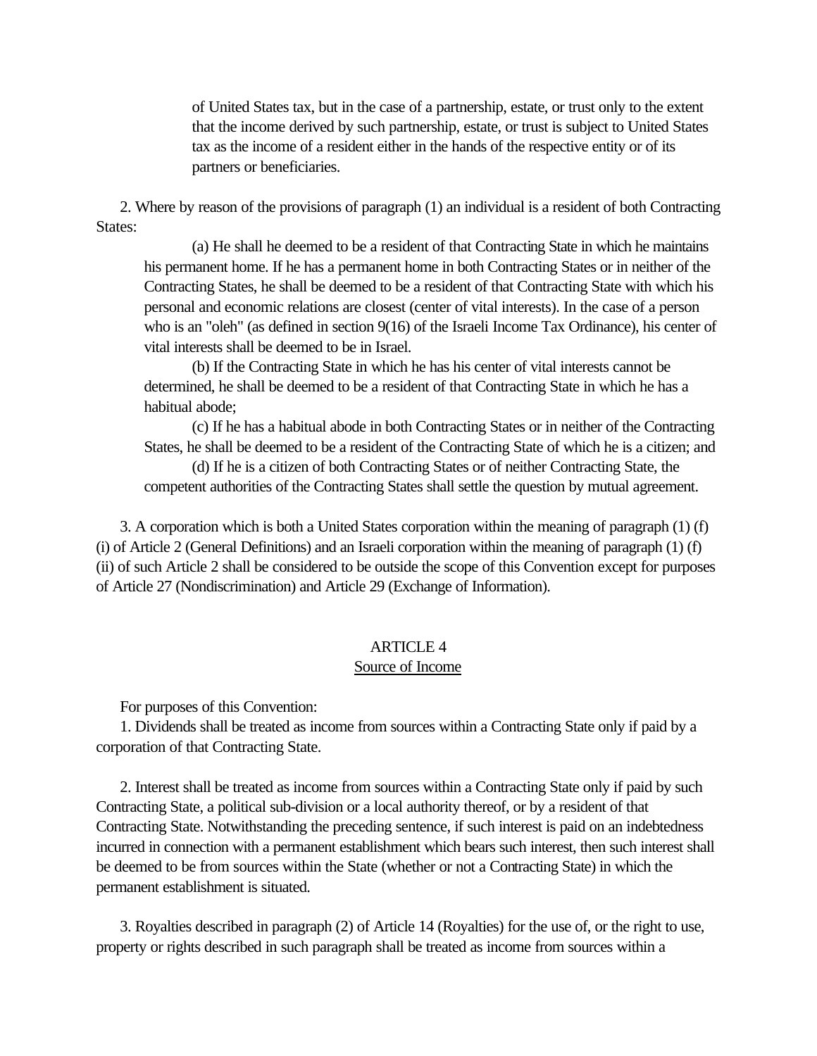of United States tax, but in the case of a partnership, estate, or trust only to the extent that the income derived by such partnership, estate, or trust is subject to United States tax as the income of a resident either in the hands of the respective entity or of its partners or beneficiaries.

2. Where by reason of the provisions of paragraph (1) an individual is a resident of both Contracting States:

(a) He shall he deemed to be a resident of that Contracting State in which he maintains his permanent home. If he has a permanent home in both Contracting States or in neither of the Contracting States, he shall be deemed to be a resident of that Contracting State with which his personal and economic relations are closest (center of vital interests). In the case of a person who is an "oleh" (as defined in section 9(16) of the Israeli Income Tax Ordinance), his center of vital interests shall be deemed to be in Israel.

(b) If the Contracting State in which he has his center of vital interests cannot be determined, he shall be deemed to be a resident of that Contracting State in which he has a habitual abode;

(c) If he has a habitual abode in both Contracting States or in neither of the Contracting States, he shall be deemed to be a resident of the Contracting State of which he is a citizen; and

(d) If he is a citizen of both Contracting States or of neither Contracting State, the competent authorities of the Contracting States shall settle the question by mutual agreement.

3. A corporation which is both a United States corporation within the meaning of paragraph (1) (f) (i) of Article 2 (General Definitions) and an Israeli corporation within the meaning of paragraph (1) (f) (ii) of such Article 2 shall be considered to be outside the scope of this Convention except for purposes of Article 27 (Nondiscrimination) and Article 29 (Exchange of Information).

## ARTICLE 4
## Source of Income

For purposes of this Convention:

1. Dividends shall be treated as income from sources within a Contracting State only if paid by a corporation of that Contracting State.

2. Interest shall be treated as income from sources within a Contracting State only if paid by such Contracting State, a political sub-division or a local authority thereof, or by a resident of that Contracting State. Notwithstanding the preceding sentence, if such interest is paid on an indebtedness incurred in connection with a permanent establishment which bears such interest, then such interest shall be deemed to be from sources within the State (whether or not a Contracting State) in which the permanent establishment is situated.

3. Royalties described in paragraph (2) of Article 14 (Royalties) for the use of, or the right to use, property or rights described in such paragraph shall be treated as income from sources within a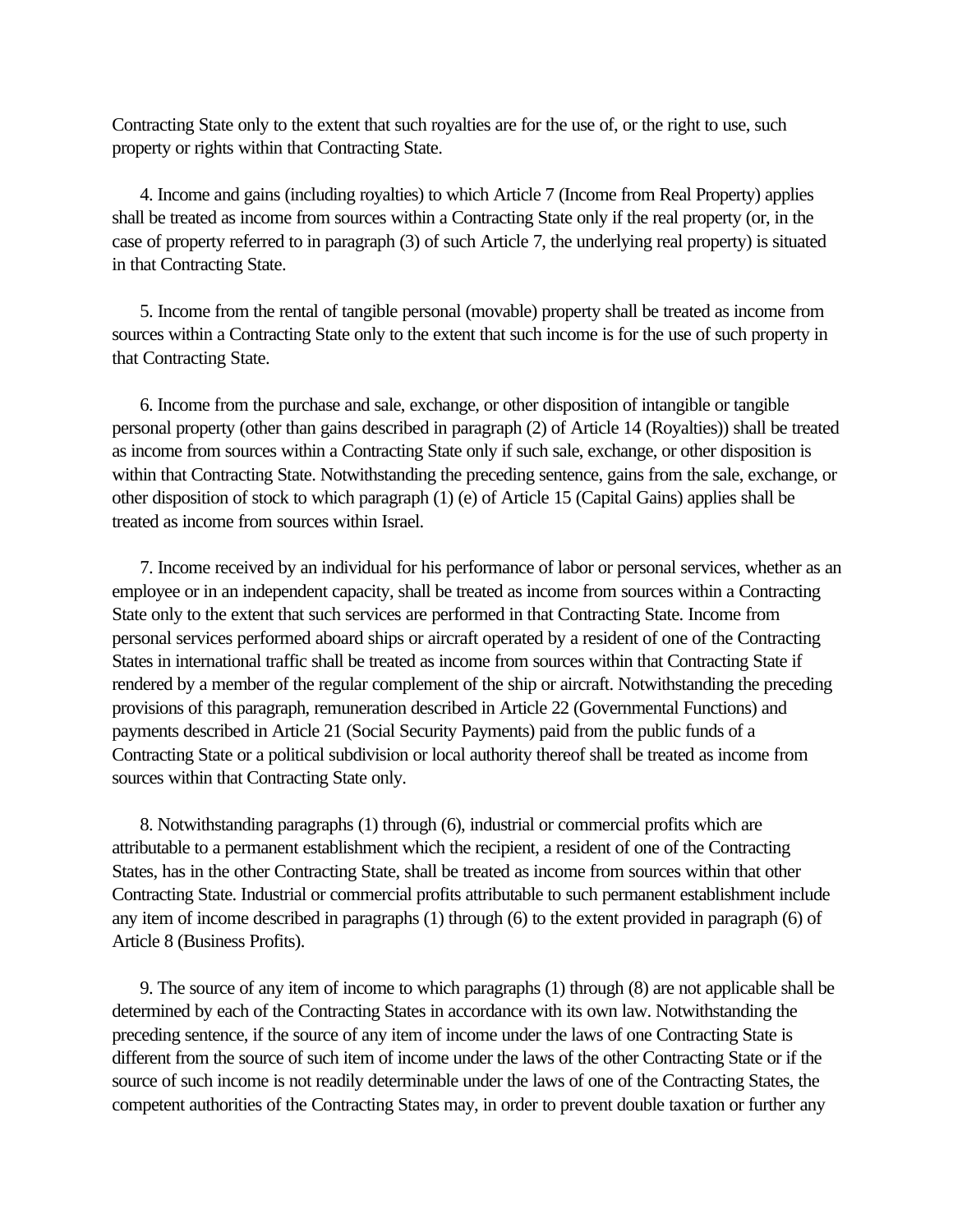Contracting State only to the extent that such royalties are for the use of, or the right to use, such property or rights within that Contracting State.

4. Income and gains (including royalties) to which Article 7 (Income from Real Property) applies shall be treated as income from sources within a Contracting State only if the real property (or, in the case of property referred to in paragraph (3) of such Article 7, the underlying real property) is situated in that Contracting State.

5. Income from the rental of tangible personal (movable) property shall be treated as income from sources within a Contracting State only to the extent that such income is for the use of such property in that Contracting State.

6. Income from the purchase and sale, exchange, or other disposition of intangible or tangible personal property (other than gains described in paragraph (2) of Article 14 (Royalties)) shall be treated as income from sources within a Contracting State only if such sale, exchange, or other disposition is within that Contracting State. Notwithstanding the preceding sentence, gains from the sale, exchange, or other disposition of stock to which paragraph (1) (e) of Article 15 (Capital Gains) applies shall be treated as income from sources within Israel.

7. Income received by an individual for his performance of labor or personal services, whether as an employee or in an independent capacity, shall be treated as income from sources within a Contracting State only to the extent that such services are performed in that Contracting State. Income from personal services performed aboard ships or aircraft operated by a resident of one of the Contracting States in international traffic shall be treated as income from sources within that Contracting State if rendered by a member of the regular complement of the ship or aircraft. Notwithstanding the preceding provisions of this paragraph, remuneration described in Article 22 (Governmental Functions) and payments described in Article 21 (Social Security Payments) paid from the public funds of a Contracting State or a political subdivision or local authority thereof shall be treated as income from sources within that Contracting State only.

8. Notwithstanding paragraphs (1) through (6), industrial or commercial profits which are attributable to a permanent establishment which the recipient, a resident of one of the Contracting States, has in the other Contracting State, shall be treated as income from sources within that other Contracting State. Industrial or commercial profits attributable to such permanent establishment include any item of income described in paragraphs (1) through (6) to the extent provided in paragraph (6) of Article 8 (Business Profits).

9. The source of any item of income to which paragraphs (1) through (8) are not applicable shall be determined by each of the Contracting States in accordance with its own law. Notwithstanding the preceding sentence, if the source of any item of income under the laws of one Contracting State is different from the source of such item of income under the laws of the other Contracting State or if the source of such income is not readily determinable under the laws of one of the Contracting States, the competent authorities of the Contracting States may, in order to prevent double taxation or further any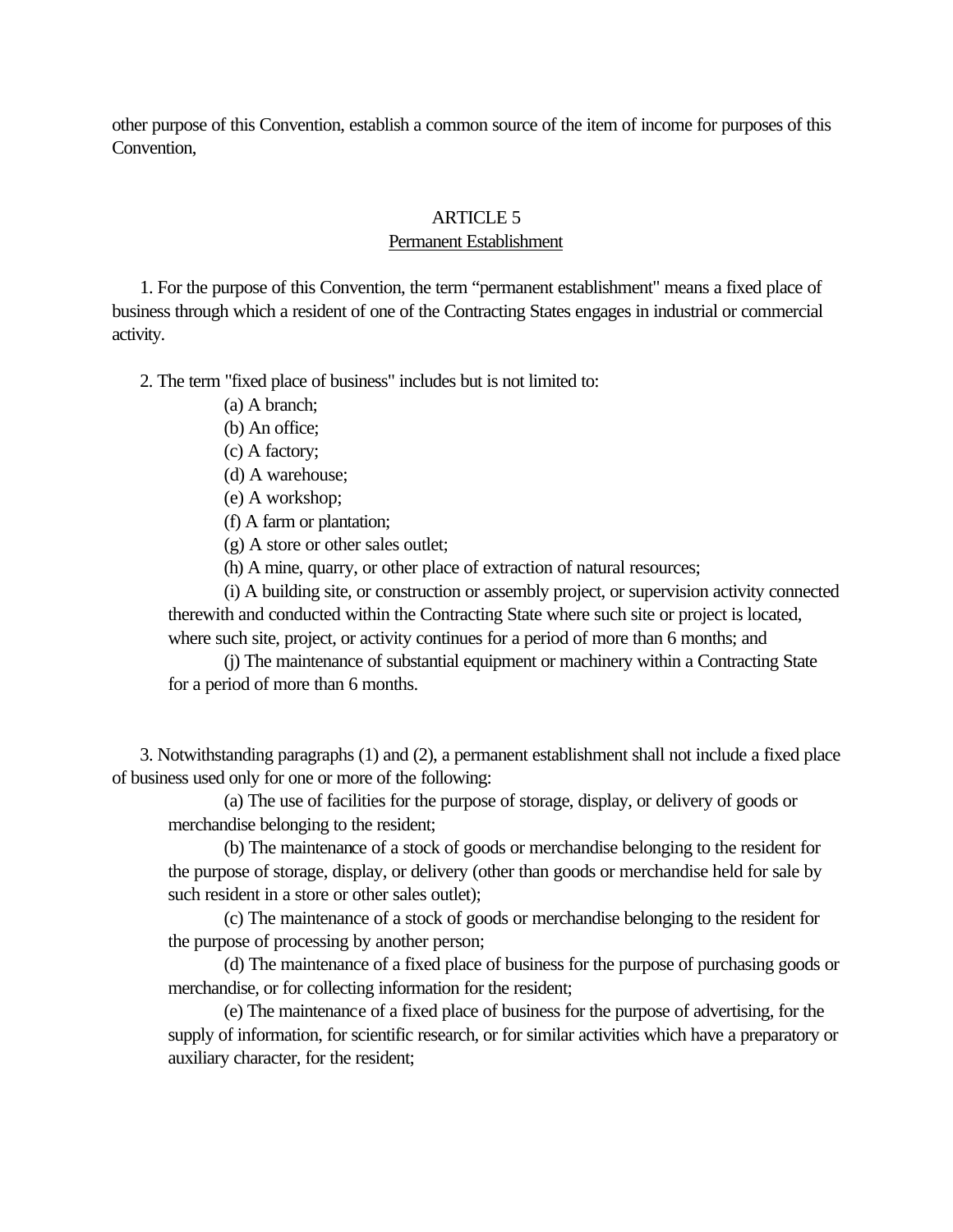other purpose of this Convention, establish a common source of the item of income for purposes of this Convention,

## ARTICLE 5

## Permanent Establishment

1. For the purpose of this Convention, the term "permanent establishment" means a fixed place of business through which a resident of one of the Contracting States engages in industrial or commercial activity.

2. The term "fixed place of business" includes but is not limited to:

(a) A branch;

(b) An office;

(c) A factory;

(d) A warehouse;

(e) A workshop;

(f) A farm or plantation;

(g) A store or other sales outlet;

(h) A mine, quarry, or other place of extraction of natural resources;

(i) A building site, or construction or assembly project, or supervision activity connected therewith and conducted within the Contracting State where such site or project is located, where such site, project, or activity continues for a period of more than 6 months; and

(j) The maintenance of substantial equipment or machinery within a Contracting State for a period of more than 6 months.

3. Notwithstanding paragraphs (1) and (2), a permanent establishment shall not include a fixed place of business used only for one or more of the following:

(a) The use of facilities for the purpose of storage, display, or delivery of goods or merchandise belonging to the resident;

(b) The maintenance of a stock of goods or merchandise belonging to the resident for the purpose of storage, display, or delivery (other than goods or merchandise held for sale by such resident in a store or other sales outlet);

(c) The maintenance of a stock of goods or merchandise belonging to the resident for the purpose of processing by another person;

(d) The maintenance of a fixed place of business for the purpose of purchasing goods or merchandise, or for collecting information for the resident;

(e) The maintenance of a fixed place of business for the purpose of advertising, for the supply of information, for scientific research, or for similar activities which have a preparatory or auxiliary character, for the resident;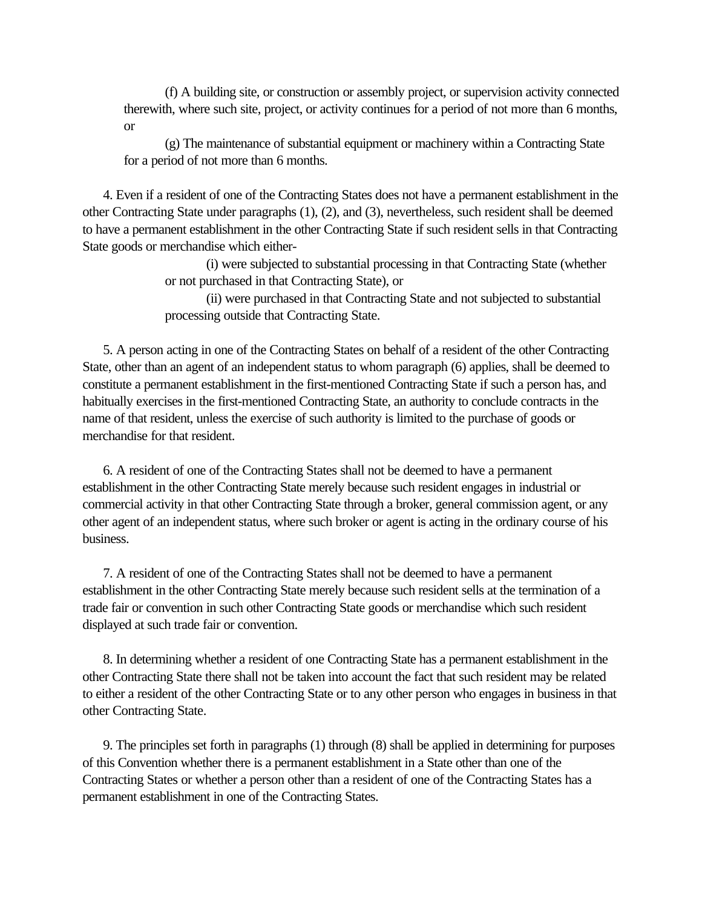(f) A building site, or construction or assembly project, or supervision activity connected therewith, where such site, project, or activity continues for a period of not more than 6 months, or

(g) The maintenance of substantial equipment or machinery within a Contracting State for a period of not more than 6 months.

4. Even if a resident of one of the Contracting States does not have a permanent establishment in the other Contracting State under paragraphs (1), (2), and (3), nevertheless, such resident shall be deemed to have a permanent establishment in the other Contracting State if such resident sells in that Contracting State goods or merchandise which either-

(i) were subjected to substantial processing in that Contracting State (whether or not purchased in that Contracting State), or

(ii) were purchased in that Contracting State and not subjected to substantial processing outside that Contracting State.

5. A person acting in one of the Contracting States on behalf of a resident of the other Contracting State, other than an agent of an independent status to whom paragraph (6) applies, shall be deemed to constitute a permanent establishment in the first-mentioned Contracting State if such a person has, and habitually exercises in the first-mentioned Contracting State, an authority to conclude contracts in the name of that resident, unless the exercise of such authority is limited to the purchase of goods or merchandise for that resident.

6. A resident of one of the Contracting States shall not be deemed to have a permanent establishment in the other Contracting State merely because such resident engages in industrial or commercial activity in that other Contracting State through a broker, general commission agent, or any other agent of an independent status, where such broker or agent is acting in the ordinary course of his business.

7. A resident of one of the Contracting States shall not be deemed to have a permanent establishment in the other Contracting State merely because such resident sells at the termination of a trade fair or convention in such other Contracting State goods or merchandise which such resident displayed at such trade fair or convention.

8. In determining whether a resident of one Contracting State has a permanent establishment in the other Contracting State there shall not be taken into account the fact that such resident may be related to either a resident of the other Contracting State or to any other person who engages in business in that other Contracting State.

9. The principles set forth in paragraphs (1) through (8) shall be applied in determining for purposes of this Convention whether there is a permanent establishment in a State other than one of the Contracting States or whether a person other than a resident of one of the Contracting States has a permanent establishment in one of the Contracting States.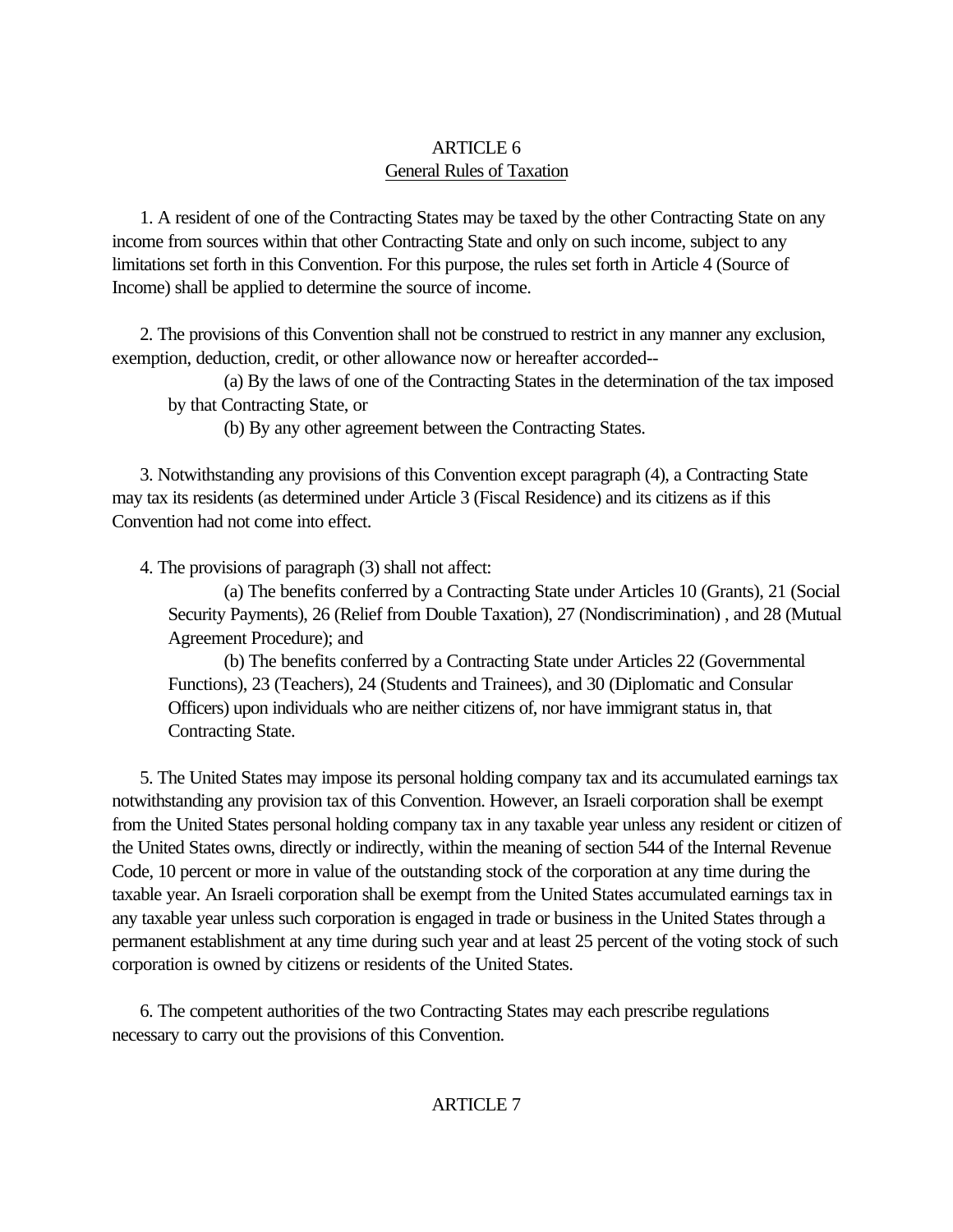## ARTICLE 6
### General Rules of Taxation

1. A resident of one of the Contracting States may be taxed by the other Contracting State on any income from sources within that other Contracting State and only on such income, subject to any limitations set forth in this Convention. For this purpose, the rules set forth in Article 4 (Source of Income) shall be applied to determine the source of income.

2. The provisions of this Convention shall not be construed to restrict in any manner any exclusion, exemption, deduction, credit, or other allowance now or hereafter accorded--

(a) By the laws of one of the Contracting States in the determination of the tax imposed by that Contracting State, or

(b) By any other agreement between the Contracting States.

3. Notwithstanding any provisions of this Convention except paragraph (4), a Contracting State may tax its residents (as determined under Article 3 (Fiscal Residence) and its citizens as if this Convention had not come into effect.

4. The provisions of paragraph (3) shall not affect:

(a) The benefits conferred by a Contracting State under Articles 10 (Grants), 21 (Social Security Payments), 26 (Relief from Double Taxation), 27 (Nondiscrimination) , and 28 (Mutual Agreement Procedure); and

(b) The benefits conferred by a Contracting State under Articles 22 (Governmental Functions), 23 (Teachers), 24 (Students and Trainees), and 30 (Diplomatic and Consular Officers) upon individuals who are neither citizens of, nor have immigrant status in, that Contracting State.

5. The United States may impose its personal holding company tax and its accumulated earnings tax notwithstanding any provision tax of this Convention. However, an Israeli corporation shall be exempt from the United States personal holding company tax in any taxable year unless any resident or citizen of the United States owns, directly or indirectly, within the meaning of section 544 of the Internal Revenue Code, 10 percent or more in value of the outstanding stock of the corporation at any time during the taxable year. An Israeli corporation shall be exempt from the United States accumulated earnings tax in any taxable year unless such corporation is engaged in trade or business in the United States through a permanent establishment at any time during such year and at least 25 percent of the voting stock of such corporation is owned by citizens or residents of the United States.

6. The competent authorities of the two Contracting States may each prescribe regulations necessary to carry out the provisions of this Convention.

## ARTICLE 7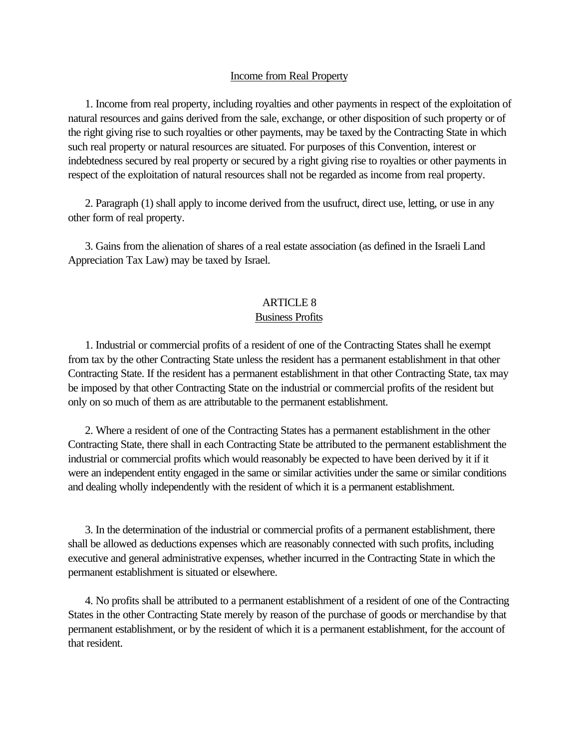<u>Income from Real Property</u>

1. Income from real property, including royalties and other payments in respect of the exploitation of natural resources and gains derived from the sale, exchange, or other disposition of such property or of the right giving rise to such royalties or other payments, may be taxed by the Contracting State in which such real property or natural resources are situated. For purposes of this Convention, interest or indebtedness secured by real property or secured by a right giving rise to royalties or other payments in respect of the exploitation of natural resources shall not be regarded as income from real property.

2. Paragraph (1) shall apply to income derived from the usufruct, direct use, letting, or use in any other form of real property.

3. Gains from the alienation of shares of a real estate association (as defined in the Israeli Land Appreciation Tax Law) may be taxed by Israel.

## ARTICLE 8
## Business Profits

1. Industrial or commercial profits of a resident of one of the Contracting States shall he exempt from tax by the other Contracting State unless the resident has a permanent establishment in that other Contracting State. If the resident has a permanent establishment in that other Contracting State, tax may be imposed by that other Contracting State on the industrial or commercial profits of the resident but only on so much of them as are attributable to the permanent establishment.

2. Where a resident of one of the Contracting States has a permanent establishment in the other Contracting State, there shall in each Contracting State be attributed to the permanent establishment the industrial or commercial profits which would reasonably be expected to have been derived by it if it were an independent entity engaged in the same or similar activities under the same or similar conditions and dealing wholly independently with the resident of which it is a permanent establishment.

3. In the determination of the industrial or commercial profits of a permanent establishment, there shall be allowed as deductions expenses which are reasonably connected with such profits, including executive and general administrative expenses, whether incurred in the Contracting State in which the permanent establishment is situated or elsewhere.

4. No profits shall be attributed to a permanent establishment of a resident of one of the Contracting States in the other Contracting State merely by reason of the purchase of goods or merchandise by that permanent establishment, or by the resident of which it is a permanent establishment, for the account of that resident.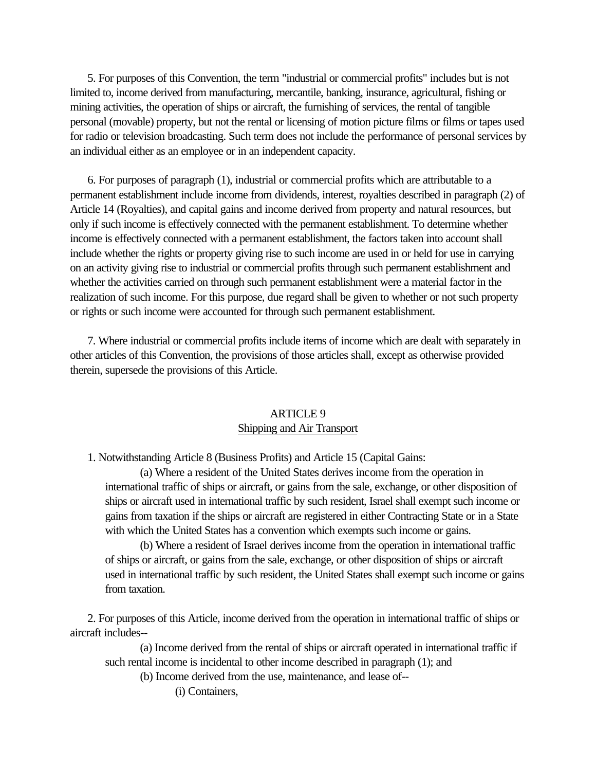5. For purposes of this Convention, the term "industrial or commercial profits" includes but is not limited to, income derived from manufacturing, mercantile, banking, insurance, agricultural, fishing or mining activities, the operation of ships or aircraft, the furnishing of services, the rental of tangible personal (movable) property, but not the rental or licensing of motion picture films or films or tapes used for radio or television broadcasting. Such term does not include the performance of personal services by an individual either as an employee or in an independent capacity.

6. For purposes of paragraph (1), industrial or commercial profits which are attributable to a permanent establishment include income from dividends, interest, royalties described in paragraph (2) of Article 14 (Royalties), and capital gains and income derived from property and natural resources, but only if such income is effectively connected with the permanent establishment. To determine whether income is effectively connected with a permanent establishment, the factors taken into account shall include whether the rights or property giving rise to such income are used in or held for use in carrying on an activity giving rise to industrial or commercial profits through such permanent establishment and whether the activities carried on through such permanent establishment were a material factor in the realization of such income. For this purpose, due regard shall be given to whether or not such property or rights or such income were accounted for through such permanent establishment.

7. Where industrial or commercial profits include items of income which are dealt with separately in other articles of this Convention, the provisions of those articles shall, except as otherwise provided therein, supersede the provisions of this Article.

## ARTICLE 9
## Shipping and Air Transport

1. Notwithstanding Article 8 (Business Profits) and Article 15 (Capital Gains:

(a) Where a resident of the United States derives income from the operation in international traffic of ships or aircraft, or gains from the sale, exchange, or other disposition of ships or aircraft used in international traffic by such resident, Israel shall exempt such income or gains from taxation if the ships or aircraft are registered in either Contracting State or in a State with which the United States has a convention which exempts such income or gains.

(b) Where a resident of Israel derives income from the operation in international traffic of ships or aircraft, or gains from the sale, exchange, or other disposition of ships or aircraft used in international traffic by such resident, the United States shall exempt such income or gains from taxation.

2. For purposes of this Article, income derived from the operation in international traffic of ships or aircraft includes--

(a) Income derived from the rental of ships or aircraft operated in international traffic if such rental income is incidental to other income described in paragraph (1); and

(b) Income derived from the use, maintenance, and lease of--

(i) Containers,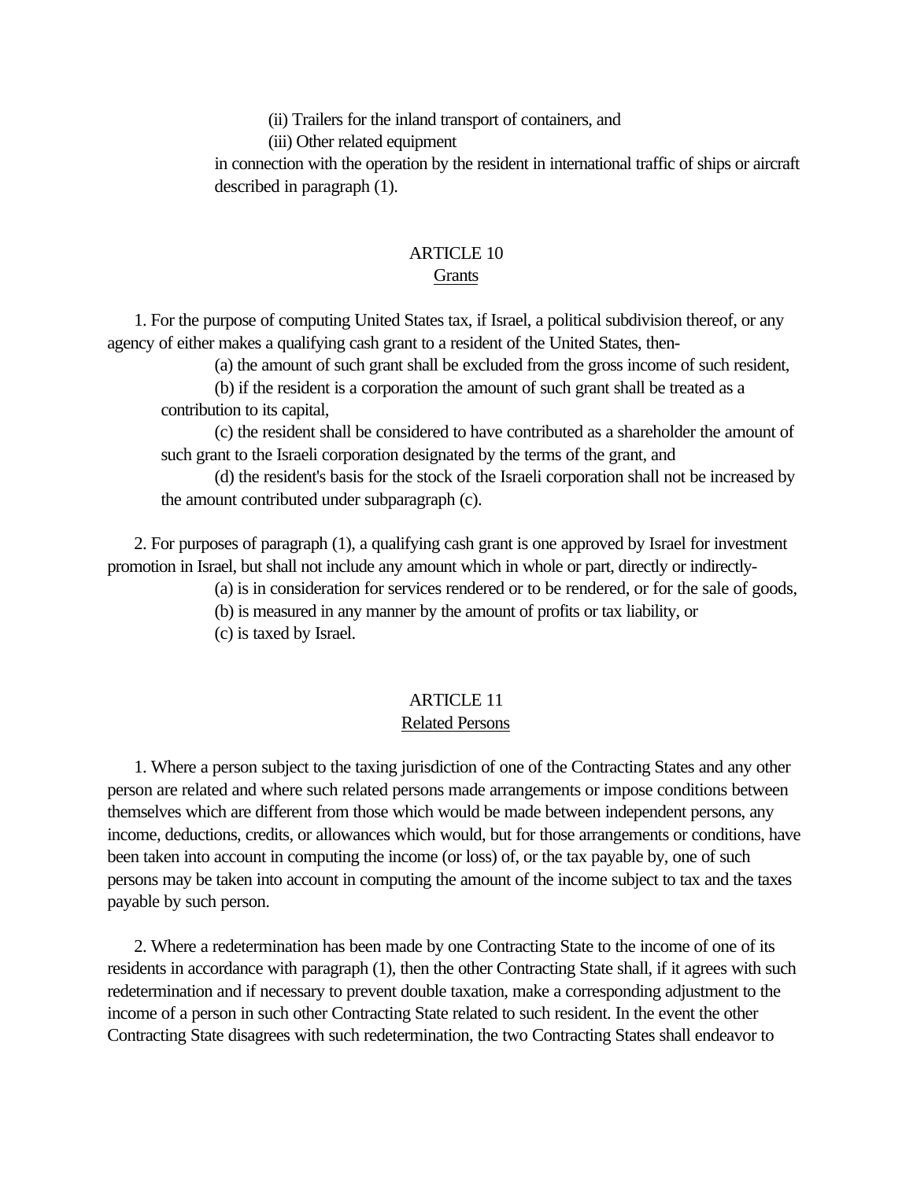(ii) Trailers for the inland transport of containers, and

(iii) Other related equipment

in connection with the operation by the resident in international traffic of ships or aircraft described in paragraph (1).

## ARTICLE 10
### Grants

1. For the purpose of computing United States tax, if Israel, a political subdivision thereof, or any agency of either makes a qualifying cash grant to a resident of the United States, then-

(a) the amount of such grant shall be excluded from the gross income of such resident,

(b) if the resident is a corporation the amount of such grant shall be treated as a contribution to its capital,

(c) the resident shall be considered to have contributed as a shareholder the amount of such grant to the Israeli corporation designated by the terms of the grant, and

(d) the resident's basis for the stock of the Israeli corporation shall not be increased by the amount contributed under subparagraph (c).

2. For purposes of paragraph (1), a qualifying cash grant is one approved by Israel for investment promotion in Israel, but shall not include any amount which in whole or part, directly or indirectly-

(a) is in consideration for services rendered or to be rendered, or for the sale of goods,

(b) is measured in any manner by the amount of profits or tax liability, or

(c) is taxed by Israel.

## ARTICLE 11
### Related Persons

1. Where a person subject to the taxing jurisdiction of one of the Contracting States and any other person are related and where such related persons made arrangements or impose conditions between themselves which are different from those which would be made between independent persons, any income, deductions, credits, or allowances which would, but for those arrangements or conditions, have been taken into account in computing the income (or loss) of, or the tax payable by, one of such persons may be taken into account in computing the amount of the income subject to tax and the taxes payable by such person.

2. Where a redetermination has been made by one Contracting State to the income of one of its residents in accordance with paragraph (1), then the other Contracting State shall, if it agrees with such redetermination and if necessary to prevent double taxation, make a corresponding adjustment to the income of a person in such other Contracting State related to such resident. In the event the other Contracting State disagrees with such redetermination, the two Contracting States shall endeavor to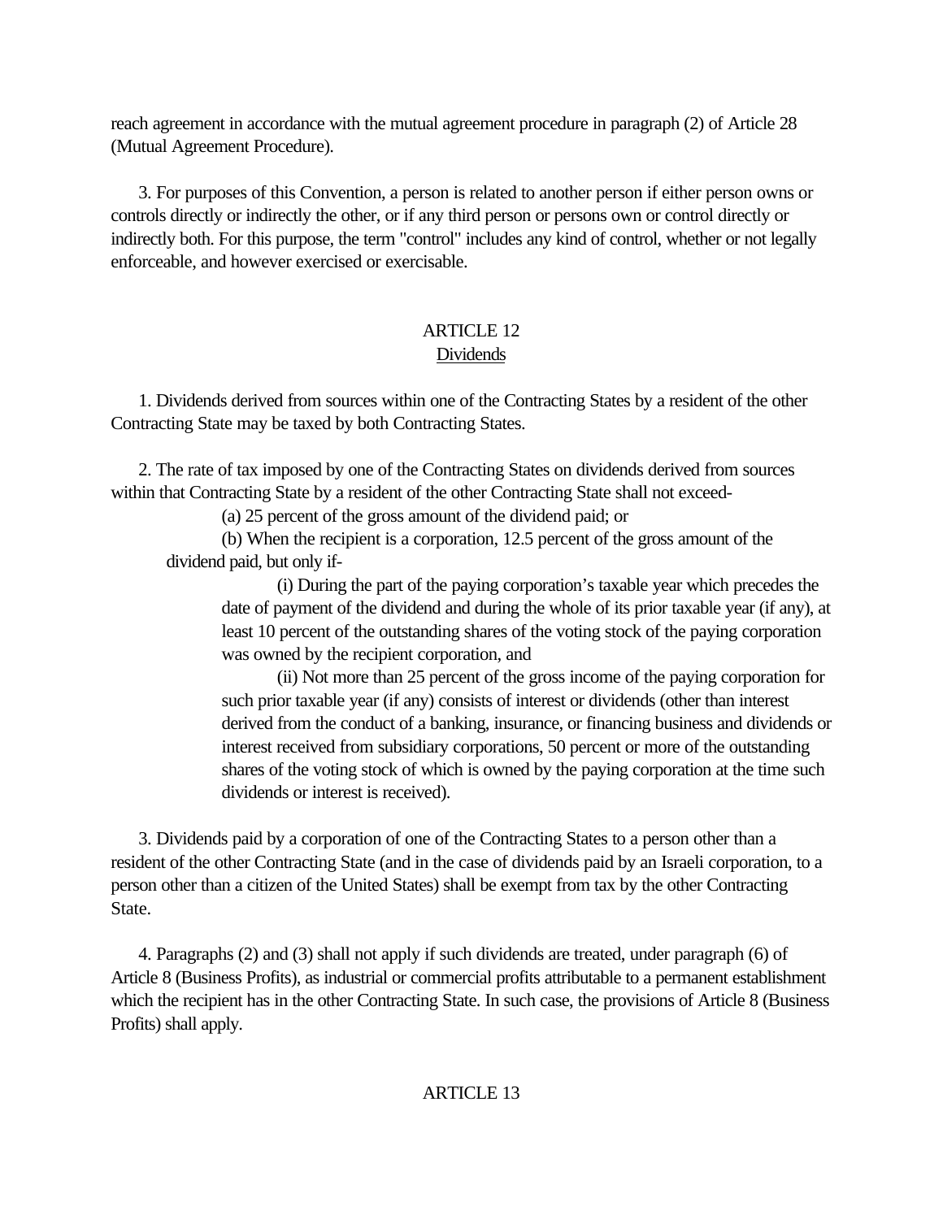reach agreement in accordance with the mutual agreement procedure in paragraph (2) of Article 28 (Mutual Agreement Procedure).

3. For purposes of this Convention, a person is related to another person if either person owns or controls directly or indirectly the other, or if any third person or persons own or control directly or indirectly both. For this purpose, the term "control" includes any kind of control, whether or not legally enforceable, and however exercised or exercisable.

## ARTICLE 12
## Dividends

1. Dividends derived from sources within one of the Contracting States by a resident of the other Contracting State may be taxed by both Contracting States.

2. The rate of tax imposed by one of the Contracting States on dividends derived from sources within that Contracting State by a resident of the other Contracting State shall not exceed-

(a) 25 percent of the gross amount of the dividend paid; or

(b) When the recipient is a corporation, 12.5 percent of the gross amount of the dividend paid, but only if-

(i) During the part of the paying corporation's taxable year which precedes the date of payment of the dividend and during the whole of its prior taxable year (if any), at least 10 percent of the outstanding shares of the voting stock of the paying corporation was owned by the recipient corporation, and

(ii) Not more than 25 percent of the gross income of the paying corporation for such prior taxable year (if any) consists of interest or dividends (other than interest derived from the conduct of a banking, insurance, or financing business and dividends or interest received from subsidiary corporations, 50 percent or more of the outstanding shares of the voting stock of which is owned by the paying corporation at the time such dividends or interest is received).

3. Dividends paid by a corporation of one of the Contracting States to a person other than a resident of the other Contracting State (and in the case of dividends paid by an Israeli corporation, to a person other than a citizen of the United States) shall be exempt from tax by the other Contracting State.

4. Paragraphs (2) and (3) shall not apply if such dividends are treated, under paragraph (6) of Article 8 (Business Profits), as industrial or commercial profits attributable to a permanent establishment which the recipient has in the other Contracting State. In such case, the provisions of Article 8 (Business Profits) shall apply.

## ARTICLE 13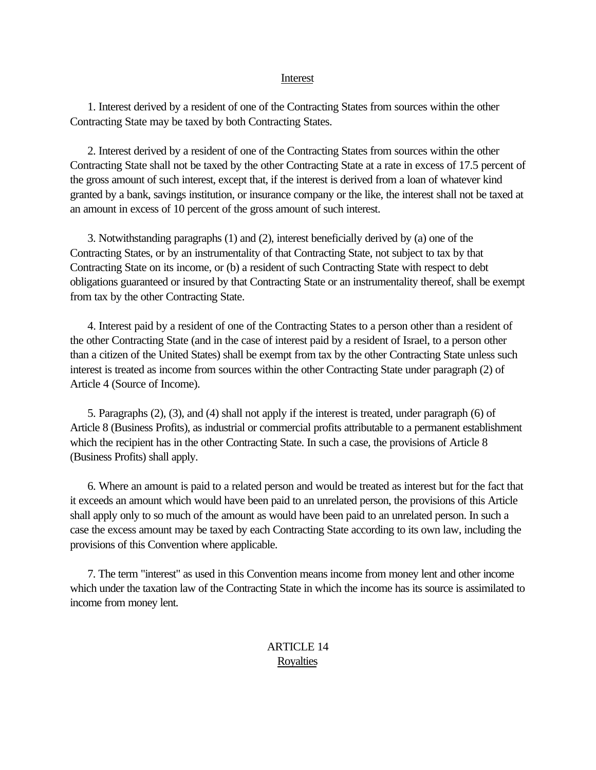## Interest

1. Interest derived by a resident of one of the Contracting States from sources within the other Contracting State may be taxed by both Contracting States.

2. Interest derived by a resident of one of the Contracting States from sources within the other Contracting State shall not be taxed by the other Contracting State at a rate in excess of 17.5 percent of the gross amount of such interest, except that, if the interest is derived from a loan of whatever kind granted by a bank, savings institution, or insurance company or the like, the interest shall not be taxed at an amount in excess of 10 percent of the gross amount of such interest.

3. Notwithstanding paragraphs (1) and (2), interest beneficially derived by (a) one of the Contracting States, or by an instrumentality of that Contracting State, not subject to tax by that Contracting State on its income, or (b) a resident of such Contracting State with respect to debt obligations guaranteed or insured by that Contracting State or an instrumentality thereof, shall be exempt from tax by the other Contracting State.

4. Interest paid by a resident of one of the Contracting States to a person other than a resident of the other Contracting State (and in the case of interest paid by a resident of Israel, to a person other than a citizen of the United States) shall be exempt from tax by the other Contracting State unless such interest is treated as income from sources within the other Contracting State under paragraph (2) of Article 4 (Source of Income).

5. Paragraphs (2), (3), and (4) shall not apply if the interest is treated, under paragraph (6) of Article 8 (Business Profits), as industrial or commercial profits attributable to a permanent establishment which the recipient has in the other Contracting State. In such a case, the provisions of Article 8 (Business Profits) shall apply.

6. Where an amount is paid to a related person and would be treated as interest but for the fact that it exceeds an amount which would have been paid to an unrelated person, the provisions of this Article shall apply only to so much of the amount as would have been paid to an unrelated person. In such a case the excess amount may be taxed by each Contracting State according to its own law, including the provisions of this Convention where applicable.

7. The term "interest" as used in this Convention means income from money lent and other income which under the taxation law of the Contracting State in which the income has its source is assimilated to income from money lent.

## ARTICLE 14
## Royalties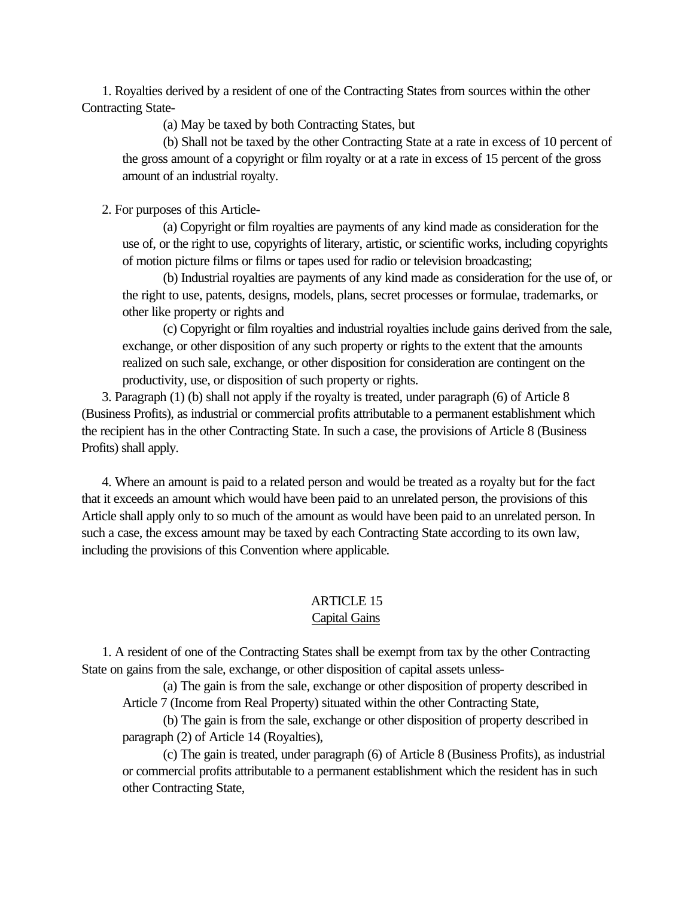1. Royalties derived by a resident of one of the Contracting States from sources within the other Contracting State-

(a) May be taxed by both Contracting States, but

(b) Shall not be taxed by the other Contracting State at a rate in excess of 10 percent of the gross amount of a copyright or film royalty or at a rate in excess of 15 percent of the gross amount of an industrial royalty.

2. For purposes of this Article-

(a) Copyright or film royalties are payments of any kind made as consideration for the use of, or the right to use, copyrights of literary, artistic, or scientific works, including copyrights of motion picture films or films or tapes used for radio or television broadcasting;

(b) Industrial royalties are payments of any kind made as consideration for the use of, or the right to use, patents, designs, models, plans, secret processes or formulae, trademarks, or other like property or rights and

(c) Copyright or film royalties and industrial royalties include gains derived from the sale, exchange, or other disposition of any such property or rights to the extent that the amounts realized on such sale, exchange, or other disposition for consideration are contingent on the productivity, use, or disposition of such property or rights.

3. Paragraph (1) (b) shall not apply if the royalty is treated, under paragraph (6) of Article 8 (Business Profits), as industrial or commercial profits attributable to a permanent establishment which the recipient has in the other Contracting State. In such a case, the provisions of Article 8 (Business Profits) shall apply.

4. Where an amount is paid to a related person and would be treated as a royalty but for the fact that it exceeds an amount which would have been paid to an unrelated person, the provisions of this Article shall apply only to so much of the amount as would have been paid to an unrelated person. In such a case, the excess amount may be taxed by each Contracting State according to its own law, including the provisions of this Convention where applicable.

## ARTICLE 15
### Capital Gains

1. A resident of one of the Contracting States shall be exempt from tax by the other Contracting State on gains from the sale, exchange, or other disposition of capital assets unless-

(a) The gain is from the sale, exchange or other disposition of property described in Article 7 (Income from Real Property) situated within the other Contracting State,

(b) The gain is from the sale, exchange or other disposition of property described in paragraph (2) of Article 14 (Royalties),

(c) The gain is treated, under paragraph (6) of Article 8 (Business Profits), as industrial or commercial profits attributable to a permanent establishment which the resident has in such other Contracting State,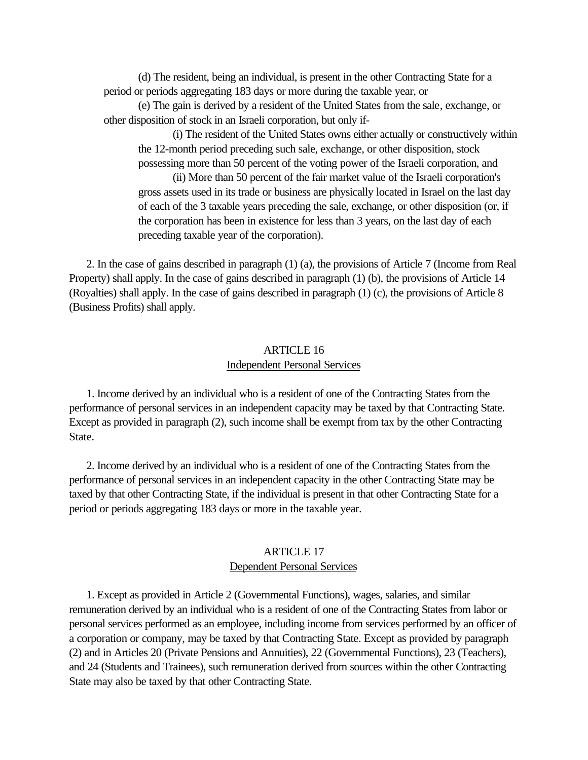(d) The resident, being an individual, is present in the other Contracting State for a period or periods aggregating 183 days or more during the taxable year, or

(e) The gain is derived by a resident of the United States from the sale, exchange, or other disposition of stock in an Israeli corporation, but only if-

(i) The resident of the United States owns either actually or constructively within the 12-month period preceding such sale, exchange, or other disposition, stock possessing more than 50 percent of the voting power of the Israeli corporation, and

(ii) More than 50 percent of the fair market value of the Israeli corporation's gross assets used in its trade or business are physically located in Israel on the last day of each of the 3 taxable years preceding the sale, exchange, or other disposition (or, if the corporation has been in existence for less than 3 years, on the last day of each preceding taxable year of the corporation).

2. In the case of gains described in paragraph (1) (a), the provisions of Article 7 (Income from Real Property) shall apply. In the case of gains described in paragraph (1) (b), the provisions of Article 14 (Royalties) shall apply. In the case of gains described in paragraph (1) (c), the provisions of Article 8 (Business Profits) shall apply.

## ARTICLE 16
## Independent Personal Services

1. Income derived by an individual who is a resident of one of the Contracting States from the performance of personal services in an independent capacity may be taxed by that Contracting State. Except as provided in paragraph (2), such income shall be exempt from tax by the other Contracting State.

2. Income derived by an individual who is a resident of one of the Contracting States from the performance of personal services in an independent capacity in the other Contracting State may be taxed by that other Contracting State, if the individual is present in that other Contracting State for a period or periods aggregating 183 days or more in the taxable year.

## ARTICLE 17
## Dependent Personal Services

1. Except as provided in Article 2 (Governmental Functions), wages, salaries, and similar remuneration derived by an individual who is a resident of one of the Contracting States from labor or personal services performed as an employee, including income from services performed by an officer of a corporation or company, may be taxed by that Contracting State. Except as provided by paragraph (2) and in Articles 20 (Private Pensions and Annuities), 22 (Governmental Functions), 23 (Teachers), and 24 (Students and Trainees), such remuneration derived from sources within the other Contracting State may also be taxed by that other Contracting State.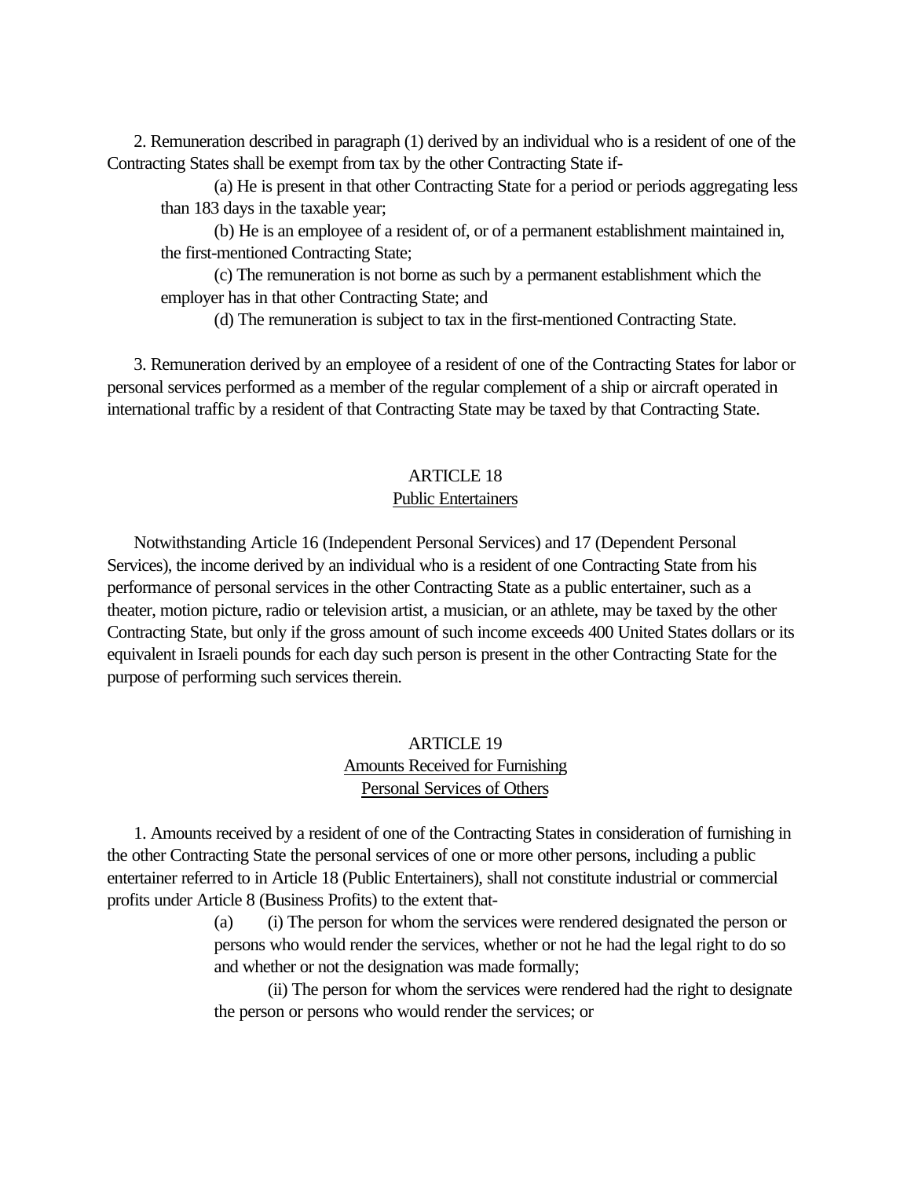2. Remuneration described in paragraph (1) derived by an individual who is a resident of one of the Contracting States shall be exempt from tax by the other Contracting State if-

(a) He is present in that other Contracting State for a period or periods aggregating less than 183 days in the taxable year;

(b) He is an employee of a resident of, or of a permanent establishment maintained in, the first-mentioned Contracting State;

(c) The remuneration is not borne as such by a permanent establishment which the employer has in that other Contracting State; and

(d) The remuneration is subject to tax in the first-mentioned Contracting State.

3. Remuneration derived by an employee of a resident of one of the Contracting States for labor or personal services performed as a member of the regular complement of a ship or aircraft operated in international traffic by a resident of that Contracting State may be taxed by that Contracting State.

## ARTICLE 18
## Public Entertainers

Notwithstanding Article 16 (Independent Personal Services) and 17 (Dependent Personal Services), the income derived by an individual who is a resident of one Contracting State from his performance of personal services in the other Contracting State as a public entertainer, such as a theater, motion picture, radio or television artist, a musician, or an athlete, may be taxed by the other Contracting State, but only if the gross amount of such income exceeds 400 United States dollars or its equivalent in Israeli pounds for each day such person is present in the other Contracting State for the purpose of performing such services therein.

## ARTICLE 19
## Amounts Received for Furnishing Personal Services of Others

1. Amounts received by a resident of one of the Contracting States in consideration of furnishing in the other Contracting State the personal services of one or more other persons, including a public entertainer referred to in Article 18 (Public Entertainers), shall not constitute industrial or commercial profits under Article 8 (Business Profits) to the extent that-

(a) (i) The person for whom the services were rendered designated the person or persons who would render the services, whether or not he had the legal right to do so and whether or not the designation was made formally;

(ii) The person for whom the services were rendered had the right to designate the person or persons who would render the services; or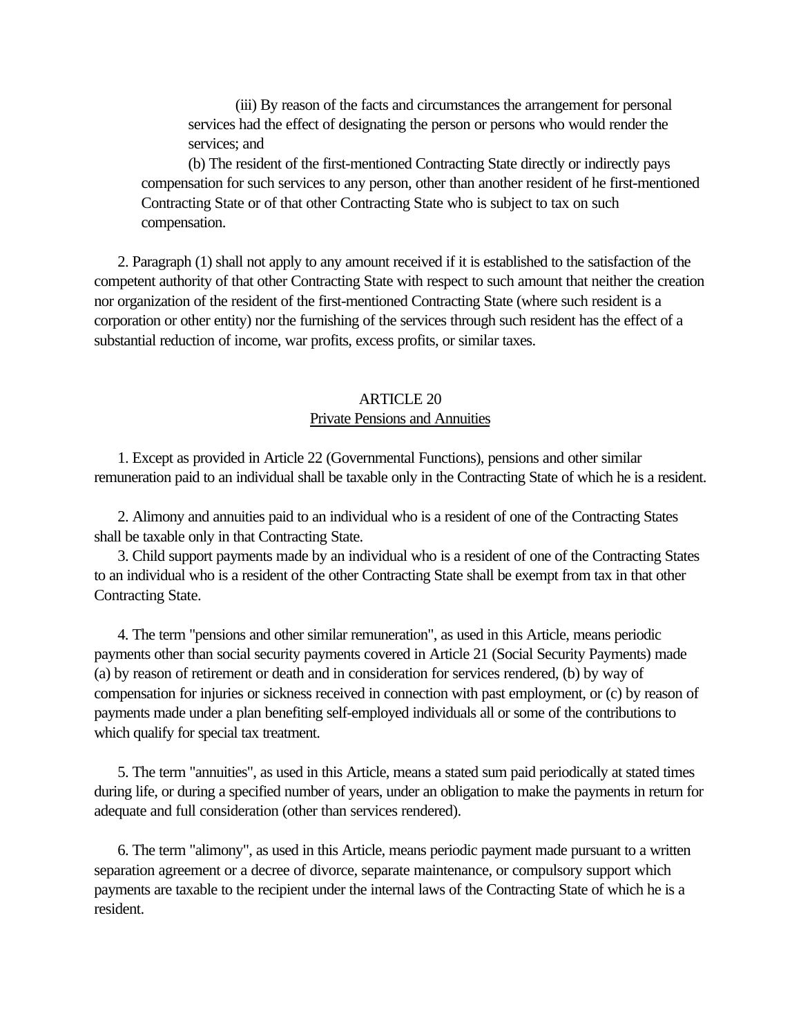(iii) By reason of the facts and circumstances the arrangement for personal services had the effect of designating the person or persons who would render the services; and

(b) The resident of the first-mentioned Contracting State directly or indirectly pays compensation for such services to any person, other than another resident of he first-mentioned Contracting State or of that other Contracting State who is subject to tax on such compensation.

2. Paragraph (1) shall not apply to any amount received if it is established to the satisfaction of the competent authority of that other Contracting State with respect to such amount that neither the creation nor organization of the resident of the first-mentioned Contracting State (where such resident is a corporation or other entity) nor the furnishing of the services through such resident has the effect of a substantial reduction of income, war profits, excess profits, or similar taxes.

## ARTICLE 20
### Private Pensions and Annuities

1. Except as provided in Article 22 (Governmental Functions), pensions and other similar remuneration paid to an individual shall be taxable only in the Contracting State of which he is a resident.

2. Alimony and annuities paid to an individual who is a resident of one of the Contracting States shall be taxable only in that Contracting State.

3. Child support payments made by an individual who is a resident of one of the Contracting States to an individual who is a resident of the other Contracting State shall be exempt from tax in that other Contracting State.

4. The term "pensions and other similar remuneration", as used in this Article, means periodic payments other than social security payments covered in Article 21 (Social Security Payments) made (a) by reason of retirement or death and in consideration for services rendered, (b) by way of compensation for injuries or sickness received in connection with past employment, or (c) by reason of payments made under a plan benefiting self-employed individuals all or some of the contributions to which qualify for special tax treatment.

5. The term "annuities", as used in this Article, means a stated sum paid periodically at stated times during life, or during a specified number of years, under an obligation to make the payments in return for adequate and full consideration (other than services rendered).

6. The term "alimony", as used in this Article, means periodic payment made pursuant to a written separation agreement or a decree of divorce, separate maintenance, or compulsory support which payments are taxable to the recipient under the internal laws of the Contracting State of which he is a resident.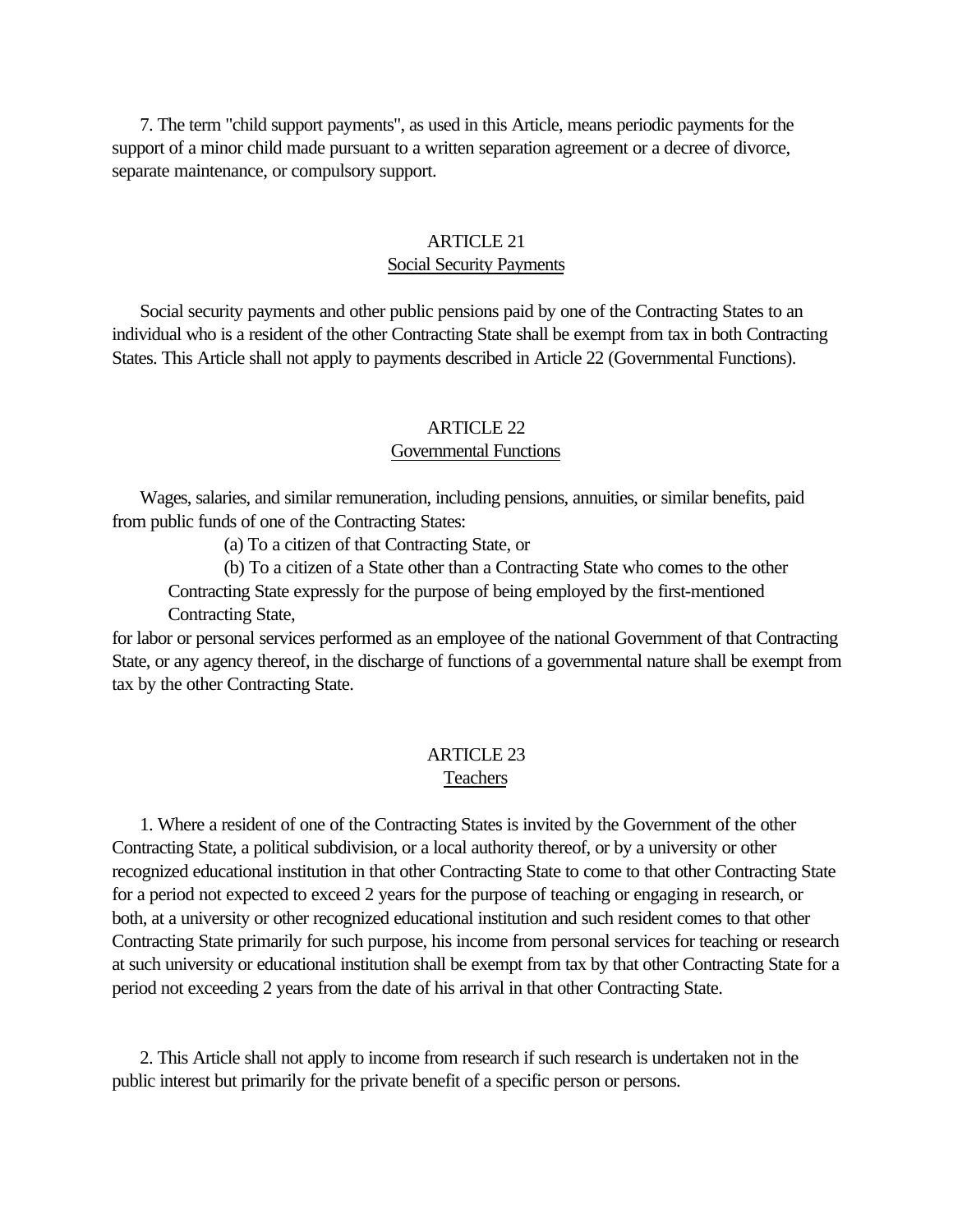7. The term "child support payments", as used in this Article, means periodic payments for the support of a minor child made pursuant to a written separation agreement or a decree of divorce, separate maintenance, or compulsory support.

## ARTICLE 21
### Social Security Payments

Social security payments and other public pensions paid by one of the Contracting States to an individual who is a resident of the other Contracting State shall be exempt from tax in both Contracting States. This Article shall not apply to payments described in Article 22 (Governmental Functions).

## ARTICLE 22
### Governmental Functions

Wages, salaries, and similar remuneration, including pensions, annuities, or similar benefits, paid from public funds of one of the Contracting States:

(a) To a citizen of that Contracting State, or

(b) To a citizen of a State other than a Contracting State who comes to the other Contracting State expressly for the purpose of being employed by the first-mentioned Contracting State,

for labor or personal services performed as an employee of the national Government of that Contracting State, or any agency thereof, in the discharge of functions of a governmental nature shall be exempt from tax by the other Contracting State.

## ARTICLE 23
### Teachers

1. Where a resident of one of the Contracting States is invited by the Government of the other Contracting State, a political subdivision, or a local authority thereof, or by a university or other recognized educational institution in that other Contracting State to come to that other Contracting State for a period not expected to exceed 2 years for the purpose of teaching or engaging in research, or both, at a university or other recognized educational institution and such resident comes to that other Contracting State primarily for such purpose, his income from personal services for teaching or research at such university or educational institution shall be exempt from tax by that other Contracting State for a period not exceeding 2 years from the date of his arrival in that other Contracting State.

2. This Article shall not apply to income from research if such research is undertaken not in the public interest but primarily for the private benefit of a specific person or persons.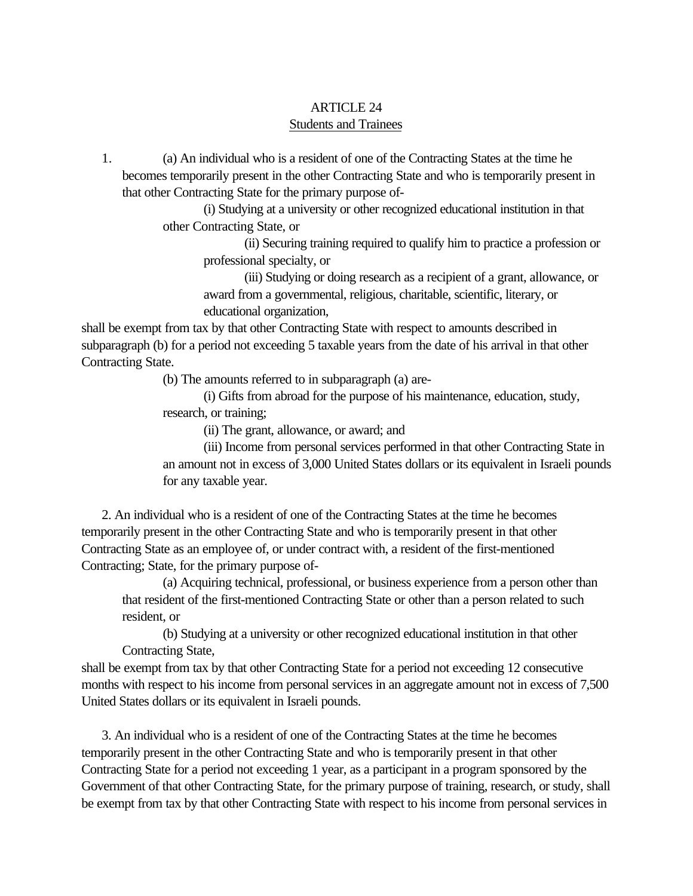ARTICLE 24

Students and Trainees

1. (a) An individual who is a resident of one of the Contracting States at the time he becomes temporarily present in the other Contracting State and who is temporarily present in that other Contracting State for the primary purpose of-

(i) Studying at a university or other recognized educational institution in that other Contracting State, or

(ii) Securing training required to qualify him to practice a profession or professional specialty, or

(iii) Studying or doing research as a recipient of a grant, allowance, or award from a governmental, religious, charitable, scientific, literary, or educational organization,

shall be exempt from tax by that other Contracting State with respect to amounts described in subparagraph (b) for a period not exceeding 5 taxable years from the date of his arrival in that other Contracting State.

(b) The amounts referred to in subparagraph (a) are-

(i) Gifts from abroad for the purpose of his maintenance, education, study, research, or training;

(ii) The grant, allowance, or award; and

(iii) Income from personal services performed in that other Contracting State in an amount not in excess of 3,000 United States dollars or its equivalent in Israeli pounds for any taxable year.

2. An individual who is a resident of one of the Contracting States at the time he becomes temporarily present in the other Contracting State and who is temporarily present in that other Contracting State as an employee of, or under contract with, a resident of the first-mentioned Contracting; State, for the primary purpose of-

(a) Acquiring technical, professional, or business experience from a person other than that resident of the first-mentioned Contracting State or other than a person related to such resident, or

(b) Studying at a university or other recognized educational institution in that other Contracting State,

shall be exempt from tax by that other Contracting State for a period not exceeding 12 consecutive months with respect to his income from personal services in an aggregate amount not in excess of 7,500 United States dollars or its equivalent in Israeli pounds.

3. An individual who is a resident of one of the Contracting States at the time he becomes temporarily present in the other Contracting State and who is temporarily present in that other Contracting State for a period not exceeding 1 year, as a participant in a program sponsored by the Government of that other Contracting State, for the primary purpose of training, research, or study, shall be exempt from tax by that other Contracting State with respect to his income from personal services in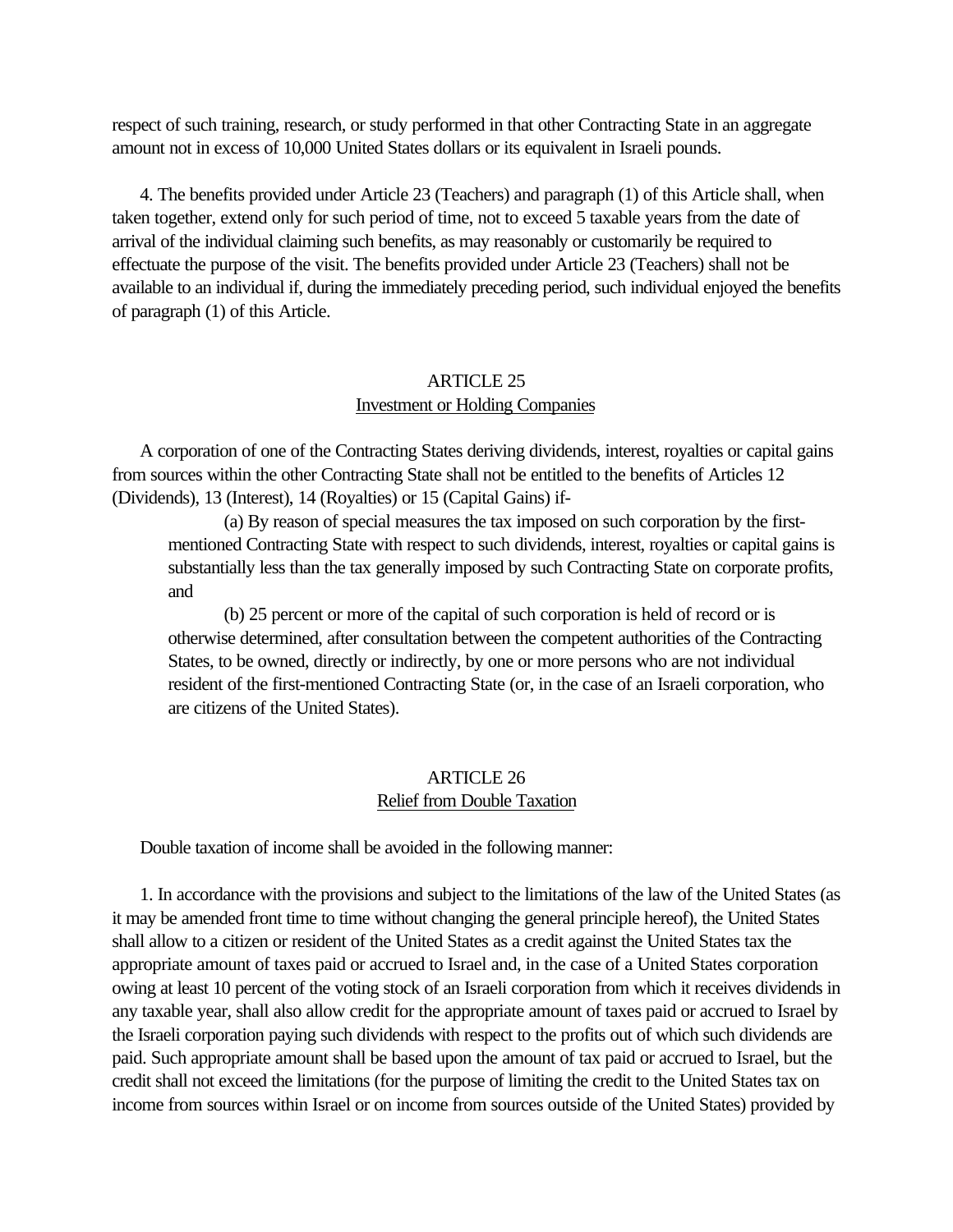respect of such training, research, or study performed in that other Contracting State in an aggregate amount not in excess of 10,000 United States dollars or its equivalent in Israeli pounds.

4. The benefits provided under Article 23 (Teachers) and paragraph (1) of this Article shall, when taken together, extend only for such period of time, not to exceed 5 taxable years from the date of arrival of the individual claiming such benefits, as may reasonably or customarily be required to effectuate the purpose of the visit. The benefits provided under Article 23 (Teachers) shall not be available to an individual if, during the immediately preceding period, such individual enjoyed the benefits of paragraph (1) of this Article.

## ARTICLE 25
### Investment or Holding Companies

A corporation of one of the Contracting States deriving dividends, interest, royalties or capital gains from sources within the other Contracting State shall not be entitled to the benefits of Articles 12 (Dividends), 13 (Interest), 14 (Royalties) or 15 (Capital Gains) if-

(a) By reason of special measures the tax imposed on such corporation by the first-mentioned Contracting State with respect to such dividends, interest, royalties or capital gains is substantially less than the tax generally imposed by such Contracting State on corporate profits, and

(b) 25 percent or more of the capital of such corporation is held of record or is otherwise determined, after consultation between the competent authorities of the Contracting States, to be owned, directly or indirectly, by one or more persons who are not individual resident of the first-mentioned Contracting State (or, in the case of an Israeli corporation, who are citizens of the United States).

## ARTICLE 26
### Relief from Double Taxation

Double taxation of income shall be avoided in the following manner:

1. In accordance with the provisions and subject to the limitations of the law of the United States (as it may be amended front time to time without changing the general principle hereof), the United States shall allow to a citizen or resident of the United States as a credit against the United States tax the appropriate amount of taxes paid or accrued to Israel and, in the case of a United States corporation owing at least 10 percent of the voting stock of an Israeli corporation from which it receives dividends in any taxable year, shall also allow credit for the appropriate amount of taxes paid or accrued to Israel by the Israeli corporation paying such dividends with respect to the profits out of which such dividends are paid. Such appropriate amount shall be based upon the amount of tax paid or accrued to Israel, but the credit shall not exceed the limitations (for the purpose of limiting the credit to the United States tax on income from sources within Israel or on income from sources outside of the United States) provided by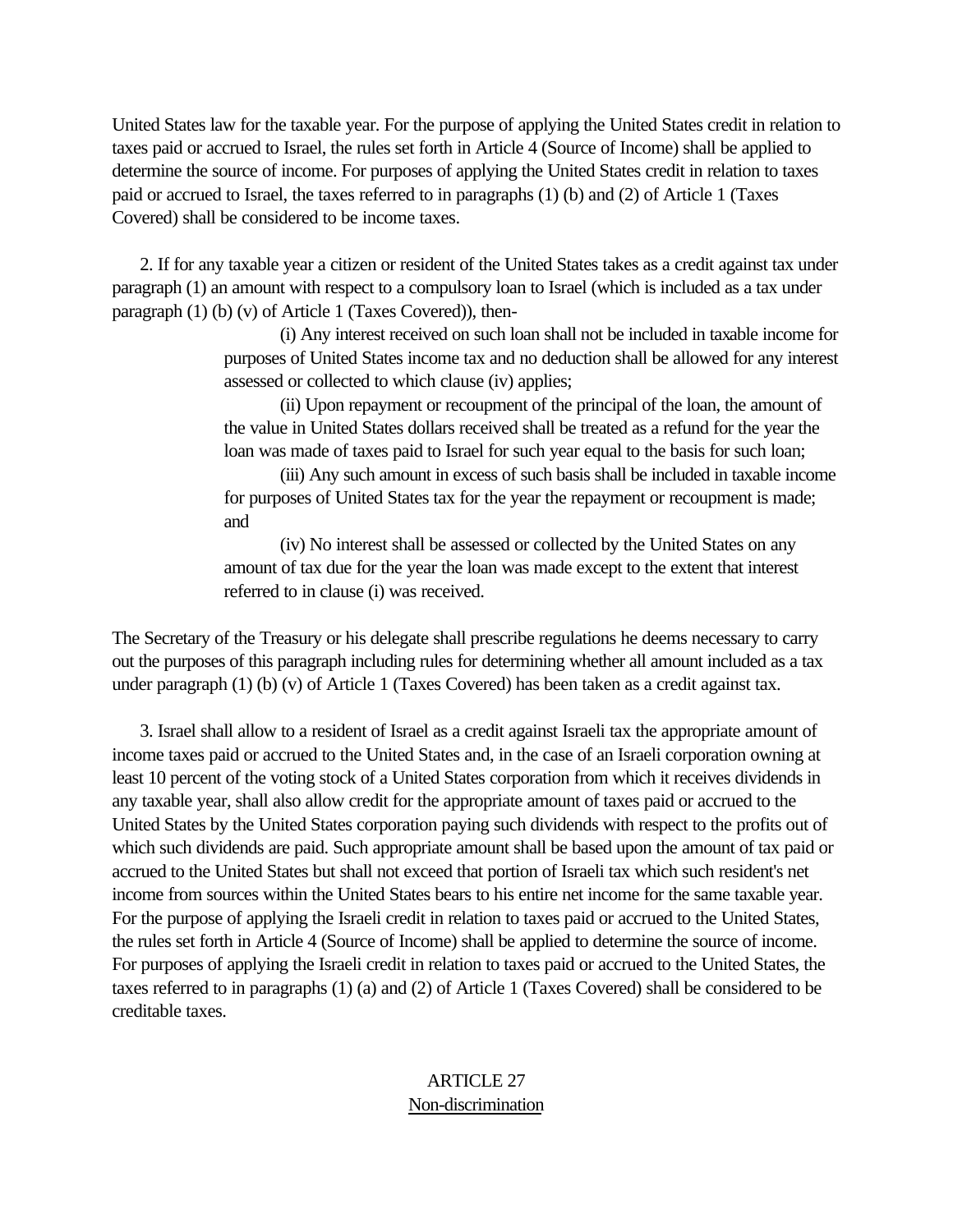United States law for the taxable year. For the purpose of applying the United States credit in relation to taxes paid or accrued to Israel, the rules set forth in Article 4 (Source of Income) shall be applied to determine the source of income. For purposes of applying the United States credit in relation to taxes paid or accrued to Israel, the taxes referred to in paragraphs (1) (b) and (2) of Article 1 (Taxes Covered) shall be considered to be income taxes.

2. If for any taxable year a citizen or resident of the United States takes as a credit against tax under paragraph (1) an amount with respect to a compulsory loan to Israel (which is included as a tax under paragraph (1) (b) (v) of Article 1 (Taxes Covered)), then-

> (i) Any interest received on such loan shall not be included in taxable income for purposes of United States income tax and no deduction shall be allowed for any interest assessed or collected to which clause (iv) applies;
>
> (ii) Upon repayment or recoupment of the principal of the loan, the amount of the value in United States dollars received shall be treated as a refund for the year the loan was made of taxes paid to Israel for such year equal to the basis for such loan;
>
> (iii) Any such amount in excess of such basis shall be included in taxable income for purposes of United States tax for the year the repayment or recoupment is made; and
>
> (iv) No interest shall be assessed or collected by the United States on any amount of tax due for the year the loan was made except to the extent that interest referred to in clause (i) was received.

The Secretary of the Treasury or his delegate shall prescribe regulations he deems necessary to carry out the purposes of this paragraph including rules for determining whether all amount included as a tax under paragraph (1) (b) (v) of Article 1 (Taxes Covered) has been taken as a credit against tax.

3. Israel shall allow to a resident of Israel as a credit against Israeli tax the appropriate amount of income taxes paid or accrued to the United States and, in the case of an Israeli corporation owning at least 10 percent of the voting stock of a United States corporation from which it receives dividends in any taxable year, shall also allow credit for the appropriate amount of taxes paid or accrued to the United States by the United States corporation paying such dividends with respect to the profits out of which such dividends are paid. Such appropriate amount shall be based upon the amount of tax paid or accrued to the United States but shall not exceed that portion of Israeli tax which such resident's net income from sources within the United States bears to his entire net income for the same taxable year. For the purpose of applying the Israeli credit in relation to taxes paid or accrued to the United States, the rules set forth in Article 4 (Source of Income) shall be applied to determine the source of income. For purposes of applying the Israeli credit in relation to taxes paid or accrued to the United States, the taxes referred to in paragraphs (1) (a) and (2) of Article 1 (Taxes Covered) shall be considered to be creditable taxes.

## ARTICLE 27
## Non-discrimination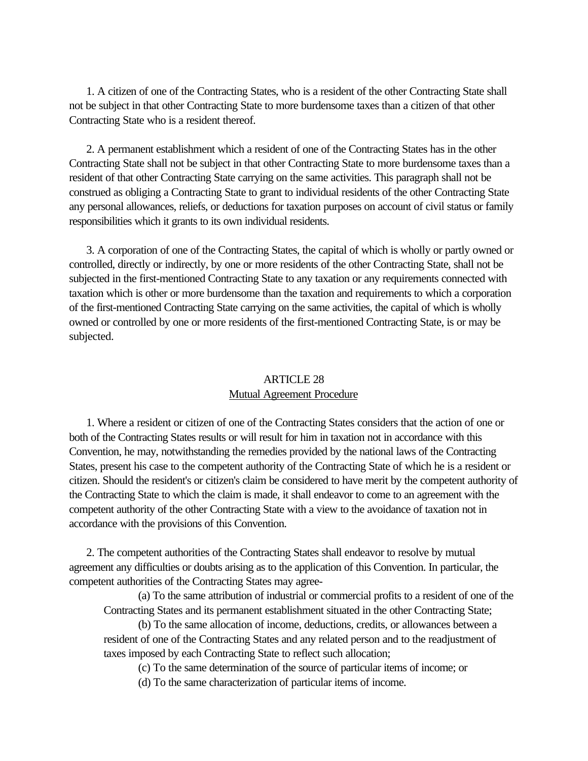1. A citizen of one of the Contracting States, who is a resident of the other Contracting State shall not be subject in that other Contracting State to more burdensome taxes than a citizen of that other Contracting State who is a resident thereof.

2. A permanent establishment which a resident of one of the Contracting States has in the other Contracting State shall not be subject in that other Contracting State to more burdensome taxes than a resident of that other Contracting State carrying on the same activities. This paragraph shall not be construed as obliging a Contracting State to grant to individual residents of the other Contracting State any personal allowances, reliefs, or deductions for taxation purposes on account of civil status or family responsibilities which it grants to its own individual residents.

3. A corporation of one of the Contracting States, the capital of which is wholly or partly owned or controlled, directly or indirectly, by one or more residents of the other Contracting State, shall not be subjected in the first-mentioned Contracting State to any taxation or any requirements connected with taxation which is other or more burdensome than the taxation and requirements to which a corporation of the first-mentioned Contracting State carrying on the same activities, the capital of which is wholly owned or controlled by one or more residents of the first-mentioned Contracting State, is or may be subjected.

## ARTICLE 28
## Mutual Agreement Procedure

1. Where a resident or citizen of one of the Contracting States considers that the action of one or both of the Contracting States results or will result for him in taxation not in accordance with this Convention, he may, notwithstanding the remedies provided by the national laws of the Contracting States, present his case to the competent authority of the Contracting State of which he is a resident or citizen. Should the resident's or citizen's claim be considered to have merit by the competent authority of the Contracting State to which the claim is made, it shall endeavor to come to an agreement with the competent authority of the other Contracting State with a view to the avoidance of taxation not in accordance with the provisions of this Convention.

2. The competent authorities of the Contracting States shall endeavor to resolve by mutual agreement any difficulties or doubts arising as to the application of this Convention. In particular, the competent authorities of the Contracting States may agree-

(a) To the same attribution of industrial or commercial profits to a resident of one of the Contracting States and its permanent establishment situated in the other Contracting State;

(b) To the same allocation of income, deductions, credits, or allowances between a resident of one of the Contracting States and any related person and to the readjustment of taxes imposed by each Contracting State to reflect such allocation;

(c) To the same determination of the source of particular items of income; or

(d) To the same characterization of particular items of income.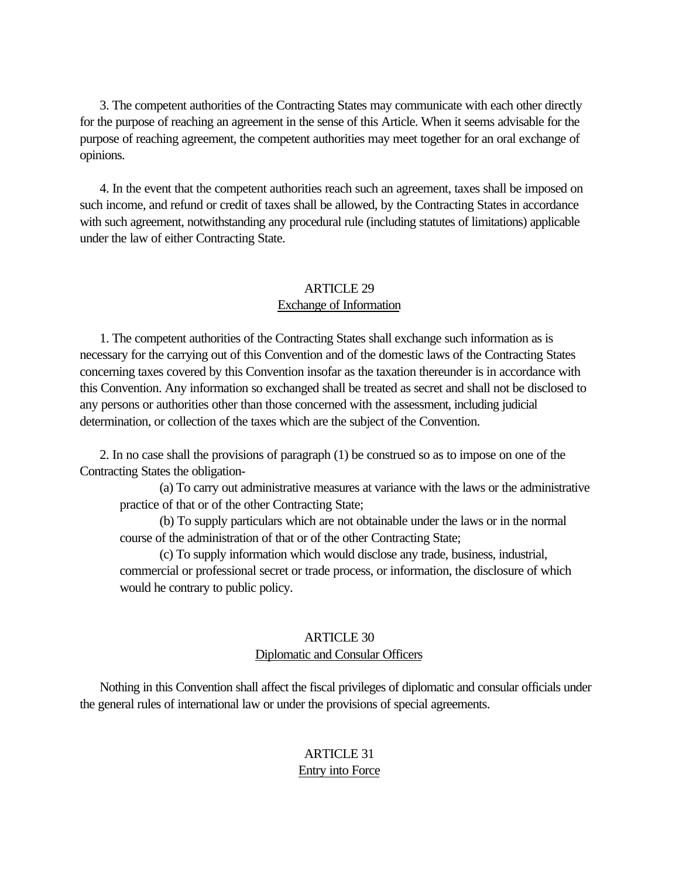3. The competent authorities of the Contracting States may communicate with each other directly for the purpose of reaching an agreement in the sense of this Article. When it seems advisable for the purpose of reaching agreement, the competent authorities may meet together for an oral exchange of opinions.

4. In the event that the competent authorities reach such an agreement, taxes shall be imposed on such income, and refund or credit of taxes shall be allowed, by the Contracting States in accordance with such agreement, notwithstanding any procedural rule (including statutes of limitations) applicable under the law of either Contracting State.

## ARTICLE 29
### Exchange of Information

1. The competent authorities of the Contracting States shall exchange such information as is necessary for the carrying out of this Convention and of the domestic laws of the Contracting States concerning taxes covered by this Convention insofar as the taxation thereunder is in accordance with this Convention. Any information so exchanged shall be treated as secret and shall not be disclosed to any persons or authorities other than those concerned with the assessment, including judicial determination, or collection of the taxes which are the subject of the Convention.

2. In no case shall the provisions of paragraph (1) be construed so as to impose on one of the Contracting States the obligation-

(a) To carry out administrative measures at variance with the laws or the administrative practice of that or of the other Contracting State;

(b) To supply particulars which are not obtainable under the laws or in the normal course of the administration of that or of the other Contracting State;

(c) To supply information which would disclose any trade, business, industrial, commercial or professional secret or trade process, or information, the disclosure of which would he contrary to public policy.

## ARTICLE 30
### Diplomatic and Consular Officers

Nothing in this Convention shall affect the fiscal privileges of diplomatic and consular officials under the general rules of international law or under the provisions of special agreements.

## ARTICLE 31
### Entry into Force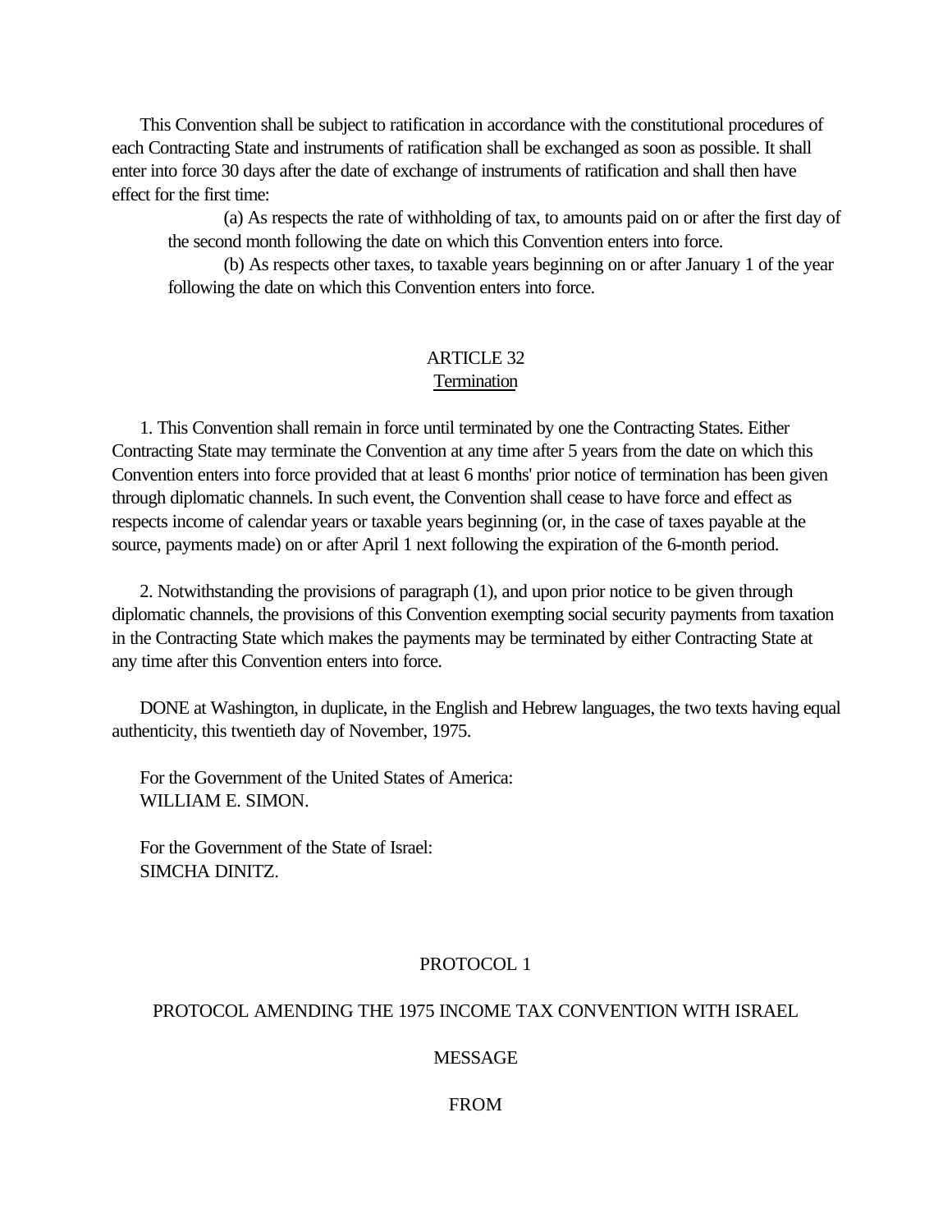This Convention shall be subject to ratification in accordance with the constitutional procedures of each Contracting State and instruments of ratification shall be exchanged as soon as possible. It shall enter into force 30 days after the date of exchange of instruments of ratification and shall then have effect for the first time:

(a) As respects the rate of withholding of tax, to amounts paid on or after the first day of the second month following the date on which this Convention enters into force.

(b) As respects other taxes, to taxable years beginning on or after January 1 of the year following the date on which this Convention enters into force.

## ARTICLE 32
### Termination

1. This Convention shall remain in force until terminated by one the Contracting States. Either Contracting State may terminate the Convention at any time after 5 years from the date on which this Convention enters into force provided that at least 6 months' prior notice of termination has been given through diplomatic channels. In such event, the Convention shall cease to have force and effect as respects income of calendar years or taxable years beginning (or, in the case of taxes payable at the source, payments made) on or after April 1 next following the expiration of the 6-month period.

2. Notwithstanding the provisions of paragraph (1), and upon prior notice to be given through diplomatic channels, the provisions of this Convention exempting social security payments from taxation in the Contracting State which makes the payments may be terminated by either Contracting State at any time after this Convention enters into force.

DONE at Washington, in duplicate, in the English and Hebrew languages, the two texts having equal authenticity, this twentieth day of November, 1975.

For the Government of the United States of America:
WILLIAM E. SIMON.

For the Government of the State of Israel:
SIMCHA DINITZ.

## PROTOCOL 1

## PROTOCOL AMENDING THE 1975 INCOME TAX CONVENTION WITH ISRAEL

MESSAGE

FROM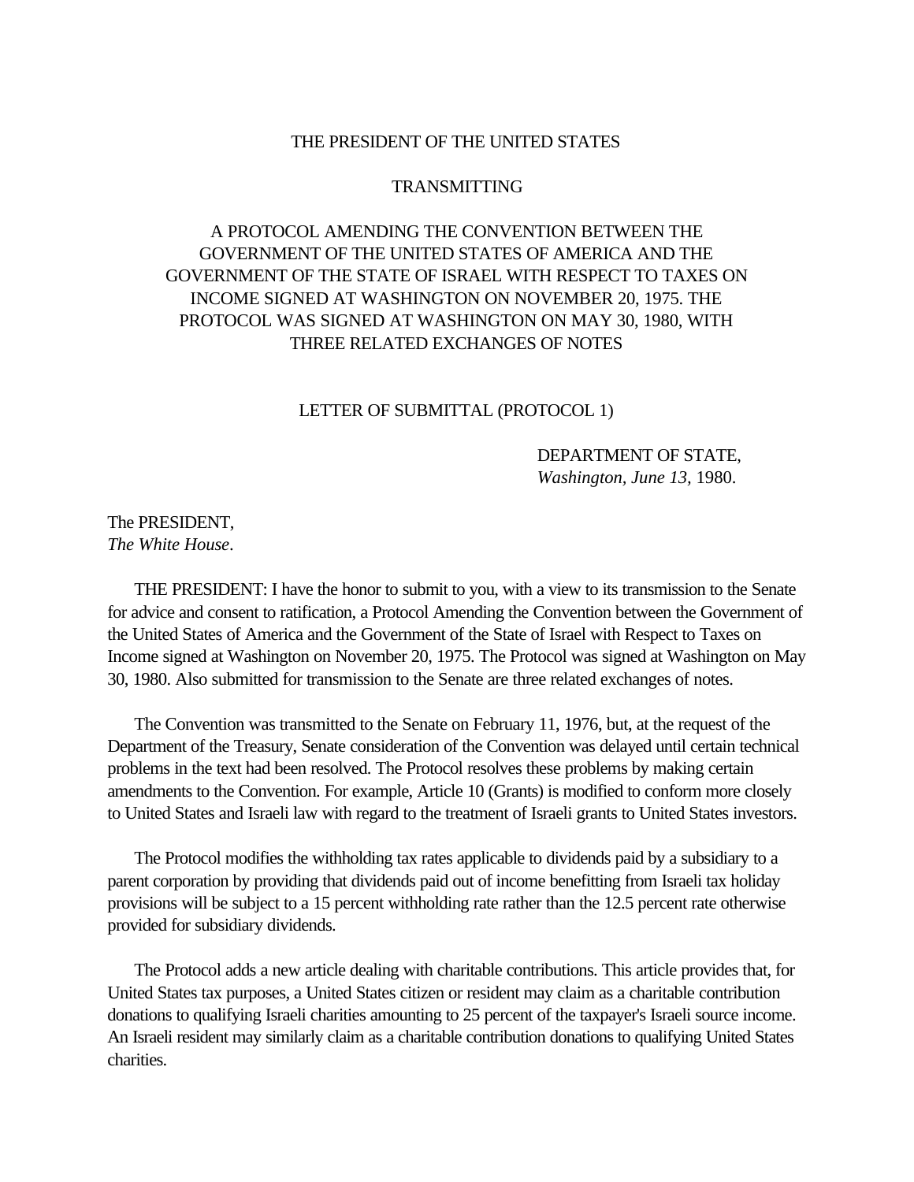THE PRESIDENT OF THE UNITED STATES

TRANSMITTING

A PROTOCOL AMENDING THE CONVENTION BETWEEN THE GOVERNMENT OF THE UNITED STATES OF AMERICA AND THE GOVERNMENT OF THE STATE OF ISRAEL WITH RESPECT TO TAXES ON INCOME SIGNED AT WASHINGTON ON NOVEMBER 20, 1975. THE PROTOCOL WAS SIGNED AT WASHINGTON ON MAY 30, 1980, WITH THREE RELATED EXCHANGES OF NOTES

LETTER OF SUBMITTAL (PROTOCOL 1)

DEPARTMENT OF STATE,
*Washington, June 13,* 1980.

The PRESIDENT,
*The White House*.

THE PRESIDENT: I have the honor to submit to you, with a view to its transmission to the Senate for advice and consent to ratification, a Protocol Amending the Convention between the Government of the United States of America and the Government of the State of Israel with Respect to Taxes on Income signed at Washington on November 20, 1975. The Protocol was signed at Washington on May 30, 1980. Also submitted for transmission to the Senate are three related exchanges of notes.

The Convention was transmitted to the Senate on February 11, 1976, but, at the request of the Department of the Treasury, Senate consideration of the Convention was delayed until certain technical problems in the text had been resolved. The Protocol resolves these problems by making certain amendments to the Convention. For example, Article 10 (Grants) is modified to conform more closely to United States and Israeli law with regard to the treatment of Israeli grants to United States investors.

The Protocol modifies the withholding tax rates applicable to dividends paid by a subsidiary to a parent corporation by providing that dividends paid out of income benefitting from Israeli tax holiday provisions will be subject to a 15 percent withholding rate rather than the 12.5 percent rate otherwise provided for subsidiary dividends.

The Protocol adds a new article dealing with charitable contributions. This article provides that, for United States tax purposes, a United States citizen or resident may claim as a charitable contribution donations to qualifying Israeli charities amounting to 25 percent of the taxpayer's Israeli source income. An Israeli resident may similarly claim as a charitable contribution donations to qualifying United States charities.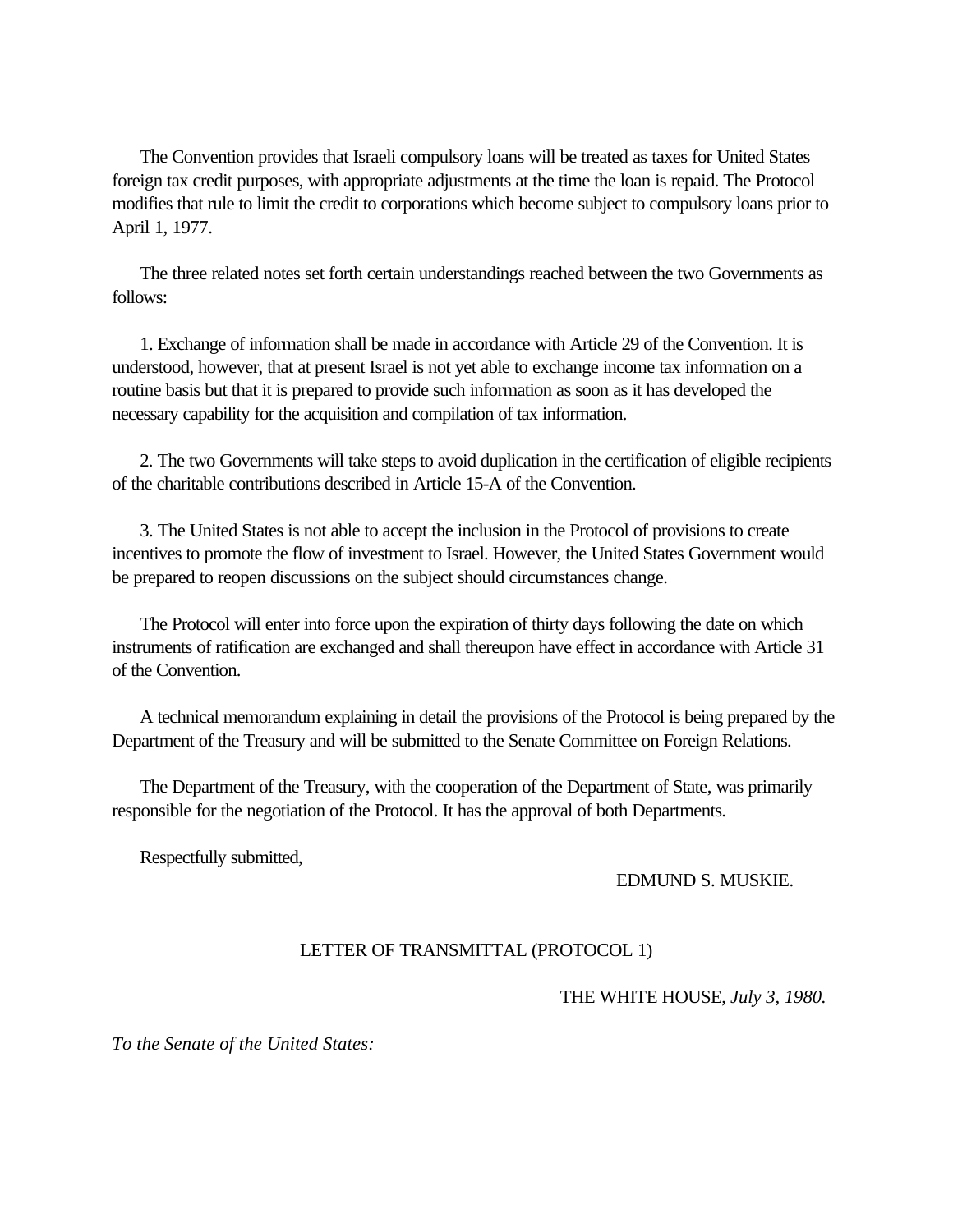The Convention provides that Israeli compulsory loans will be treated as taxes for United States foreign tax credit purposes, with appropriate adjustments at the time the loan is repaid. The Protocol modifies that rule to limit the credit to corporations which become subject to compulsory loans prior to April 1, 1977.

The three related notes set forth certain understandings reached between the two Governments as follows:

1. Exchange of information shall be made in accordance with Article 29 of the Convention. It is understood, however, that at present Israel is not yet able to exchange income tax information on a routine basis but that it is prepared to provide such information as soon as it has developed the necessary capability for the acquisition and compilation of tax information.

2. The two Governments will take steps to avoid duplication in the certification of eligible recipients of the charitable contributions described in Article 15-A of the Convention.

3. The United States is not able to accept the inclusion in the Protocol of provisions to create incentives to promote the flow of investment to Israel. However, the United States Government would be prepared to reopen discussions on the subject should circumstances change.

The Protocol will enter into force upon the expiration of thirty days following the date on which instruments of ratification are exchanged and shall thereupon have effect in accordance with Article 31 of the Convention.

A technical memorandum explaining in detail the provisions of the Protocol is being prepared by the Department of the Treasury and will be submitted to the Senate Committee on Foreign Relations.

The Department of the Treasury, with the cooperation of the Department of State, was primarily responsible for the negotiation of the Protocol. It has the approval of both Departments.

Respectfully submitted,

EDMUND S. MUSKIE.

## LETTER OF TRANSMITTAL (PROTOCOL 1)

THE WHITE HOUSE, *July 3, 1980.*

*To the Senate of the United States:*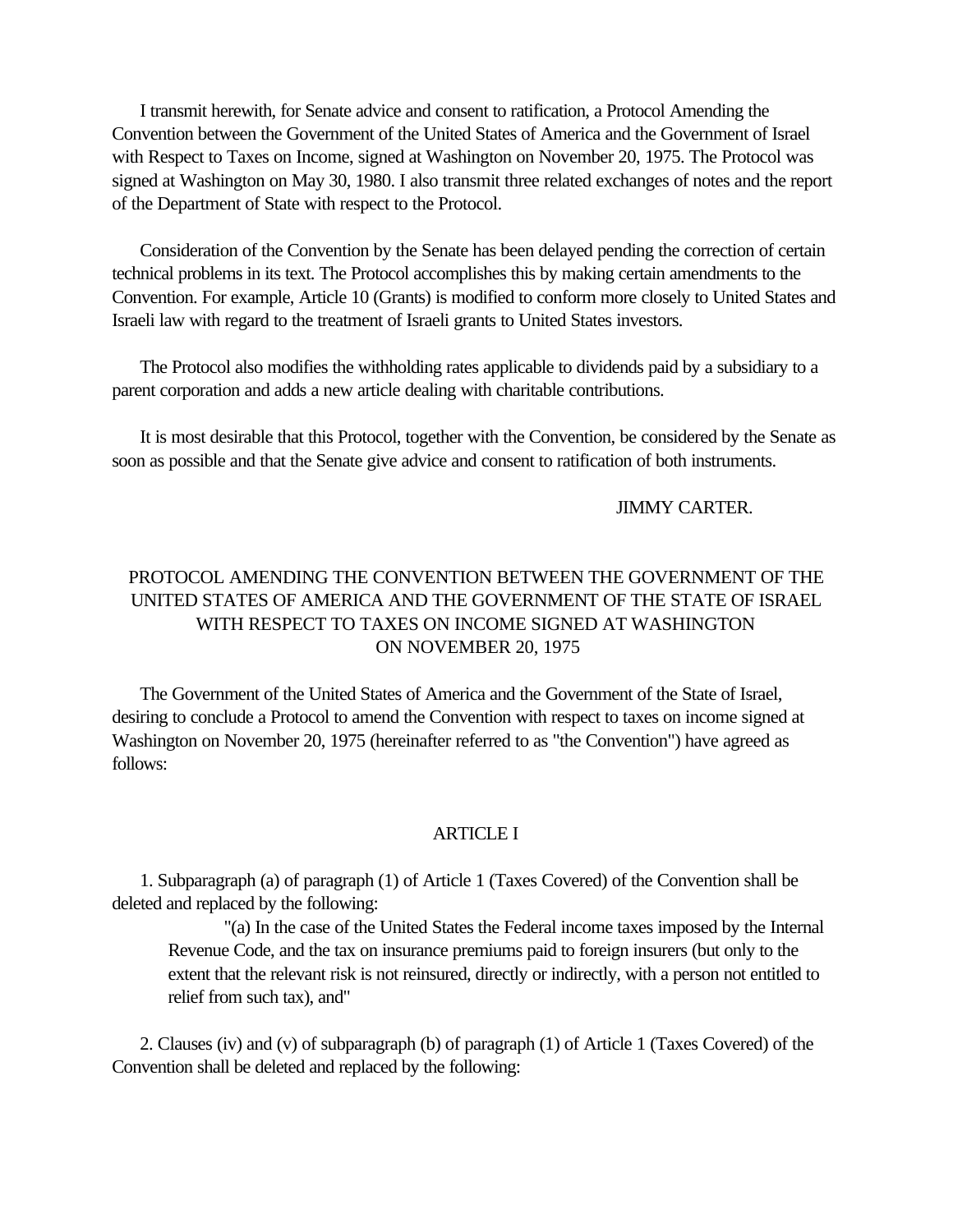I transmit herewith, for Senate advice and consent to ratification, a Protocol Amending the Convention between the Government of the United States of America and the Government of Israel with Respect to Taxes on Income, signed at Washington on November 20, 1975. The Protocol was signed at Washington on May 30, 1980. I also transmit three related exchanges of notes and the report of the Department of State with respect to the Protocol.

Consideration of the Convention by the Senate has been delayed pending the correction of certain technical problems in its text. The Protocol accomplishes this by making certain amendments to the Convention. For example, Article 10 (Grants) is modified to conform more closely to United States and Israeli law with regard to the treatment of Israeli grants to United States investors.

The Protocol also modifies the withholding rates applicable to dividends paid by a subsidiary to a parent corporation and adds a new article dealing with charitable contributions.

It is most desirable that this Protocol, together with the Convention, be considered by the Senate as soon as possible and that the Senate give advice and consent to ratification of both instruments.

JIMMY CARTER.

## PROTOCOL AMENDING THE CONVENTION BETWEEN THE GOVERNMENT OF THE UNITED STATES OF AMERICA AND THE GOVERNMENT OF THE STATE OF ISRAEL WITH RESPECT TO TAXES ON INCOME SIGNED AT WASHINGTON ON NOVEMBER 20, 1975

The Government of the United States of America and the Government of the State of Israel, desiring to conclude a Protocol to amend the Convention with respect to taxes on income signed at Washington on November 20, 1975 (hereinafter referred to as "the Convention") have agreed as follows:

### ARTICLE I

1. Subparagraph (a) of paragraph (1) of Article 1 (Taxes Covered) of the Convention shall be deleted and replaced by the following:

> "(a) In the case of the United States the Federal income taxes imposed by the Internal Revenue Code, and the tax on insurance premiums paid to foreign insurers (but only to the extent that the relevant risk is not reinsured, directly or indirectly, with a person not entitled to relief from such tax), and"

2. Clauses (iv) and (v) of subparagraph (b) of paragraph (1) of Article 1 (Taxes Covered) of the Convention shall be deleted and replaced by the following: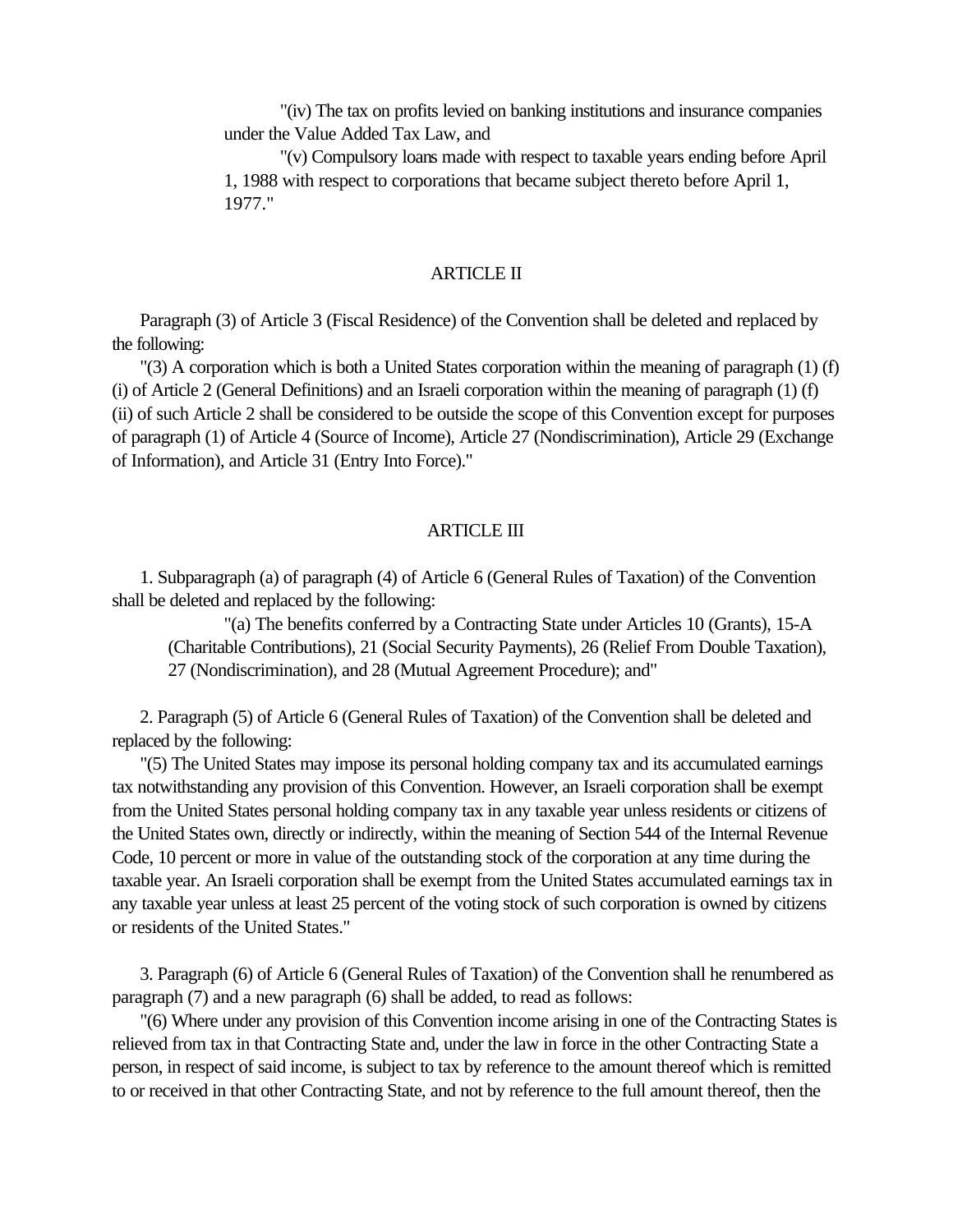"(iv) The tax on profits levied on banking institutions and insurance companies under the Value Added Tax Law, and

"(v) Compulsory loans made with respect to taxable years ending before April 1, 1988 with respect to corporations that became subject thereto before April 1, 1977."

## ARTICLE II

Paragraph (3) of Article 3 (Fiscal Residence) of the Convention shall be deleted and replaced by the following:

"(3) A corporation which is both a United States corporation within the meaning of paragraph (1) (f) (i) of Article 2 (General Definitions) and an Israeli corporation within the meaning of paragraph (1) (f) (ii) of such Article 2 shall be considered to be outside the scope of this Convention except for purposes of paragraph (1) of Article 4 (Source of Income), Article 27 (Nondiscrimination), Article 29 (Exchange of Information), and Article 31 (Entry Into Force)."

## ARTICLE III

1. Subparagraph (a) of paragraph (4) of Article 6 (General Rules of Taxation) of the Convention shall be deleted and replaced by the following:

"(a) The benefits conferred by a Contracting State under Articles 10 (Grants), 15-A (Charitable Contributions), 21 (Social Security Payments), 26 (Relief From Double Taxation), 27 (Nondiscrimination), and 28 (Mutual Agreement Procedure); and"

2. Paragraph (5) of Article 6 (General Rules of Taxation) of the Convention shall be deleted and replaced by the following:

"(5) The United States may impose its personal holding company tax and its accumulated earnings tax notwithstanding any provision of this Convention. However, an Israeli corporation shall be exempt from the United States personal holding company tax in any taxable year unless residents or citizens of the United States own, directly or indirectly, within the meaning of Section 544 of the Internal Revenue Code, 10 percent or more in value of the outstanding stock of the corporation at any time during the taxable year. An Israeli corporation shall be exempt from the United States accumulated earnings tax in any taxable year unless at least 25 percent of the voting stock of such corporation is owned by citizens or residents of the United States."

3. Paragraph (6) of Article 6 (General Rules of Taxation) of the Convention shall he renumbered as paragraph (7) and a new paragraph (6) shall be added, to read as follows:

"(6) Where under any provision of this Convention income arising in one of the Contracting States is relieved from tax in that Contracting State and, under the law in force in the other Contracting State a person, in respect of said income, is subject to tax by reference to the amount thereof which is remitted to or received in that other Contracting State, and not by reference to the full amount thereof, then the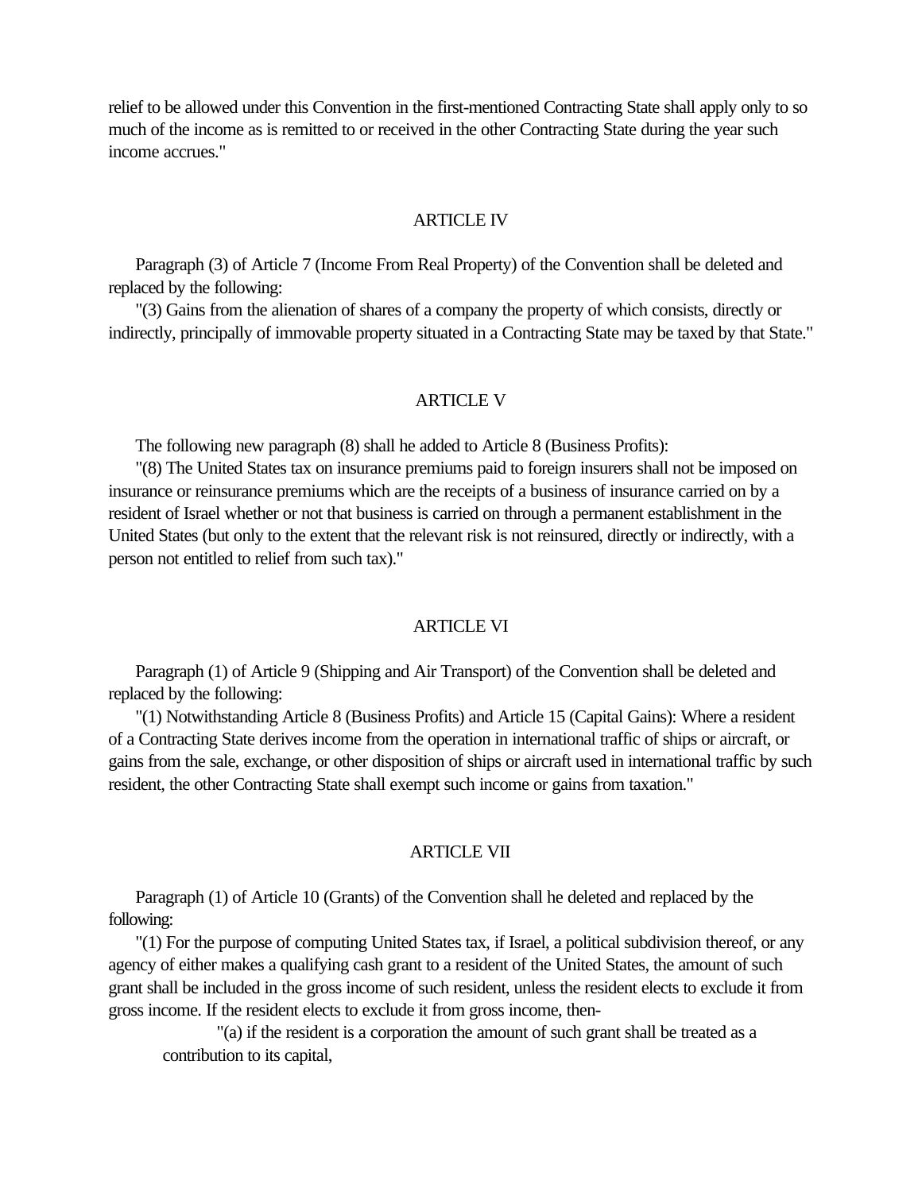relief to be allowed under this Convention in the first-mentioned Contracting State shall apply only to so much of the income as is remitted to or received in the other Contracting State during the year such income accrues."

## ARTICLE IV

Paragraph (3) of Article 7 (Income From Real Property) of the Convention shall be deleted and replaced by the following:

"(3) Gains from the alienation of shares of a company the property of which consists, directly or indirectly, principally of immovable property situated in a Contracting State may be taxed by that State."

## ARTICLE V

The following new paragraph (8) shall he added to Article 8 (Business Profits):

"(8) The United States tax on insurance premiums paid to foreign insurers shall not be imposed on insurance or reinsurance premiums which are the receipts of a business of insurance carried on by a resident of Israel whether or not that business is carried on through a permanent establishment in the United States (but only to the extent that the relevant risk is not reinsured, directly or indirectly, with a person not entitled to relief from such tax)."

## ARTICLE VI

Paragraph (1) of Article 9 (Shipping and Air Transport) of the Convention shall be deleted and replaced by the following:

"(1) Notwithstanding Article 8 (Business Profits) and Article 15 (Capital Gains): Where a resident of a Contracting State derives income from the operation in international traffic of ships or aircraft, or gains from the sale, exchange, or other disposition of ships or aircraft used in international traffic by such resident, the other Contracting State shall exempt such income or gains from taxation."

## ARTICLE VII

Paragraph (1) of Article 10 (Grants) of the Convention shall he deleted and replaced by the following:

"(1) For the purpose of computing United States tax, if Israel, a political subdivision thereof, or any agency of either makes a qualifying cash grant to a resident of the United States, the amount of such grant shall be included in the gross income of such resident, unless the resident elects to exclude it from gross income. If the resident elects to exclude it from gross income, then-

"(a) if the resident is a corporation the amount of such grant shall be treated as a contribution to its capital,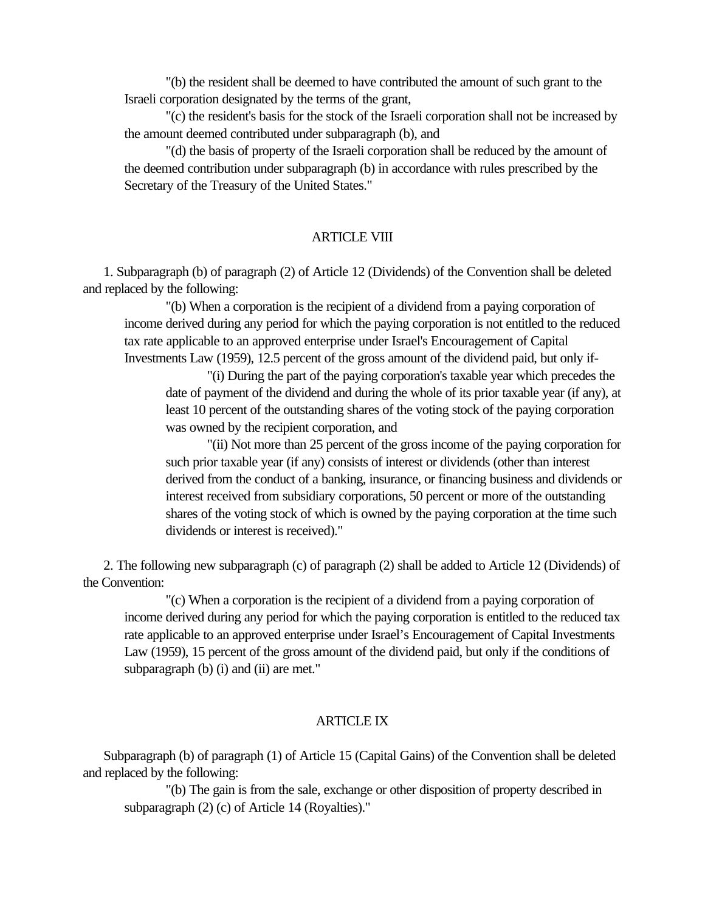"(b) the resident shall be deemed to have contributed the amount of such grant to the Israeli corporation designated by the terms of the grant,

"(c) the resident's basis for the stock of the Israeli corporation shall not be increased by the amount deemed contributed under subparagraph (b), and

"(d) the basis of property of the Israeli corporation shall be reduced by the amount of the deemed contribution under subparagraph (b) in accordance with rules prescribed by the Secretary of the Treasury of the United States."

## ARTICLE VIII

1. Subparagraph (b) of paragraph (2) of Article 12 (Dividends) of the Convention shall be deleted and replaced by the following:

"(b) When a corporation is the recipient of a dividend from a paying corporation of income derived during any period for which the paying corporation is not entitled to the reduced tax rate applicable to an approved enterprise under Israel's Encouragement of Capital Investments Law (1959), 12.5 percent of the gross amount of the dividend paid, but only if-

"(i) During the part of the paying corporation's taxable year which precedes the date of payment of the dividend and during the whole of its prior taxable year (if any), at least 10 percent of the outstanding shares of the voting stock of the paying corporation was owned by the recipient corporation, and

"(ii) Not more than 25 percent of the gross income of the paying corporation for such prior taxable year (if any) consists of interest or dividends (other than interest derived from the conduct of a banking, insurance, or financing business and dividends or interest received from subsidiary corporations, 50 percent or more of the outstanding shares of the voting stock of which is owned by the paying corporation at the time such dividends or interest is received)."

2. The following new subparagraph (c) of paragraph (2) shall be added to Article 12 (Dividends) of the Convention:

"(c) When a corporation is the recipient of a dividend from a paying corporation of income derived during any period for which the paying corporation is entitled to the reduced tax rate applicable to an approved enterprise under Israel's Encouragement of Capital Investments Law (1959), 15 percent of the gross amount of the dividend paid, but only if the conditions of subparagraph (b) (i) and (ii) are met."

## ARTICLE IX

Subparagraph (b) of paragraph (1) of Article 15 (Capital Gains) of the Convention shall be deleted and replaced by the following:

"(b) The gain is from the sale, exchange or other disposition of property described in subparagraph (2) (c) of Article 14 (Royalties)."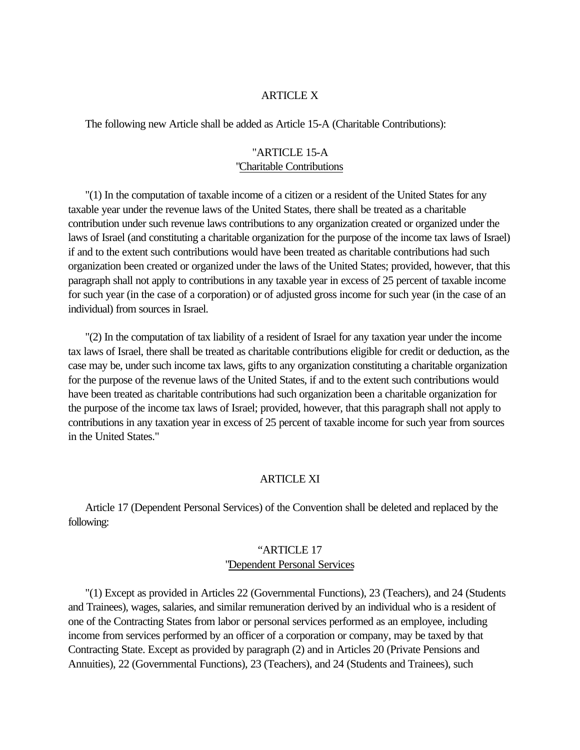ARTICLE X

The following new Article shall be added as Article 15-A (Charitable Contributions):

"ARTICLE 15-A
"Charitable Contributions

"(1) In the computation of taxable income of a citizen or a resident of the United States for any taxable year under the revenue laws of the United States, there shall be treated as a charitable contribution under such revenue laws contributions to any organization created or organized under the laws of Israel (and constituting a charitable organization for the purpose of the income tax laws of Israel) if and to the extent such contributions would have been treated as charitable contributions had such organization been created or organized under the laws of the United States; provided, however, that this paragraph shall not apply to contributions in any taxable year in excess of 25 percent of taxable income for such year (in the case of a corporation) or of adjusted gross income for such year (in the case of an individual) from sources in Israel.

"(2) In the computation of tax liability of a resident of Israel for any taxation year under the income tax laws of Israel, there shall be treated as charitable contributions eligible for credit or deduction, as the case may be, under such income tax laws, gifts to any organization constituting a charitable organization for the purpose of the revenue laws of the United States, if and to the extent such contributions would have been treated as charitable contributions had such organization been a charitable organization for the purpose of the income tax laws of Israel; provided, however, that this paragraph shall not apply to contributions in any taxation year in excess of 25 percent of taxable income for such year from sources in the United States."

ARTICLE XI

Article 17 (Dependent Personal Services) of the Convention shall be deleted and replaced by the following:

"ARTICLE 17
"Dependent Personal Services

"(1) Except as provided in Articles 22 (Governmental Functions), 23 (Teachers), and 24 (Students and Trainees), wages, salaries, and similar remuneration derived by an individual who is a resident of one of the Contracting States from labor or personal services performed as an employee, including income from services performed by an officer of a corporation or company, may be taxed by that Contracting State. Except as provided by paragraph (2) and in Articles 20 (Private Pensions and Annuities), 22 (Governmental Functions), 23 (Teachers), and 24 (Students and Trainees), such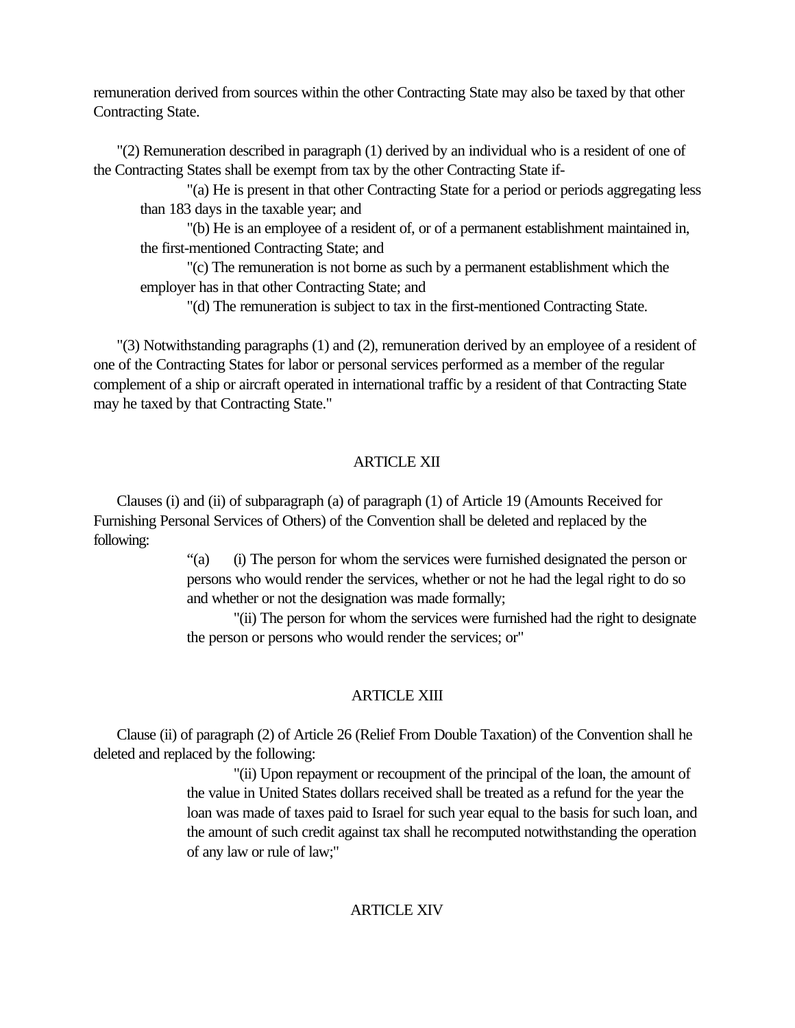remuneration derived from sources within the other Contracting State may also be taxed by that other Contracting State.

"(2) Remuneration described in paragraph (1) derived by an individual who is a resident of one of the Contracting States shall be exempt from tax by the other Contracting State if-

"(a) He is present in that other Contracting State for a period or periods aggregating less than 183 days in the taxable year; and

"(b) He is an employee of a resident of, or of a permanent establishment maintained in, the first-mentioned Contracting State; and

"(c) The remuneration is not borne as such by a permanent establishment which the employer has in that other Contracting State; and

"(d) The remuneration is subject to tax in the first-mentioned Contracting State.

"(3) Notwithstanding paragraphs (1) and (2), remuneration derived by an employee of a resident of one of the Contracting States for labor or personal services performed as a member of the regular complement of a ship or aircraft operated in international traffic by a resident of that Contracting State may he taxed by that Contracting State."

## ARTICLE XII

Clauses (i) and (ii) of subparagraph (a) of paragraph (1) of Article 19 (Amounts Received for Furnishing Personal Services of Others) of the Convention shall be deleted and replaced by the following:

"(a) (i) The person for whom the services were furnished designated the person or persons who would render the services, whether or not he had the legal right to do so and whether or not the designation was made formally;

"(ii) The person for whom the services were furnished had the right to designate the person or persons who would render the services; or"

## ARTICLE XIII

Clause (ii) of paragraph (2) of Article 26 (Relief From Double Taxation) of the Convention shall he deleted and replaced by the following:

"(ii) Upon repayment or recoupment of the principal of the loan, the amount of the value in United States dollars received shall be treated as a refund for the year the loan was made of taxes paid to Israel for such year equal to the basis for such loan, and the amount of such credit against tax shall he recomputed notwithstanding the operation of any law or rule of law;"

## ARTICLE XIV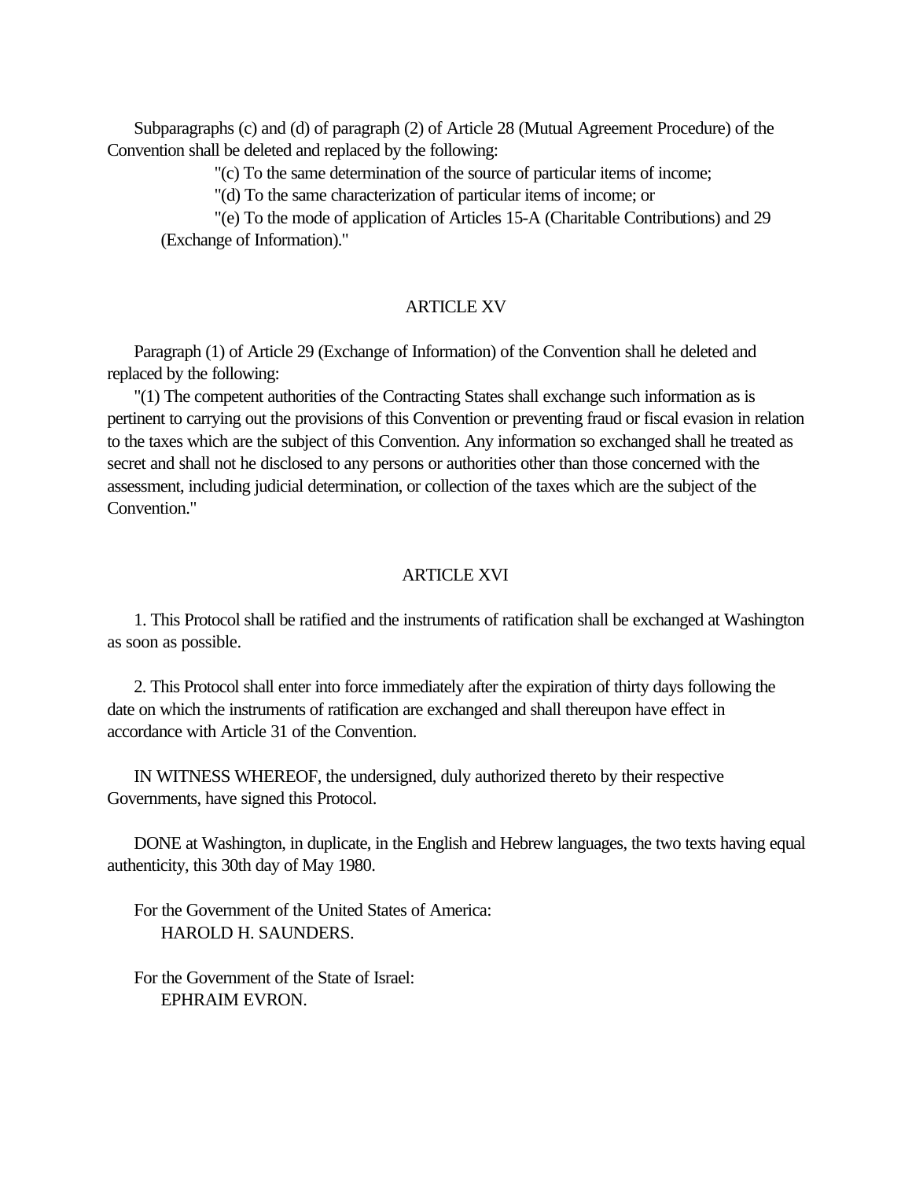Subparagraphs (c) and (d) of paragraph (2) of Article 28 (Mutual Agreement Procedure) of the Convention shall be deleted and replaced by the following:

"(c) To the same determination of the source of particular items of income;

"(d) To the same characterization of particular items of income; or

"(e) To the mode of application of Articles 15-A (Charitable Contributions) and 29 (Exchange of Information)."

ARTICLE XV

Paragraph (1) of Article 29 (Exchange of Information) of the Convention shall he deleted and replaced by the following:

"(1) The competent authorities of the Contracting States shall exchange such information as is pertinent to carrying out the provisions of this Convention or preventing fraud or fiscal evasion in relation to the taxes which are the subject of this Convention. Any information so exchanged shall he treated as secret and shall not he disclosed to any persons or authorities other than those concerned with the assessment, including judicial determination, or collection of the taxes which are the subject of the Convention."

ARTICLE XVI

1. This Protocol shall be ratified and the instruments of ratification shall be exchanged at Washington as soon as possible.

2. This Protocol shall enter into force immediately after the expiration of thirty days following the date on which the instruments of ratification are exchanged and shall thereupon have effect in accordance with Article 31 of the Convention.

IN WITNESS WHEREOF, the undersigned, duly authorized thereto by their respective Governments, have signed this Protocol.

DONE at Washington, in duplicate, in the English and Hebrew languages, the two texts having equal authenticity, this 30th day of May 1980.

For the Government of the United States of America:
HAROLD H. SAUNDERS.

For the Government of the State of Israel:
EPHRAIM EVRON.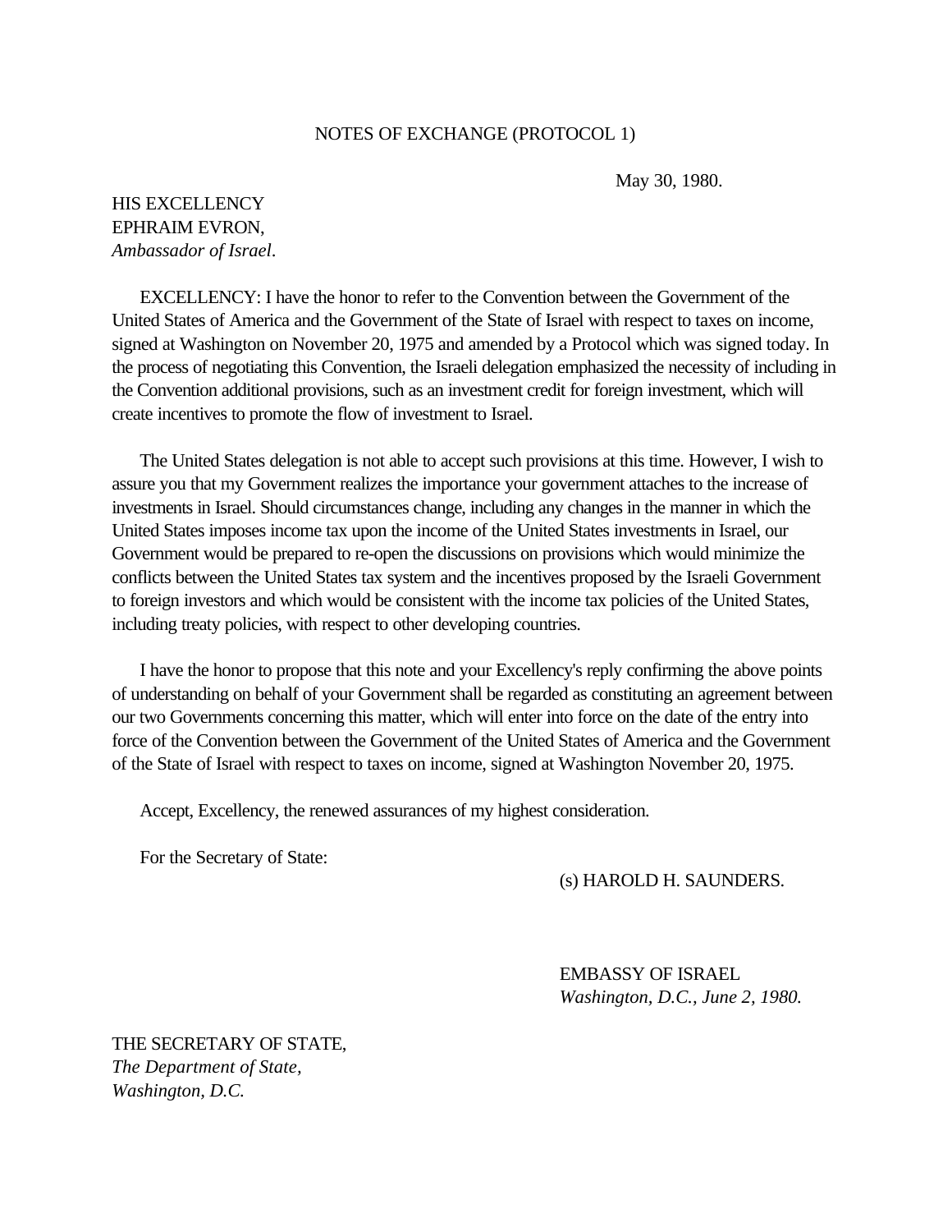NOTES OF EXCHANGE (PROTOCOL 1)

May 30, 1980.

HIS EXCELLENCY
EPHRAIM EVRON,
*Ambassador of Israel*.

EXCELLENCY: I have the honor to refer to the Convention between the Government of the United States of America and the Government of the State of Israel with respect to taxes on income, signed at Washington on November 20, 1975 and amended by a Protocol which was signed today. In the process of negotiating this Convention, the Israeli delegation emphasized the necessity of including in the Convention additional provisions, such as an investment credit for foreign investment, which will create incentives to promote the flow of investment to Israel.

The United States delegation is not able to accept such provisions at this time. However, I wish to assure you that my Government realizes the importance your government attaches to the increase of investments in Israel. Should circumstances change, including any changes in the manner in which the United States imposes income tax upon the income of the United States investments in Israel, our Government would be prepared to re-open the discussions on provisions which would minimize the conflicts between the United States tax system and the incentives proposed by the Israeli Government to foreign investors and which would be consistent with the income tax policies of the United States, including treaty policies, with respect to other developing countries.

I have the honor to propose that this note and your Excellency's reply confirming the above points of understanding on behalf of your Government shall be regarded as constituting an agreement between our two Governments concerning this matter, which will enter into force on the date of the entry into force of the Convention between the Government of the United States of America and the Government of the State of Israel with respect to taxes on income, signed at Washington November 20, 1975.

Accept, Excellency, the renewed assurances of my highest consideration.

For the Secretary of State:

(s) HAROLD H. SAUNDERS.

EMBASSY OF ISRAEL
*Washington, D.C., June 2, 1980.*

THE SECRETARY OF STATE,
*The Department of State,*
*Washington, D.C.*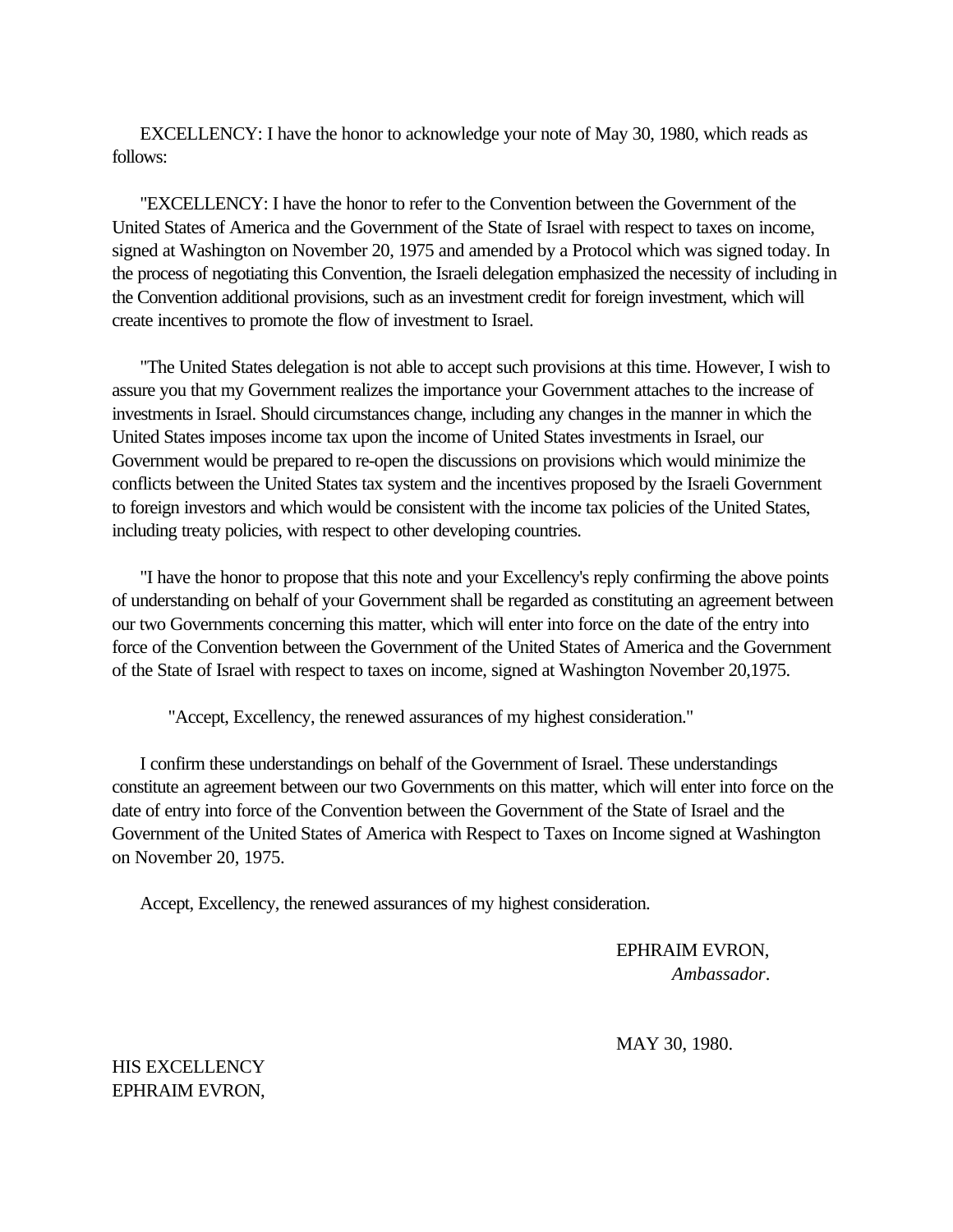EXCELLENCY: I have the honor to acknowledge your note of May 30, 1980, which reads as follows:

"EXCELLENCY: I have the honor to refer to the Convention between the Government of the United States of America and the Government of the State of Israel with respect to taxes on income, signed at Washington on November 20, 1975 and amended by a Protocol which was signed today. In the process of negotiating this Convention, the Israeli delegation emphasized the necessity of including in the Convention additional provisions, such as an investment credit for foreign investment, which will create incentives to promote the flow of investment to Israel.

"The United States delegation is not able to accept such provisions at this time. However, I wish to assure you that my Government realizes the importance your Government attaches to the increase of investments in Israel. Should circumstances change, including any changes in the manner in which the United States imposes income tax upon the income of United States investments in Israel, our Government would be prepared to re-open the discussions on provisions which would minimize the conflicts between the United States tax system and the incentives proposed by the Israeli Government to foreign investors and which would be consistent with the income tax policies of the United States, including treaty policies, with respect to other developing countries.

"I have the honor to propose that this note and your Excellency's reply confirming the above points of understanding on behalf of your Government shall be regarded as constituting an agreement between our two Governments concerning this matter, which will enter into force on the date of the entry into force of the Convention between the Government of the United States of America and the Government of the State of Israel with respect to taxes on income, signed at Washington November 20,1975.

"Accept, Excellency, the renewed assurances of my highest consideration."

I confirm these understandings on behalf of the Government of Israel. These understandings constitute an agreement between our two Governments on this matter, which will enter into force on the date of entry into force of the Convention between the Government of the State of Israel and the Government of the United States of America with Respect to Taxes on Income signed at Washington on November 20, 1975.

Accept, Excellency, the renewed assurances of my highest consideration.

EPHRAIM EVRON,
*Ambassador*.

MAY 30, 1980.

HIS EXCELLENCY
EPHRAIM EVRON,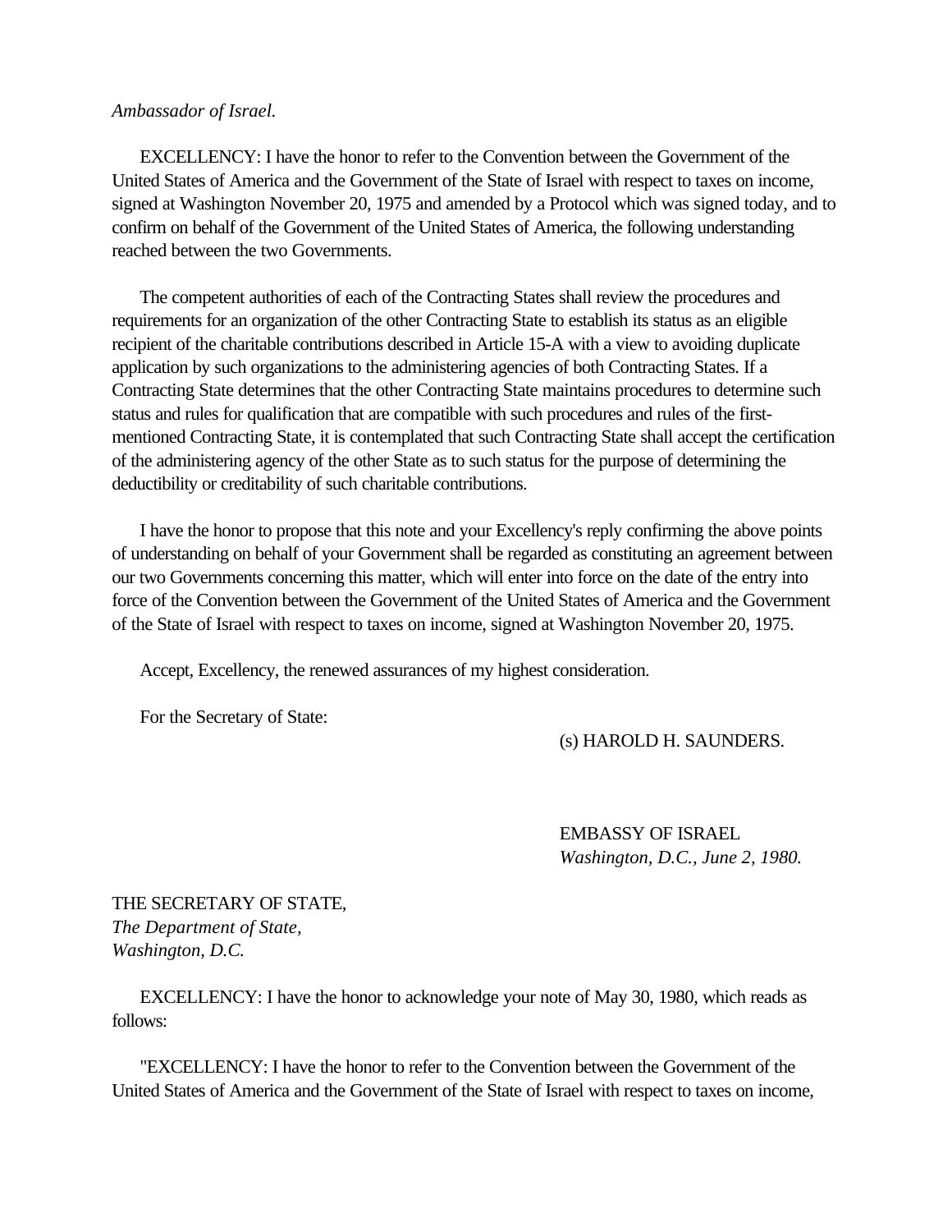*Ambassador of Israel.*

EXCELLENCY: I have the honor to refer to the Convention between the Government of the United States of America and the Government of the State of Israel with respect to taxes on income, signed at Washington November 20, 1975 and amended by a Protocol which was signed today, and to confirm on behalf of the Government of the United States of America, the following understanding reached between the two Governments.

The competent authorities of each of the Contracting States shall review the procedures and requirements for an organization of the other Contracting State to establish its status as an eligible recipient of the charitable contributions described in Article 15-A with a view to avoiding duplicate application by such organizations to the administering agencies of both Contracting States. If a Contracting State determines that the other Contracting State maintains procedures to determine such status and rules for qualification that are compatible with such procedures and rules of the first-mentioned Contracting State, it is contemplated that such Contracting State shall accept the certification of the administering agency of the other State as to such status for the purpose of determining the deductibility or creditability of such charitable contributions.

I have the honor to propose that this note and your Excellency's reply confirming the above points of understanding on behalf of your Government shall be regarded as constituting an agreement between our two Governments concerning this matter, which will enter into force on the date of the entry into force of the Convention between the Government of the United States of America and the Government of the State of Israel with respect to taxes on income, signed at Washington November 20, 1975.

Accept, Excellency, the renewed assurances of my highest consideration.

For the Secretary of State:

(s) HAROLD H. SAUNDERS.

EMBASSY OF ISRAEL
*Washington, D.C., June 2, 1980.*

THE SECRETARY OF STATE,
*The Department of State,*
*Washington, D.C.*

EXCELLENCY: I have the honor to acknowledge your note of May 30, 1980, which reads as follows:

"EXCELLENCY: I have the honor to refer to the Convention between the Government of the United States of America and the Government of the State of Israel with respect to taxes on income,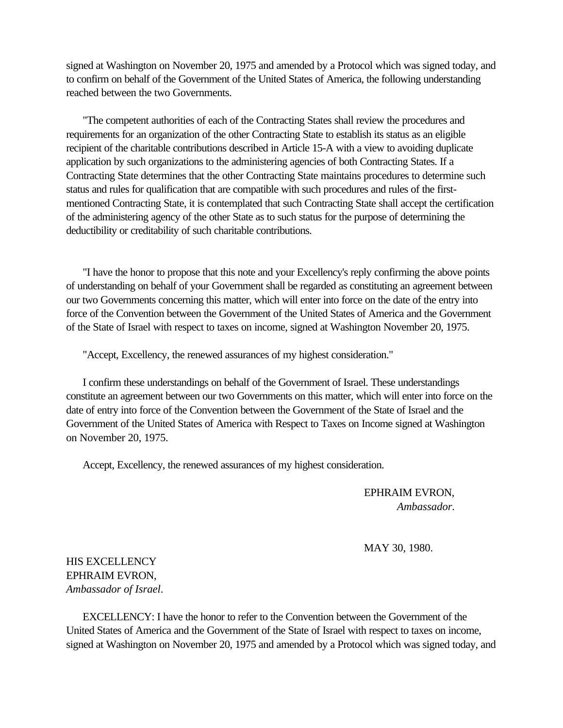signed at Washington on November 20, 1975 and amended by a Protocol which was signed today, and to confirm on behalf of the Government of the United States of America, the following understanding reached between the two Governments.

"The competent authorities of each of the Contracting States shall review the procedures and requirements for an organization of the other Contracting State to establish its status as an eligible recipient of the charitable contributions described in Article 15-A with a view to avoiding duplicate application by such organizations to the administering agencies of both Contracting States. If a Contracting State determines that the other Contracting State maintains procedures to determine such status and rules for qualification that are compatible with such procedures and rules of the first-mentioned Contracting State, it is contemplated that such Contracting State shall accept the certification of the administering agency of the other State as to such status for the purpose of determining the deductibility or creditability of such charitable contributions.

"I have the honor to propose that this note and your Excellency's reply confirming the above points of understanding on behalf of your Government shall be regarded as constituting an agreement between our two Governments concerning this matter, which will enter into force on the date of the entry into force of the Convention between the Government of the United States of America and the Government of the State of Israel with respect to taxes on income, signed at Washington November 20, 1975.

"Accept, Excellency, the renewed assurances of my highest consideration."

I confirm these understandings on behalf of the Government of Israel. These understandings constitute an agreement between our two Governments on this matter, which will enter into force on the date of entry into force of the Convention between the Government of the State of Israel and the Government of the United States of America with Respect to Taxes on Income signed at Washington on November 20, 1975.

Accept, Excellency, the renewed assurances of my highest consideration.

EPHRAIM EVRON,
*Ambassador*.

MAY 30, 1980.

HIS EXCELLENCY
EPHRAIM EVRON,
*Ambassador of Israel*.

EXCELLENCY: I have the honor to refer to the Convention between the Government of the United States of America and the Government of the State of Israel with respect to taxes on income, signed at Washington on November 20, 1975 and amended by a Protocol which was signed today, and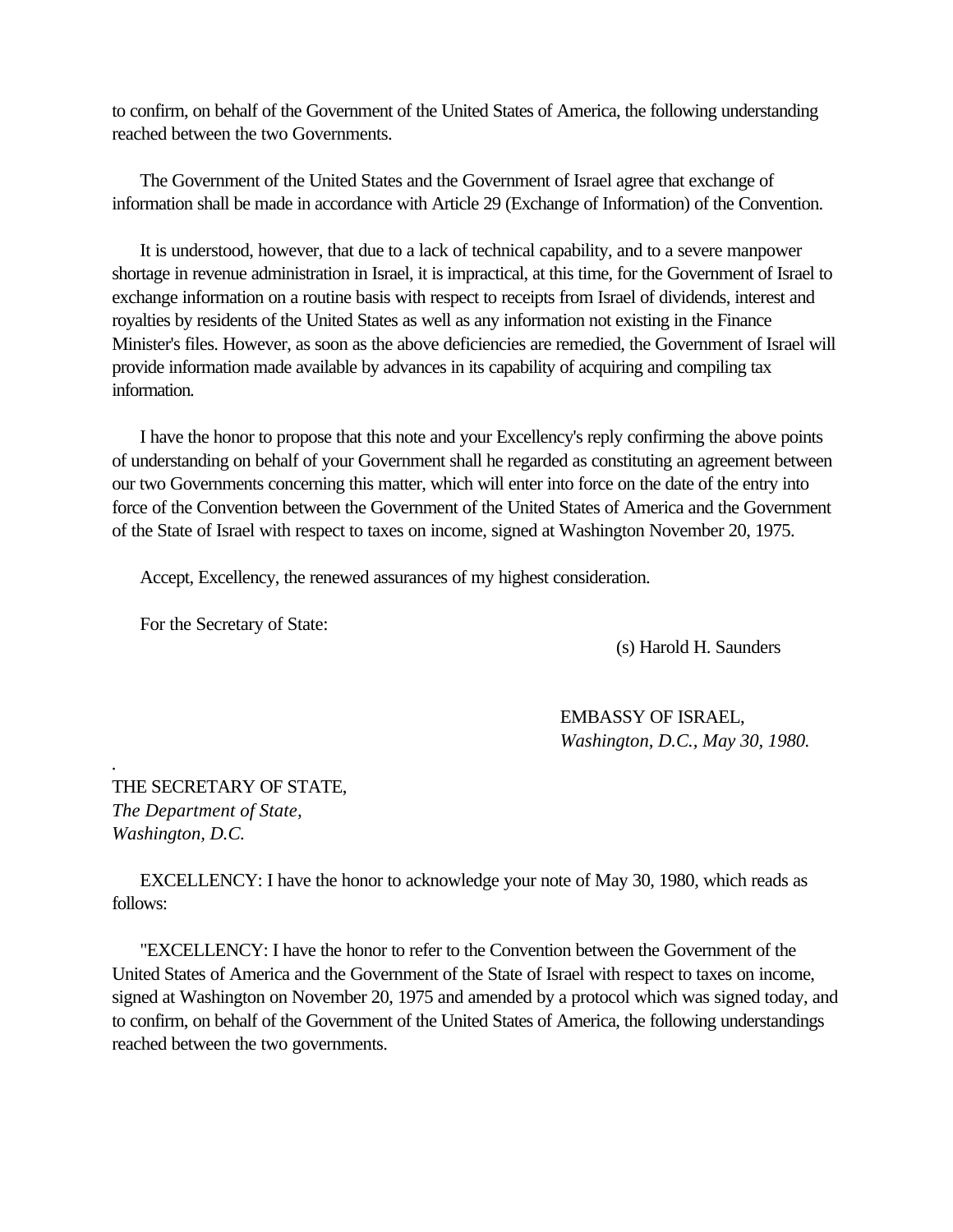to confirm, on behalf of the Government of the United States of America, the following understanding reached between the two Governments.

The Government of the United States and the Government of Israel agree that exchange of information shall be made in accordance with Article 29 (Exchange of Information) of the Convention.

It is understood, however, that due to a lack of technical capability, and to a severe manpower shortage in revenue administration in Israel, it is impractical, at this time, for the Government of Israel to exchange information on a routine basis with respect to receipts from Israel of dividends, interest and royalties by residents of the United States as well as any information not existing in the Finance Minister's files. However, as soon as the above deficiencies are remedied, the Government of Israel will provide information made available by advances in its capability of acquiring and compiling tax information.

I have the honor to propose that this note and your Excellency's reply confirming the above points of understanding on behalf of your Government shall he regarded as constituting an agreement between our two Governments concerning this matter, which will enter into force on the date of the entry into force of the Convention between the Government of the United States of America and the Government of the State of Israel with respect to taxes on income, signed at Washington November 20, 1975.

Accept, Excellency, the renewed assurances of my highest consideration.

For the Secretary of State:

(s) Harold H. Saunders

EMBASSY OF ISRAEL,
*Washington, D.C., May 30, 1980.*

THE SECRETARY OF STATE,
*The Department of State,*
*Washington, D.C.*

EXCELLENCY: I have the honor to acknowledge your note of May 30, 1980, which reads as follows:

"EXCELLENCY: I have the honor to refer to the Convention between the Government of the United States of America and the Government of the State of Israel with respect to taxes on income, signed at Washington on November 20, 1975 and amended by a protocol which was signed today, and to confirm, on behalf of the Government of the United States of America, the following understandings reached between the two governments.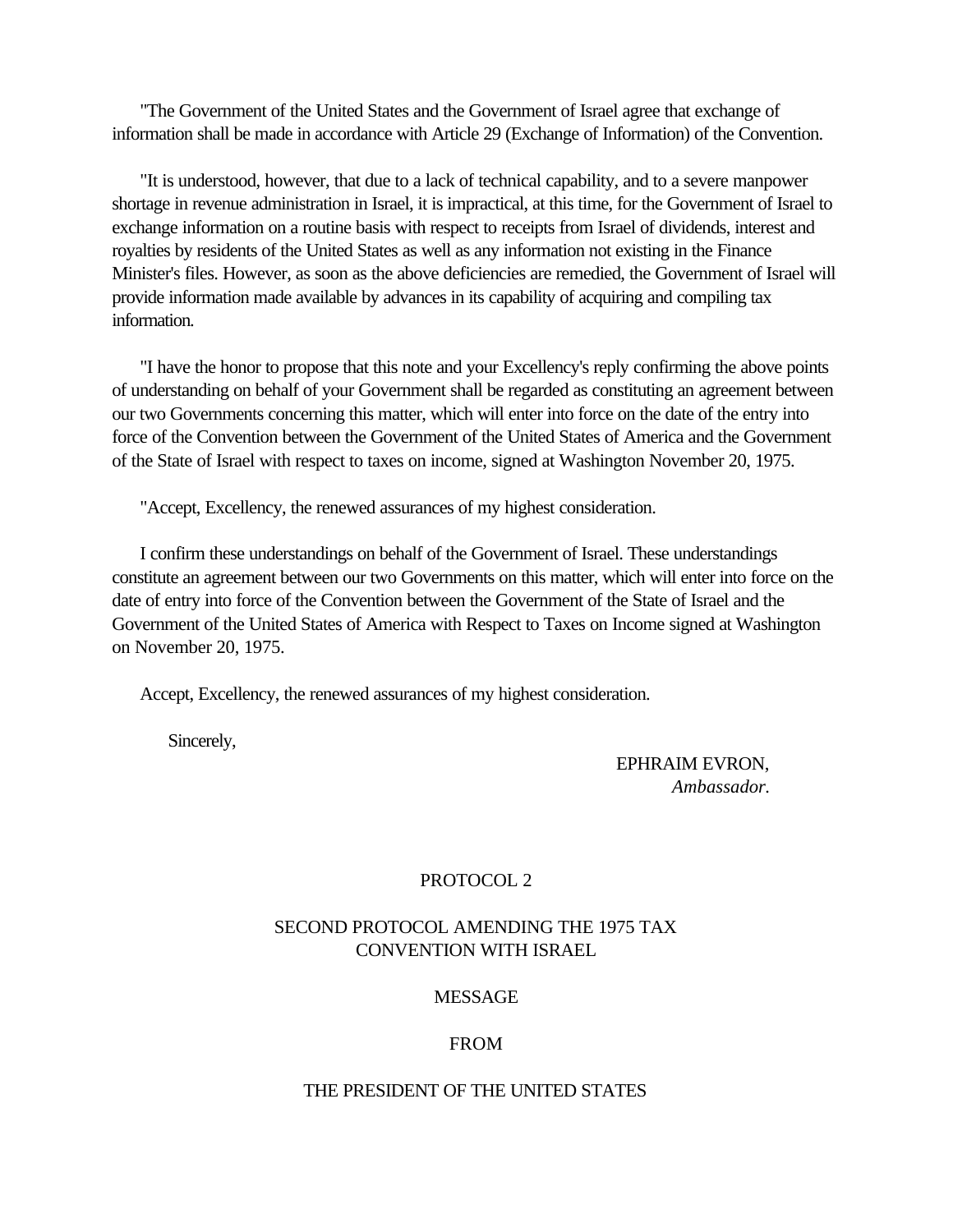"The Government of the United States and the Government of Israel agree that exchange of information shall be made in accordance with Article 29 (Exchange of Information) of the Convention.

"It is understood, however, that due to a lack of technical capability, and to a severe manpower shortage in revenue administration in Israel, it is impractical, at this time, for the Government of Israel to exchange information on a routine basis with respect to receipts from Israel of dividends, interest and royalties by residents of the United States as well as any information not existing in the Finance Minister's files. However, as soon as the above deficiencies are remedied, the Government of Israel will provide information made available by advances in its capability of acquiring and compiling tax information.

"I have the honor to propose that this note and your Excellency's reply confirming the above points of understanding on behalf of your Government shall be regarded as constituting an agreement between our two Governments concerning this matter, which will enter into force on the date of the entry into force of the Convention between the Government of the United States of America and the Government of the State of Israel with respect to taxes on income, signed at Washington November 20, 1975.

"Accept, Excellency, the renewed assurances of my highest consideration.

I confirm these understandings on behalf of the Government of Israel. These understandings constitute an agreement between our two Governments on this matter, which will enter into force on the date of entry into force of the Convention between the Government of the State of Israel and the Government of the United States of America with Respect to Taxes on Income signed at Washington on November 20, 1975.

Accept, Excellency, the renewed assurances of my highest consideration.

Sincerely,

EPHRAIM EVRON,
*Ambassador.*

PROTOCOL 2

SECOND PROTOCOL AMENDING THE 1975 TAX CONVENTION WITH ISRAEL

MESSAGE

FROM

THE PRESIDENT OF THE UNITED STATES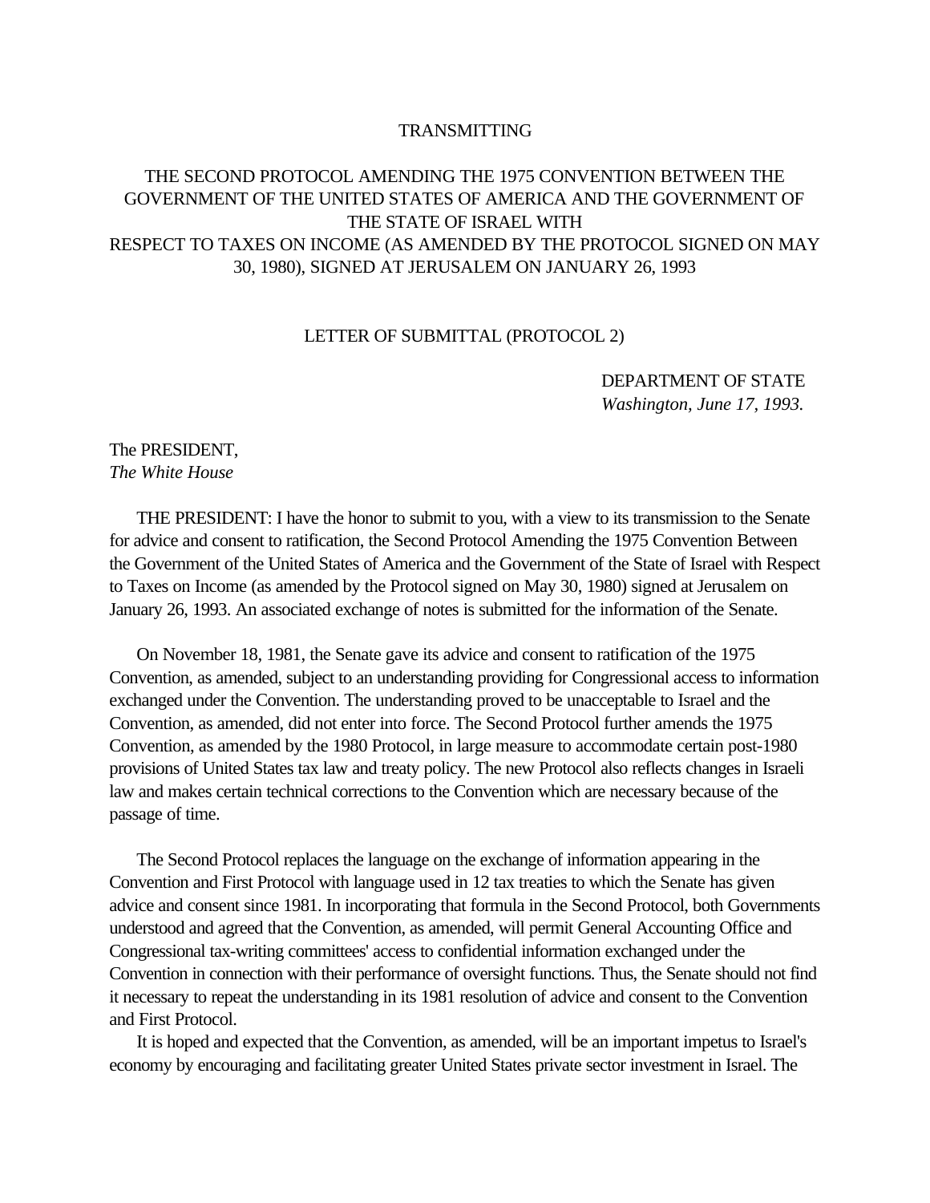TRANSMITTING

THE SECOND PROTOCOL AMENDING THE 1975 CONVENTION BETWEEN THE GOVERNMENT OF THE UNITED STATES OF AMERICA AND THE GOVERNMENT OF THE STATE OF ISRAEL WITH RESPECT TO TAXES ON INCOME (AS AMENDED BY THE PROTOCOL SIGNED ON MAY 30, 1980), SIGNED AT JERUSALEM ON JANUARY 26, 1993

LETTER OF SUBMITTAL (PROTOCOL 2)

DEPARTMENT OF STATE
*Washington, June 17, 1993.*

The PRESIDENT,
*The White House*

THE PRESIDENT: I have the honor to submit to you, with a view to its transmission to the Senate for advice and consent to ratification, the Second Protocol Amending the 1975 Convention Between the Government of the United States of America and the Government of the State of Israel with Respect to Taxes on Income (as amended by the Protocol signed on May 30, 1980) signed at Jerusalem on January 26, 1993. An associated exchange of notes is submitted for the information of the Senate.

On November 18, 1981, the Senate gave its advice and consent to ratification of the 1975 Convention, as amended, subject to an understanding providing for Congressional access to information exchanged under the Convention. The understanding proved to be unacceptable to Israel and the Convention, as amended, did not enter into force. The Second Protocol further amends the 1975 Convention, as amended by the 1980 Protocol, in large measure to accommodate certain post-1980 provisions of United States tax law and treaty policy. The new Protocol also reflects changes in Israeli law and makes certain technical corrections to the Convention which are necessary because of the passage of time.

The Second Protocol replaces the language on the exchange of information appearing in the Convention and First Protocol with language used in 12 tax treaties to which the Senate has given advice and consent since 1981. In incorporating that formula in the Second Protocol, both Governments understood and agreed that the Convention, as amended, will permit General Accounting Office and Congressional tax-writing committees' access to confidential information exchanged under the Convention in connection with their performance of oversight functions. Thus, the Senate should not find it necessary to repeat the understanding in its 1981 resolution of advice and consent to the Convention and First Protocol.

It is hoped and expected that the Convention, as amended, will be an important impetus to Israel's economy by encouraging and facilitating greater United States private sector investment in Israel. The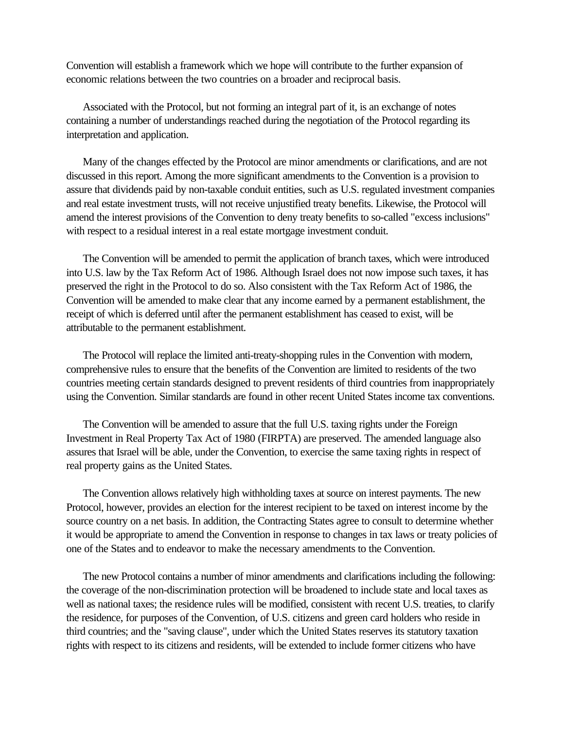Convention will establish a framework which we hope will contribute to the further expansion of economic relations between the two countries on a broader and reciprocal basis.

Associated with the Protocol, but not forming an integral part of it, is an exchange of notes containing a number of understandings reached during the negotiation of the Protocol regarding its interpretation and application.

Many of the changes effected by the Protocol are minor amendments or clarifications, and are not discussed in this report. Among the more significant amendments to the Convention is a provision to assure that dividends paid by non-taxable conduit entities, such as U.S. regulated investment companies and real estate investment trusts, will not receive unjustified treaty benefits. Likewise, the Protocol will amend the interest provisions of the Convention to deny treaty benefits to so-called "excess inclusions" with respect to a residual interest in a real estate mortgage investment conduit.

The Convention will be amended to permit the application of branch taxes, which were introduced into U.S. law by the Tax Reform Act of 1986. Although Israel does not now impose such taxes, it has preserved the right in the Protocol to do so. Also consistent with the Tax Reform Act of 1986, the Convention will be amended to make clear that any income earned by a permanent establishment, the receipt of which is deferred until after the permanent establishment has ceased to exist, will be attributable to the permanent establishment.

The Protocol will replace the limited anti-treaty-shopping rules in the Convention with modern, comprehensive rules to ensure that the benefits of the Convention are limited to residents of the two countries meeting certain standards designed to prevent residents of third countries from inappropriately using the Convention. Similar standards are found in other recent United States income tax conventions.

The Convention will be amended to assure that the full U.S. taxing rights under the Foreign Investment in Real Property Tax Act of 1980 (FIRPTA) are preserved. The amended language also assures that Israel will be able, under the Convention, to exercise the same taxing rights in respect of real property gains as the United States.

The Convention allows relatively high withholding taxes at source on interest payments. The new Protocol, however, provides an election for the interest recipient to be taxed on interest income by the source country on a net basis. In addition, the Contracting States agree to consult to determine whether it would be appropriate to amend the Convention in response to changes in tax laws or treaty policies of one of the States and to endeavor to make the necessary amendments to the Convention.

The new Protocol contains a number of minor amendments and clarifications including the following: the coverage of the non-discrimination protection will be broadened to include state and local taxes as well as national taxes; the residence rules will be modified, consistent with recent U.S. treaties, to clarify the residence, for purposes of the Convention, of U.S. citizens and green card holders who reside in third countries; and the "saving clause", under which the United States reserves its statutory taxation rights with respect to its citizens and residents, will be extended to include former citizens who have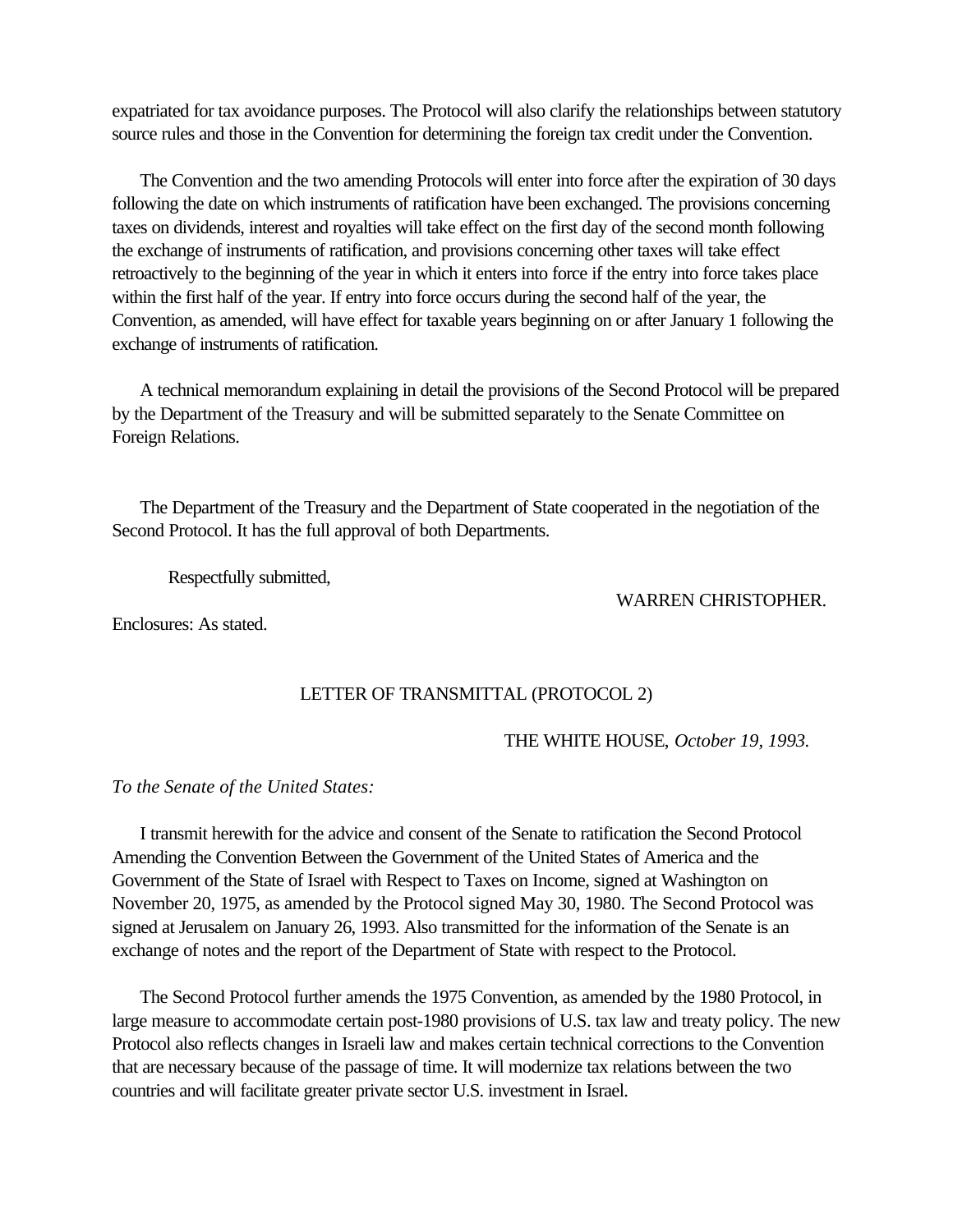expatriated for tax avoidance purposes. The Protocol will also clarify the relationships between statutory source rules and those in the Convention for determining the foreign tax credit under the Convention.

The Convention and the two amending Protocols will enter into force after the expiration of 30 days following the date on which instruments of ratification have been exchanged. The provisions concerning taxes on dividends, interest and royalties will take effect on the first day of the second month following the exchange of instruments of ratification, and provisions concerning other taxes will take effect retroactively to the beginning of the year in which it enters into force if the entry into force takes place within the first half of the year. If entry into force occurs during the second half of the year, the Convention, as amended, will have effect for taxable years beginning on or after January 1 following the exchange of instruments of ratification.

A technical memorandum explaining in detail the provisions of the Second Protocol will be prepared by the Department of the Treasury and will be submitted separately to the Senate Committee on Foreign Relations.

The Department of the Treasury and the Department of State cooperated in the negotiation of the Second Protocol. It has the full approval of both Departments.

Respectfully submitted,

WARREN CHRISTOPHER.

Enclosures: As stated.

## LETTER OF TRANSMITTAL (PROTOCOL 2)

THE WHITE HOUSE, *October 19, 1993.*

*To the Senate of the United States:*

I transmit herewith for the advice and consent of the Senate to ratification the Second Protocol Amending the Convention Between the Government of the United States of America and the Government of the State of Israel with Respect to Taxes on Income, signed at Washington on November 20, 1975, as amended by the Protocol signed May 30, 1980. The Second Protocol was signed at Jerusalem on January 26, 1993. Also transmitted for the information of the Senate is an exchange of notes and the report of the Department of State with respect to the Protocol.

The Second Protocol further amends the 1975 Convention, as amended by the 1980 Protocol, in large measure to accommodate certain post-1980 provisions of U.S. tax law and treaty policy. The new Protocol also reflects changes in Israeli law and makes certain technical corrections to the Convention that are necessary because of the passage of time. It will modernize tax relations between the two countries and will facilitate greater private sector U.S. investment in Israel.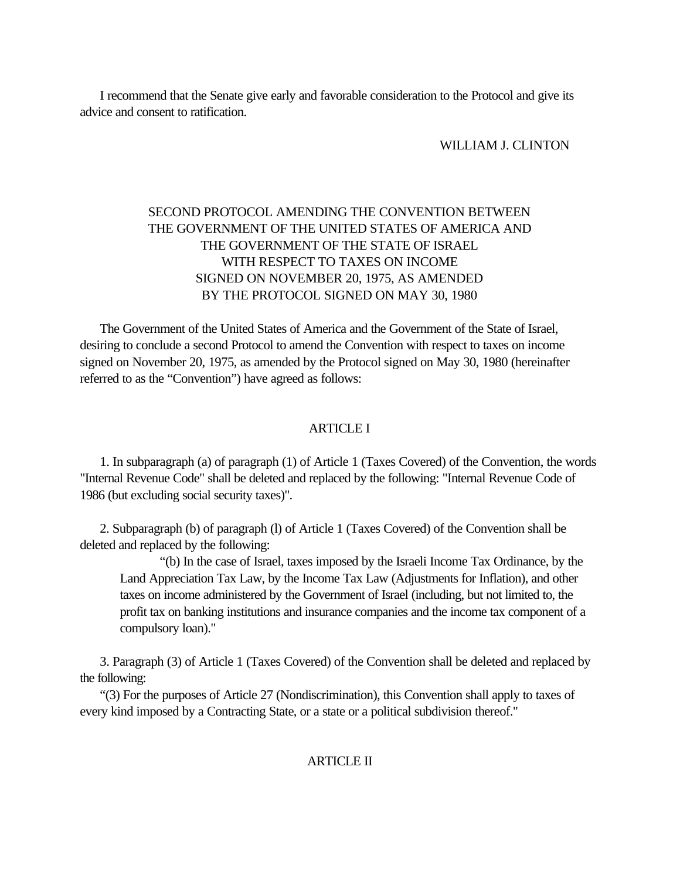I recommend that the Senate give early and favorable consideration to the Protocol and give its advice and consent to ratification.

WILLIAM J. CLINTON

## SECOND PROTOCOL AMENDING THE CONVENTION BETWEEN THE GOVERNMENT OF THE UNITED STATES OF AMERICA AND THE GOVERNMENT OF THE STATE OF ISRAEL WITH RESPECT TO TAXES ON INCOME SIGNED ON NOVEMBER 20, 1975, AS AMENDED BY THE PROTOCOL SIGNED ON MAY 30, 1980

The Government of the United States of America and the Government of the State of Israel, desiring to conclude a second Protocol to amend the Convention with respect to taxes on income signed on November 20, 1975, as amended by the Protocol signed on May 30, 1980 (hereinafter referred to as the "Convention") have agreed as follows:

### ARTICLE I

1. In subparagraph (a) of paragraph (1) of Article 1 (Taxes Covered) of the Convention, the words "Internal Revenue Code" shall be deleted and replaced by the following: "Internal Revenue Code of 1986 (but excluding social security taxes)".

2. Subparagraph (b) of paragraph (l) of Article 1 (Taxes Covered) of the Convention shall be deleted and replaced by the following:

   "(b) In the case of Israel, taxes imposed by the Israeli Income Tax Ordinance, by the Land Appreciation Tax Law, by the Income Tax Law (Adjustments for Inflation), and other taxes on income administered by the Government of Israel (including, but not limited to, the profit tax on banking institutions and insurance companies and the income tax component of a compulsory loan)."

3. Paragraph (3) of Article 1 (Taxes Covered) of the Convention shall be deleted and replaced by the following:

"(3) For the purposes of Article 27 (Nondiscrimination), this Convention shall apply to taxes of every kind imposed by a Contracting State, or a state or a political subdivision thereof."

### ARTICLE II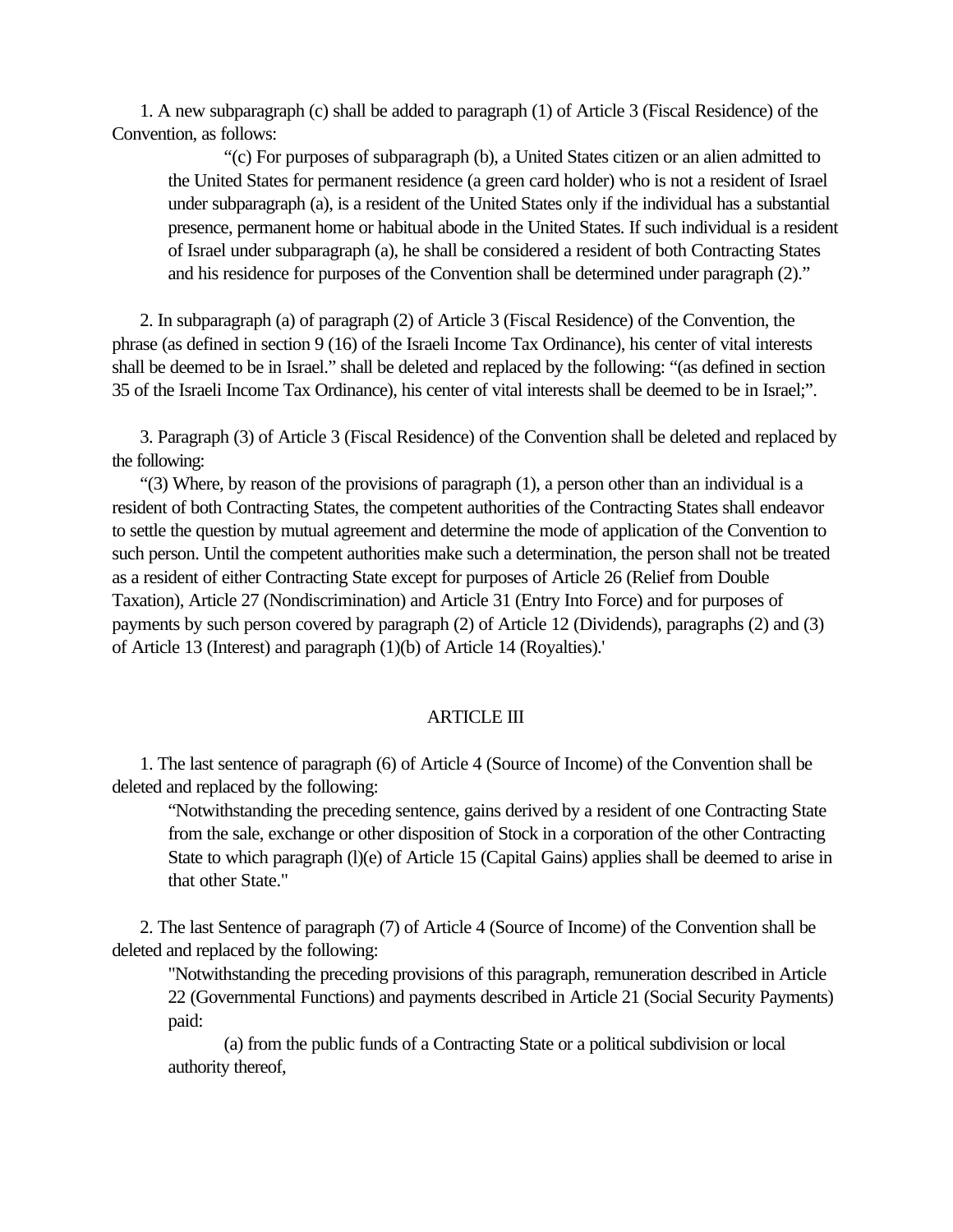1. A new subparagraph (c) shall be added to paragraph (1) of Article 3 (Fiscal Residence) of the Convention, as follows:

> "(c) For purposes of subparagraph (b), a United States citizen or an alien admitted to the United States for permanent residence (a green card holder) who is not a resident of Israel under subparagraph (a), is a resident of the United States only if the individual has a substantial presence, permanent home or habitual abode in the United States. If such individual is a resident of Israel under subparagraph (a), he shall be considered a resident of both Contracting States and his residence for purposes of the Convention shall be determined under paragraph (2)."

2. In subparagraph (a) of paragraph (2) of Article 3 (Fiscal Residence) of the Convention, the phrase (as defined in section 9 (16) of the Israeli Income Tax Ordinance), his center of vital interests shall be deemed to be in Israel." shall be deleted and replaced by the following: "(as defined in section 35 of the Israeli Income Tax Ordinance), his center of vital interests shall be deemed to be in Israel;".

3. Paragraph (3) of Article 3 (Fiscal Residence) of the Convention shall be deleted and replaced by the following:

"(3) Where, by reason of the provisions of paragraph (1), a person other than an individual is a resident of both Contracting States, the competent authorities of the Contracting States shall endeavor to settle the question by mutual agreement and determine the mode of application of the Convention to such person. Until the competent authorities make such a determination, the person shall not be treated as a resident of either Contracting State except for purposes of Article 26 (Relief from Double Taxation), Article 27 (Nondiscrimination) and Article 31 (Entry Into Force) and for purposes of payments by such person covered by paragraph (2) of Article 12 (Dividends), paragraphs (2) and (3) of Article 13 (Interest) and paragraph (1)(b) of Article 14 (Royalties).'

## ARTICLE III

1. The last sentence of paragraph (6) of Article 4 (Source of Income) of the Convention shall be deleted and replaced by the following:

> "Notwithstanding the preceding sentence, gains derived by a resident of one Contracting State from the sale, exchange or other disposition of Stock in a corporation of the other Contracting State to which paragraph (l)(e) of Article 15 (Capital Gains) applies shall be deemed to arise in that other State."

2. The last Sentence of paragraph (7) of Article 4 (Source of Income) of the Convention shall be deleted and replaced by the following:

> "Notwithstanding the preceding provisions of this paragraph, remuneration described in Article 22 (Governmental Functions) and payments described in Article 21 (Social Security Payments) paid:
>
> (a) from the public funds of a Contracting State or a political subdivision or local authority thereof,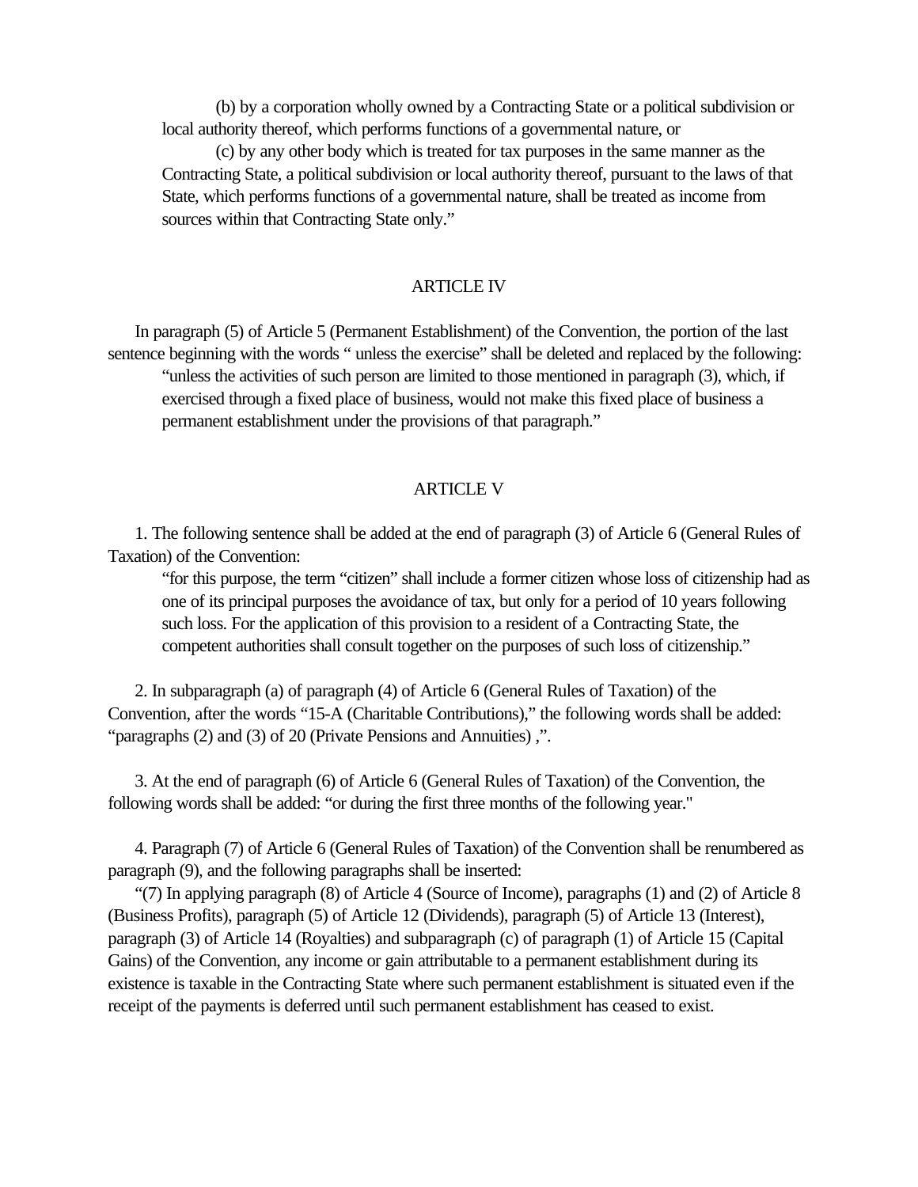(b) by a corporation wholly owned by a Contracting State or a political subdivision or local authority thereof, which performs functions of a governmental nature, or

(c) by any other body which is treated for tax purposes in the same manner as the Contracting State, a political subdivision or local authority thereof, pursuant to the laws of that State, which performs functions of a governmental nature, shall be treated as income from sources within that Contracting State only."

## ARTICLE IV

In paragraph (5) of Article 5 (Permanent Establishment) of the Convention, the portion of the last sentence beginning with the words " unless the exercise" shall be deleted and replaced by the following:

"unless the activities of such person are limited to those mentioned in paragraph (3), which, if exercised through a fixed place of business, would not make this fixed place of business a permanent establishment under the provisions of that paragraph."

## ARTICLE V

1. The following sentence shall be added at the end of paragraph (3) of Article 6 (General Rules of Taxation) of the Convention:

"for this purpose, the term "citizen" shall include a former citizen whose loss of citizenship had as one of its principal purposes the avoidance of tax, but only for a period of 10 years following such loss. For the application of this provision to a resident of a Contracting State, the competent authorities shall consult together on the purposes of such loss of citizenship."

2. In subparagraph (a) of paragraph (4) of Article 6 (General Rules of Taxation) of the Convention, after the words "15-A (Charitable Contributions)," the following words shall be added: "paragraphs (2) and (3) of 20 (Private Pensions and Annuities) ,".

3. At the end of paragraph (6) of Article 6 (General Rules of Taxation) of the Convention, the following words shall be added: "or during the first three months of the following year."

4. Paragraph (7) of Article 6 (General Rules of Taxation) of the Convention shall be renumbered as paragraph (9), and the following paragraphs shall be inserted:

"(7) In applying paragraph (8) of Article 4 (Source of Income), paragraphs (1) and (2) of Article 8 (Business Profits), paragraph (5) of Article 12 (Dividends), paragraph (5) of Article 13 (Interest), paragraph (3) of Article 14 (Royalties) and subparagraph (c) of paragraph (1) of Article 15 (Capital Gains) of the Convention, any income or gain attributable to a permanent establishment during its existence is taxable in the Contracting State where such permanent establishment is situated even if the receipt of the payments is deferred until such permanent establishment has ceased to exist.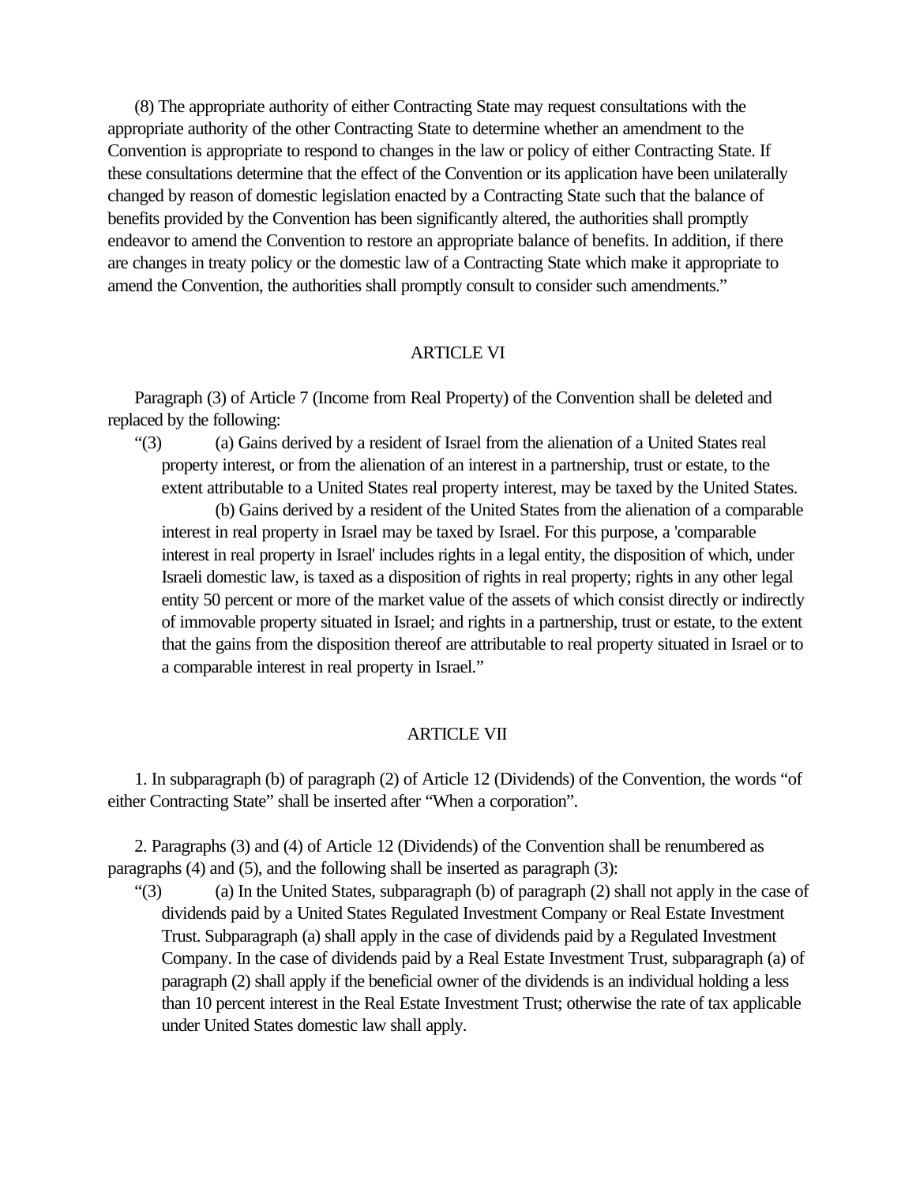(8) The appropriate authority of either Contracting State may request consultations with the appropriate authority of the other Contracting State to determine whether an amendment to the Convention is appropriate to respond to changes in the law or policy of either Contracting State. If these consultations determine that the effect of the Convention or its application have been unilaterally changed by reason of domestic legislation enacted by a Contracting State such that the balance of benefits provided by the Convention has been significantly altered, the authorities shall promptly endeavor to amend the Convention to restore an appropriate balance of benefits. In addition, if there are changes in treaty policy or the domestic law of a Contracting State which make it appropriate to amend the Convention, the authorities shall promptly consult to consider such amendments."

## ARTICLE VI

Paragraph (3) of Article 7 (Income from Real Property) of the Convention shall be deleted and replaced by the following:

"(3) (a) Gains derived by a resident of Israel from the alienation of a United States real property interest, or from the alienation of an interest in a partnership, trust or estate, to the extent attributable to a United States real property interest, may be taxed by the United States.

(b) Gains derived by a resident of the United States from the alienation of a comparable interest in real property in Israel may be taxed by Israel. For this purpose, a 'comparable interest in real property in Israel' includes rights in a legal entity, the disposition of which, under Israeli domestic law, is taxed as a disposition of rights in real property; rights in any other legal entity 50 percent or more of the market value of the assets of which consist directly or indirectly of immovable property situated in Israel; and rights in a partnership, trust or estate, to the extent that the gains from the disposition thereof are attributable to real property situated in Israel or to a comparable interest in real property in Israel."

## ARTICLE VII

1. In subparagraph (b) of paragraph (2) of Article 12 (Dividends) of the Convention, the words "of either Contracting State" shall be inserted after "When a corporation".

2. Paragraphs (3) and (4) of Article 12 (Dividends) of the Convention shall be renumbered as paragraphs (4) and (5), and the following shall be inserted as paragraph (3):

"(3) (a) In the United States, subparagraph (b) of paragraph (2) shall not apply in the case of dividends paid by a United States Regulated Investment Company or Real Estate Investment Trust. Subparagraph (a) shall apply in the case of dividends paid by a Regulated Investment Company. In the case of dividends paid by a Real Estate Investment Trust, subparagraph (a) of paragraph (2) shall apply if the beneficial owner of the dividends is an individual holding a less than 10 percent interest in the Real Estate Investment Trust; otherwise the rate of tax applicable under United States domestic law shall apply.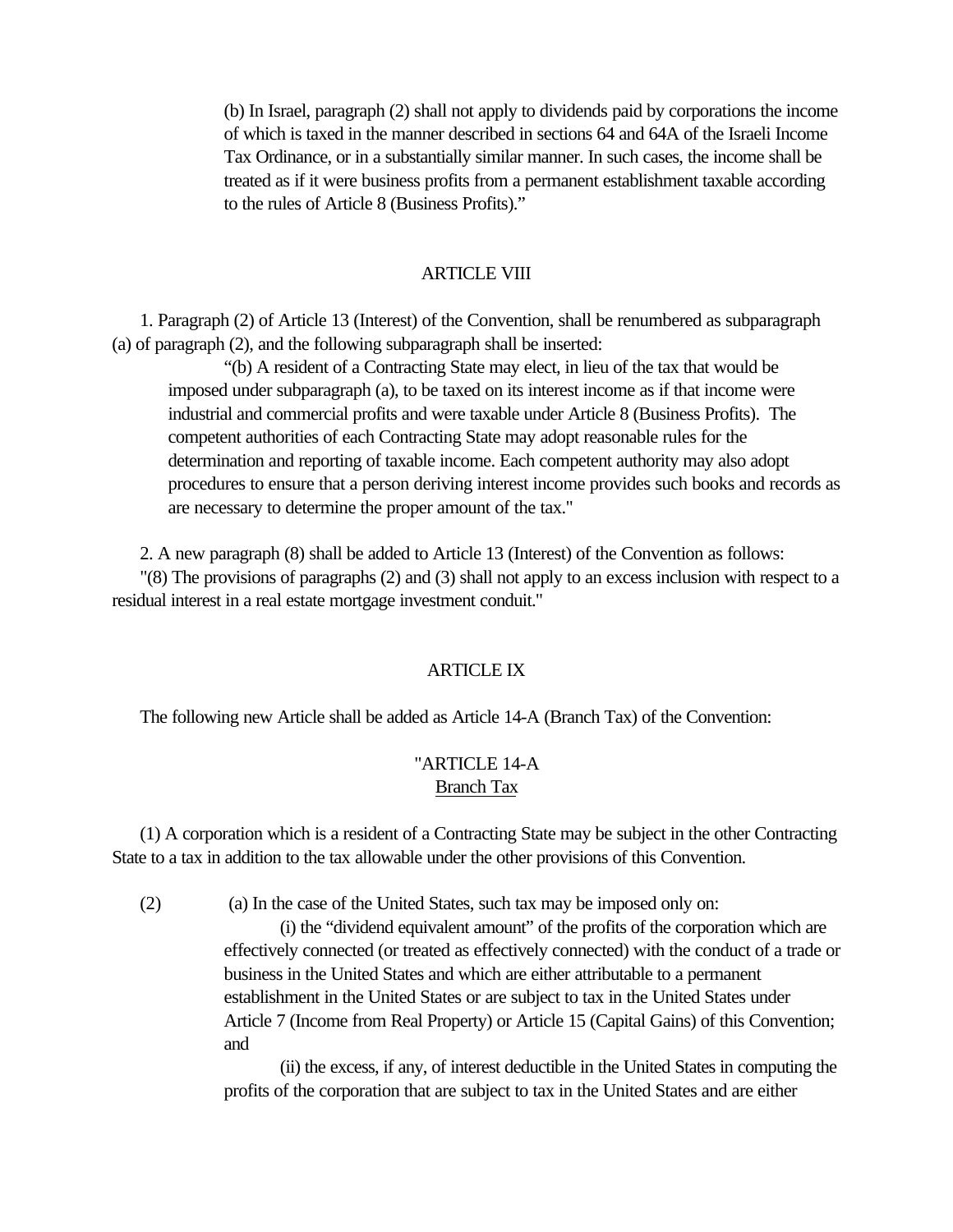(b) In Israel, paragraph (2) shall not apply to dividends paid by corporations the income of which is taxed in the manner described in sections 64 and 64A of the Israeli Income Tax Ordinance, or in a substantially similar manner. In such cases, the income shall be treated as if it were business profits from a permanent establishment taxable according to the rules of Article 8 (Business Profits)."

## ARTICLE VIII

1. Paragraph (2) of Article 13 (Interest) of the Convention, shall be renumbered as subparagraph (a) of paragraph (2), and the following subparagraph shall be inserted:

"(b) A resident of a Contracting State may elect, in lieu of the tax that would be imposed under subparagraph (a), to be taxed on its interest income as if that income were industrial and commercial profits and were taxable under Article 8 (Business Profits). The competent authorities of each Contracting State may adopt reasonable rules for the determination and reporting of taxable income. Each competent authority may also adopt procedures to ensure that a person deriving interest income provides such books and records as are necessary to determine the proper amount of the tax."

2. A new paragraph (8) shall be added to Article 13 (Interest) of the Convention as follows:

"(8) The provisions of paragraphs (2) and (3) shall not apply to an excess inclusion with respect to a residual interest in a real estate mortgage investment conduit."

## ARTICLE IX

The following new Article shall be added as Article 14-A (Branch Tax) of the Convention:

"ARTICLE 14-A
Branch Tax

(1) A corporation which is a resident of a Contracting State may be subject in the other Contracting State to a tax in addition to the tax allowable under the other provisions of this Convention.

(2) (a) In the case of the United States, such tax may be imposed only on:

(i) the "dividend equivalent amount" of the profits of the corporation which are effectively connected (or treated as effectively connected) with the conduct of a trade or business in the United States and which are either attributable to a permanent establishment in the United States or are subject to tax in the United States under Article 7 (Income from Real Property) or Article 15 (Capital Gains) of this Convention; and

(ii) the excess, if any, of interest deductible in the United States in computing the profits of the corporation that are subject to tax in the United States and are either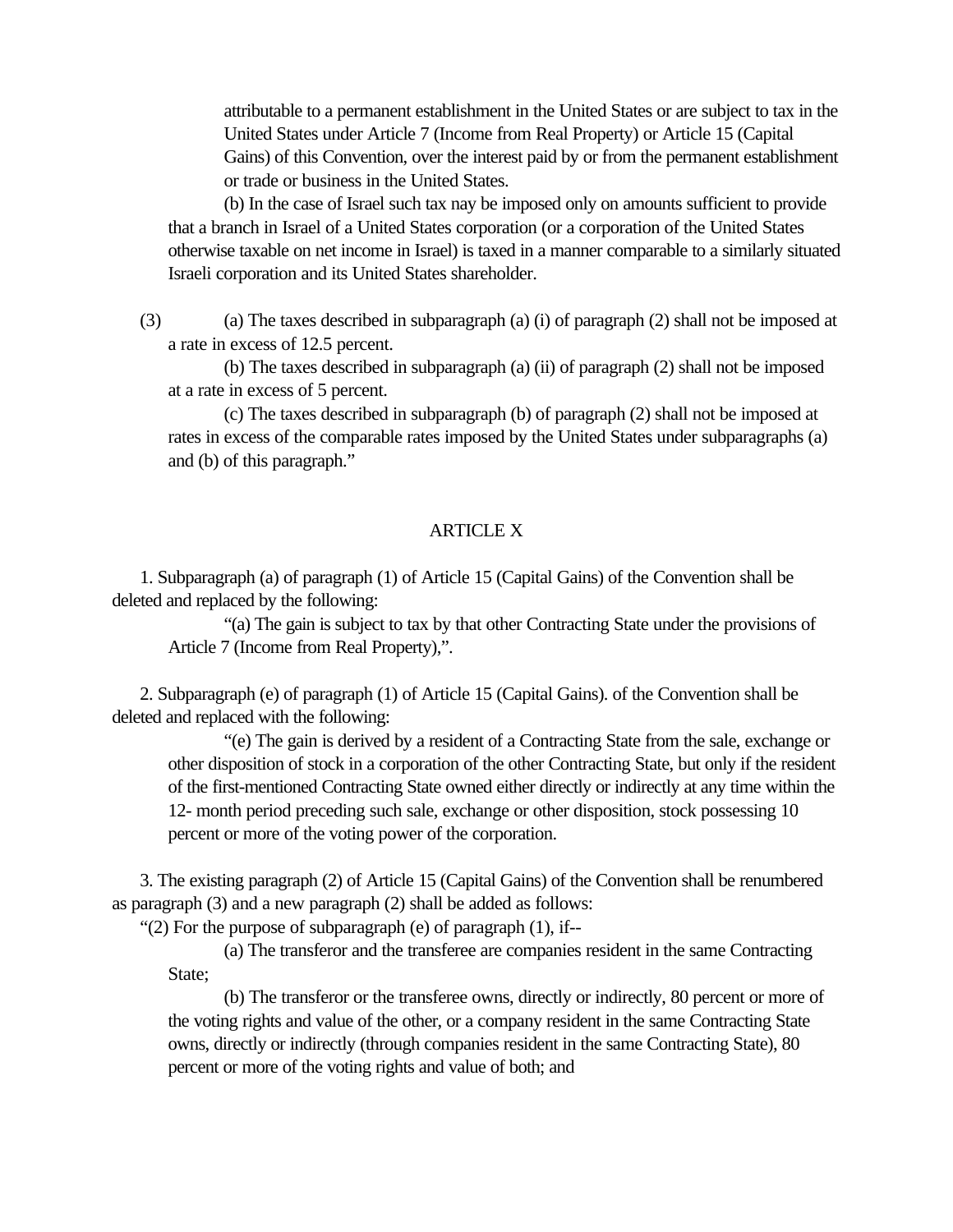attributable to a permanent establishment in the United States or are subject to tax in the United States under Article 7 (Income from Real Property) or Article 15 (Capital Gains) of this Convention, over the interest paid by or from the permanent establishment or trade or business in the United States.

(b) In the case of Israel such tax nay be imposed only on amounts sufficient to provide that a branch in Israel of a United States corporation (or a corporation of the United States otherwise taxable on net income in Israel) is taxed in a manner comparable to a similarly situated Israeli corporation and its United States shareholder.

(3) (a) The taxes described in subparagraph (a) (i) of paragraph (2) shall not be imposed at a rate in excess of 12.5 percent.

(b) The taxes described in subparagraph (a) (ii) of paragraph (2) shall not be imposed at a rate in excess of 5 percent.

(c) The taxes described in subparagraph (b) of paragraph (2) shall not be imposed at rates in excess of the comparable rates imposed by the United States under subparagraphs (a) and (b) of this paragraph."

## ARTICLE X

1. Subparagraph (a) of paragraph (1) of Article 15 (Capital Gains) of the Convention shall be deleted and replaced by the following:

"(a) The gain is subject to tax by that other Contracting State under the provisions of Article 7 (Income from Real Property),".

2. Subparagraph (e) of paragraph (1) of Article 15 (Capital Gains). of the Convention shall be deleted and replaced with the following:

"(e) The gain is derived by a resident of a Contracting State from the sale, exchange or other disposition of stock in a corporation of the other Contracting State, but only if the resident of the first-mentioned Contracting State owned either directly or indirectly at any time within the 12- month period preceding such sale, exchange or other disposition, stock possessing 10 percent or more of the voting power of the corporation.

3. The existing paragraph (2) of Article 15 (Capital Gains) of the Convention shall be renumbered as paragraph (3) and a new paragraph (2) shall be added as follows:

"(2) For the purpose of subparagraph (e) of paragraph (1), if--

(a) The transferor and the transferee are companies resident in the same Contracting State;

(b) The transferor or the transferee owns, directly or indirectly, 80 percent or more of the voting rights and value of the other, or a company resident in the same Contracting State owns, directly or indirectly (through companies resident in the same Contracting State), 80 percent or more of the voting rights and value of both; and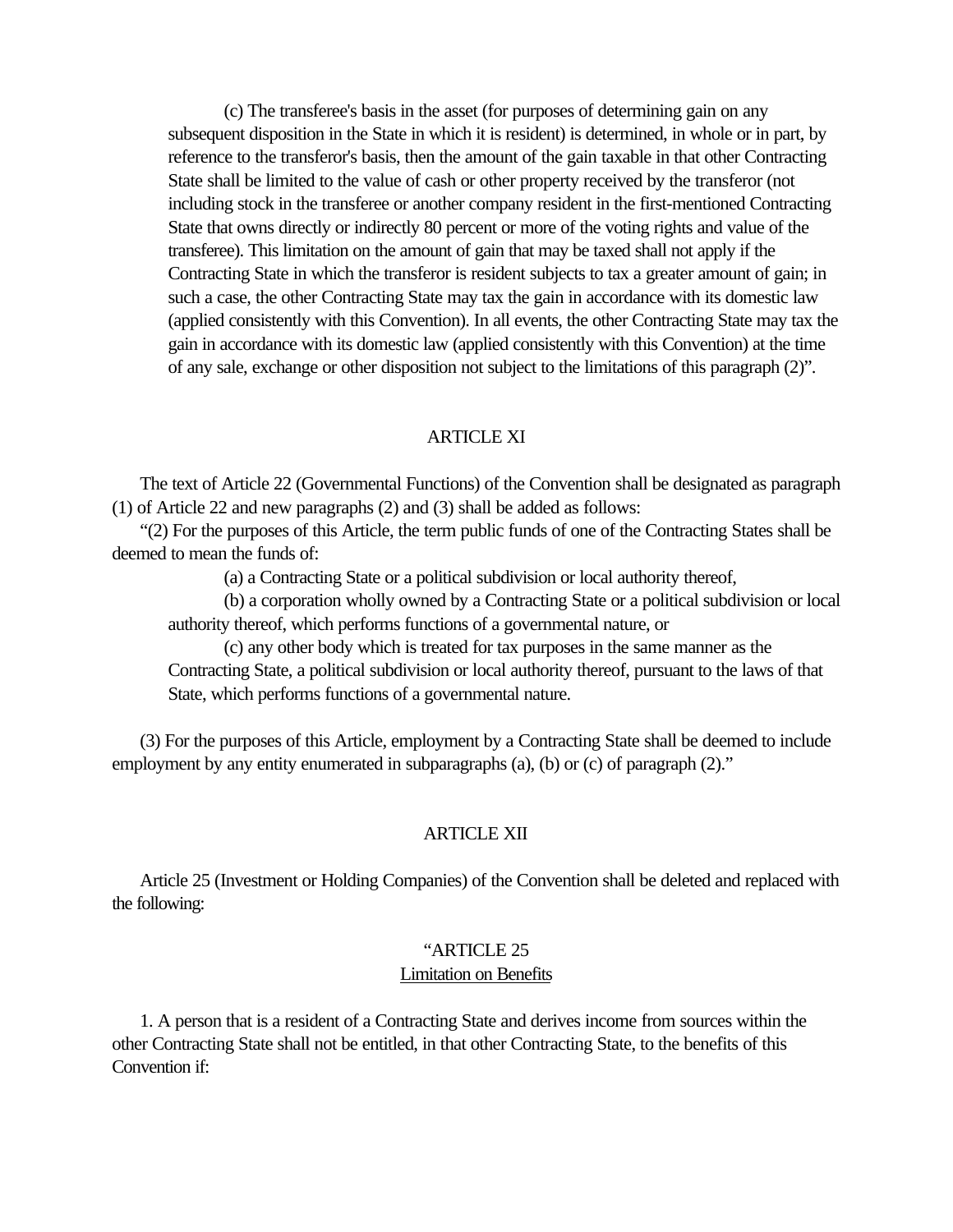(c) The transferee's basis in the asset (for purposes of determining gain on any subsequent disposition in the State in which it is resident) is determined, in whole or in part, by reference to the transferor's basis, then the amount of the gain taxable in that other Contracting State shall be limited to the value of cash or other property received by the transferor (not including stock in the transferee or another company resident in the first-mentioned Contracting State that owns directly or indirectly 80 percent or more of the voting rights and value of the transferee). This limitation on the amount of gain that may be taxed shall not apply if the Contracting State in which the transferor is resident subjects to tax a greater amount of gain; in such a case, the other Contracting State may tax the gain in accordance with its domestic law (applied consistently with this Convention). In all events, the other Contracting State may tax the gain in accordance with its domestic law (applied consistently with this Convention) at the time of any sale, exchange or other disposition not subject to the limitations of this paragraph (2)".

## ARTICLE XI

The text of Article 22 (Governmental Functions) of the Convention shall be designated as paragraph (1) of Article 22 and new paragraphs (2) and (3) shall be added as follows:

"(2) For the purposes of this Article, the term public funds of one of the Contracting States shall be deemed to mean the funds of:

(a) a Contracting State or a political subdivision or local authority thereof,

(b) a corporation wholly owned by a Contracting State or a political subdivision or local authority thereof, which performs functions of a governmental nature, or

(c) any other body which is treated for tax purposes in the same manner as the Contracting State, a political subdivision or local authority thereof, pursuant to the laws of that State, which performs functions of a governmental nature.

(3) For the purposes of this Article, employment by a Contracting State shall be deemed to include employment by any entity enumerated in subparagraphs (a), (b) or (c) of paragraph (2)."

## ARTICLE XII

Article 25 (Investment or Holding Companies) of the Convention shall be deleted and replaced with the following:

"ARTICLE 25
Limitation on Benefits

1. A person that is a resident of a Contracting State and derives income from sources within the other Contracting State shall not be entitled, in that other Contracting State, to the benefits of this Convention if: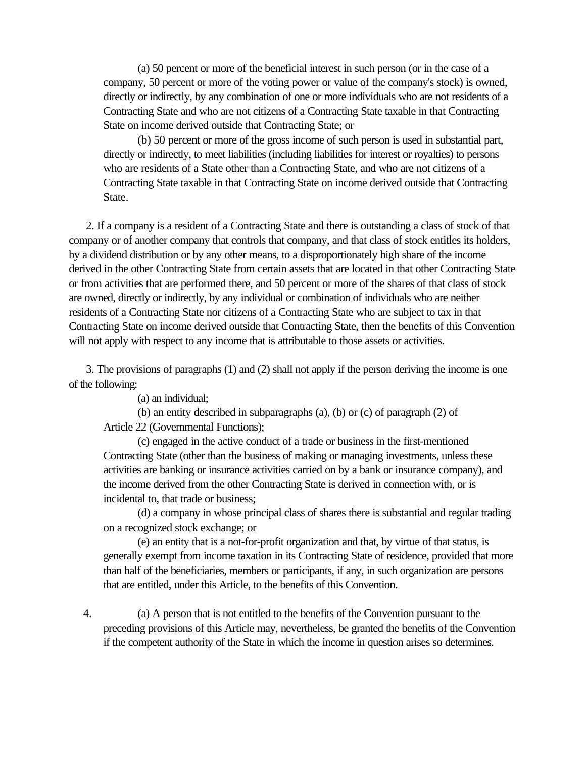(a) 50 percent or more of the beneficial interest in such person (or in the case of a company, 50 percent or more of the voting power or value of the company's stock) is owned, directly or indirectly, by any combination of one or more individuals who are not residents of a Contracting State and who are not citizens of a Contracting State taxable in that Contracting State on income derived outside that Contracting State; or

(b) 50 percent or more of the gross income of such person is used in substantial part, directly or indirectly, to meet liabilities (including liabilities for interest or royalties) to persons who are residents of a State other than a Contracting State, and who are not citizens of a Contracting State taxable in that Contracting State on income derived outside that Contracting State.

2. If a company is a resident of a Contracting State and there is outstanding a class of stock of that company or of another company that controls that company, and that class of stock entitles its holders, by a dividend distribution or by any other means, to a disproportionately high share of the income derived in the other Contracting State from certain assets that are located in that other Contracting State or from activities that are performed there, and 50 percent or more of the shares of that class of stock are owned, directly or indirectly, by any individual or combination of individuals who are neither residents of a Contracting State nor citizens of a Contracting State who are subject to tax in that Contracting State on income derived outside that Contracting State, then the benefits of this Convention will not apply with respect to any income that is attributable to those assets or activities.

3. The provisions of paragraphs (1) and (2) shall not apply if the person deriving the income is one of the following:

(a) an individual;

(b) an entity described in subparagraphs (a), (b) or (c) of paragraph (2) of Article 22 (Governmental Functions);

(c) engaged in the active conduct of a trade or business in the first-mentioned Contracting State (other than the business of making or managing investments, unless these activities are banking or insurance activities carried on by a bank or insurance company), and the income derived from the other Contracting State is derived in connection with, or is incidental to, that trade or business;

(d) a company in whose principal class of shares there is substantial and regular trading on a recognized stock exchange; or

(e) an entity that is a not-for-profit organization and that, by virtue of that status, is generally exempt from income taxation in its Contracting State of residence, provided that more than half of the beneficiaries, members or participants, if any, in such organization are persons that are entitled, under this Article, to the benefits of this Convention.

4. (a) A person that is not entitled to the benefits of the Convention pursuant to the preceding provisions of this Article may, nevertheless, be granted the benefits of the Convention if the competent authority of the State in which the income in question arises so determines.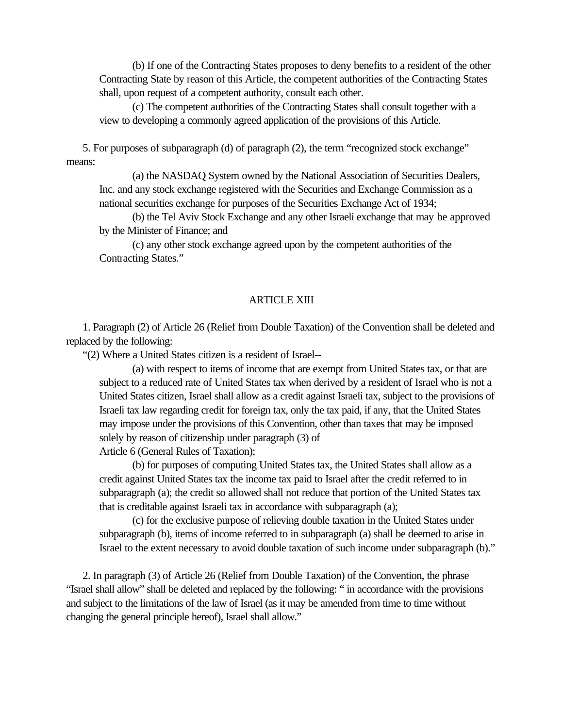(b) If one of the Contracting States proposes to deny benefits to a resident of the other Contracting State by reason of this Article, the competent authorities of the Contracting States shall, upon request of a competent authority, consult each other.

(c) The competent authorities of the Contracting States shall consult together with a view to developing a commonly agreed application of the provisions of this Article.

5. For purposes of subparagraph (d) of paragraph (2), the term "recognized stock exchange" means:

(a) the NASDAQ System owned by the National Association of Securities Dealers, Inc. and any stock exchange registered with the Securities and Exchange Commission as a national securities exchange for purposes of the Securities Exchange Act of 1934;

(b) the Tel Aviv Stock Exchange and any other Israeli exchange that may be approved by the Minister of Finance; and

(c) any other stock exchange agreed upon by the competent authorities of the Contracting States."

## ARTICLE XIII

1. Paragraph (2) of Article 26 (Relief from Double Taxation) of the Convention shall be deleted and replaced by the following:

"(2) Where a United States citizen is a resident of Israel--

(a) with respect to items of income that are exempt from United States tax, or that are subject to a reduced rate of United States tax when derived by a resident of Israel who is not a United States citizen, Israel shall allow as a credit against Israeli tax, subject to the provisions of Israeli tax law regarding credit for foreign tax, only the tax paid, if any, that the United States may impose under the provisions of this Convention, other than taxes that may be imposed solely by reason of citizenship under paragraph (3) of Article 6 (General Rules of Taxation);

(b) for purposes of computing United States tax, the United States shall allow as a credit against United States tax the income tax paid to Israel after the credit referred to in subparagraph (a); the credit so allowed shall not reduce that portion of the United States tax that is creditable against Israeli tax in accordance with subparagraph (a);

(c) for the exclusive purpose of relieving double taxation in the United States under subparagraph (b), items of income referred to in subparagraph (a) shall be deemed to arise in Israel to the extent necessary to avoid double taxation of such income under subparagraph (b)."

2. In paragraph (3) of Article 26 (Relief from Double Taxation) of the Convention, the phrase "Israel shall allow" shall be deleted and replaced by the following: " in accordance with the provisions and subject to the limitations of the law of Israel (as it may be amended from time to time without changing the general principle hereof), Israel shall allow."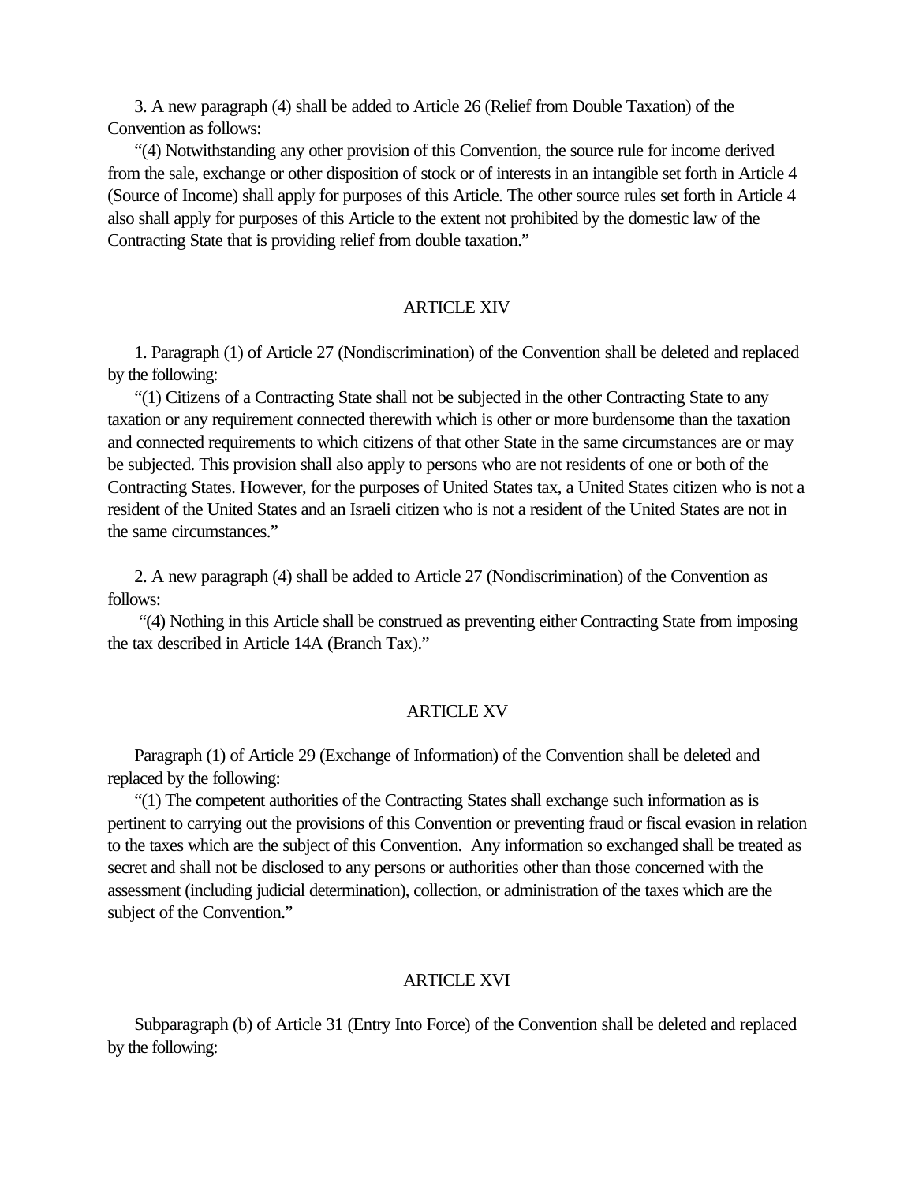3. A new paragraph (4) shall be added to Article 26 (Relief from Double Taxation) of the Convention as follows:

"(4) Notwithstanding any other provision of this Convention, the source rule for income derived from the sale, exchange or other disposition of stock or of interests in an intangible set forth in Article 4 (Source of Income) shall apply for purposes of this Article. The other source rules set forth in Article 4 also shall apply for purposes of this Article to the extent not prohibited by the domestic law of the Contracting State that is providing relief from double taxation."

## ARTICLE XIV

1. Paragraph (1) of Article 27 (Nondiscrimination) of the Convention shall be deleted and replaced by the following:

"(1) Citizens of a Contracting State shall not be subjected in the other Contracting State to any taxation or any requirement connected therewith which is other or more burdensome than the taxation and connected requirements to which citizens of that other State in the same circumstances are or may be subjected. This provision shall also apply to persons who are not residents of one or both of the Contracting States. However, for the purposes of United States tax, a United States citizen who is not a resident of the United States and an Israeli citizen who is not a resident of the United States are not in the same circumstances."

2. A new paragraph (4) shall be added to Article 27 (Nondiscrimination) of the Convention as follows:

"(4) Nothing in this Article shall be construed as preventing either Contracting State from imposing the tax described in Article 14A (Branch Tax)."

## ARTICLE XV

Paragraph (1) of Article 29 (Exchange of Information) of the Convention shall be deleted and replaced by the following:

"(1) The competent authorities of the Contracting States shall exchange such information as is pertinent to carrying out the provisions of this Convention or preventing fraud or fiscal evasion in relation to the taxes which are the subject of this Convention. Any information so exchanged shall be treated as secret and shall not be disclosed to any persons or authorities other than those concerned with the assessment (including judicial determination), collection, or administration of the taxes which are the subject of the Convention."

## ARTICLE XVI

Subparagraph (b) of Article 31 (Entry Into Force) of the Convention shall be deleted and replaced by the following: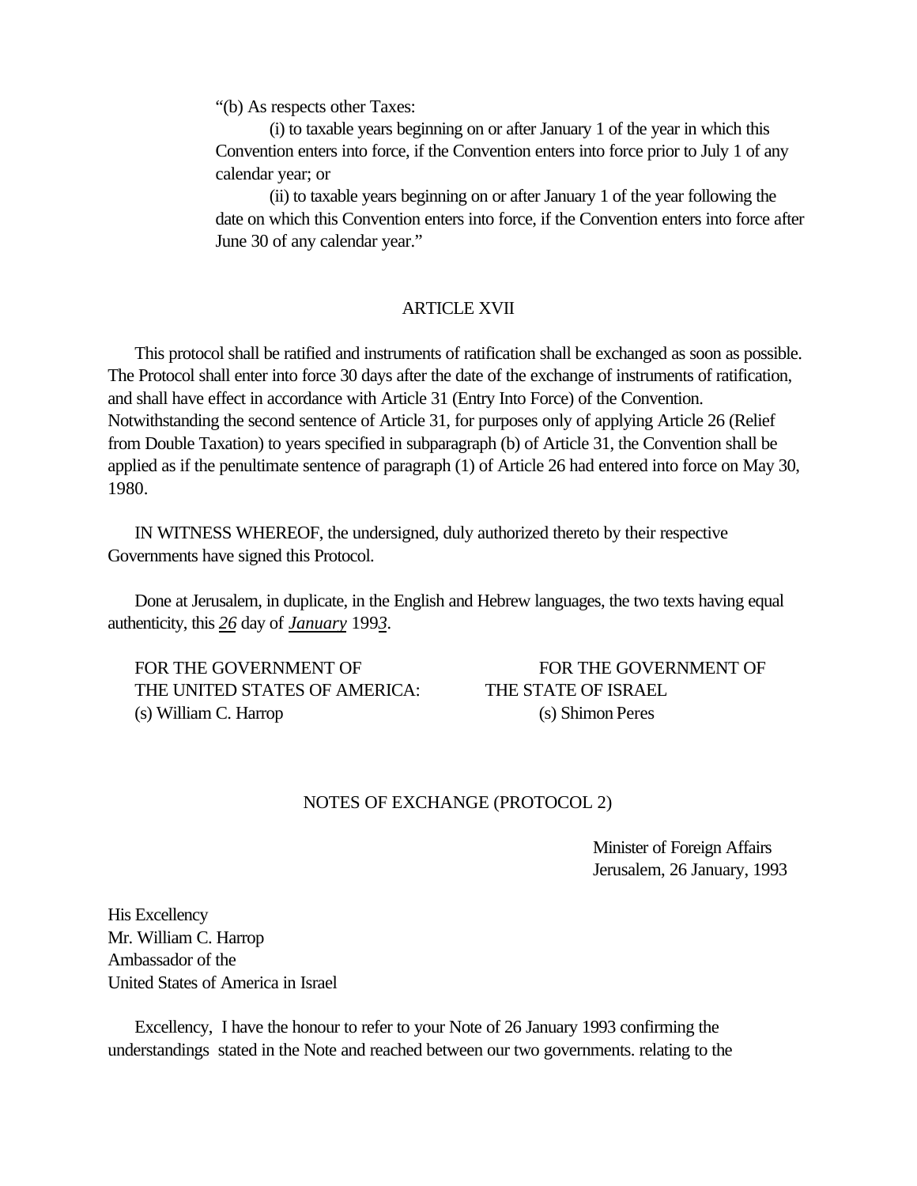"(b) As respects other Taxes:

(i) to taxable years beginning on or after January 1 of the year in which this Convention enters into force, if the Convention enters into force prior to July 1 of any calendar year; or

(ii) to taxable years beginning on or after January 1 of the year following the date on which this Convention enters into force, if the Convention enters into force after June 30 of any calendar year."

## ARTICLE XVII

This protocol shall be ratified and instruments of ratification shall be exchanged as soon as possible. The Protocol shall enter into force 30 days after the date of the exchange of instruments of ratification, and shall have effect in accordance with Article 31 (Entry Into Force) of the Convention. Notwithstanding the second sentence of Article 31, for purposes only of applying Article 26 (Relief from Double Taxation) to years specified in subparagraph (b) of Article 31, the Convention shall be applied as if the penultimate sentence of paragraph (1) of Article 26 had entered into force on May 30, 1980.

IN WITNESS WHEREOF, the undersigned, duly authorized thereto by their respective Governments have signed this Protocol.

Done at Jerusalem, in duplicate, in the English and Hebrew languages, the two texts having equal authenticity, this ***26*** day of ***January*** 199***3***.

FOR THE GOVERNMENT OF
THE UNITED STATES OF AMERICA:
(s) William C. Harrop

FOR THE GOVERNMENT OF
THE STATE OF ISRAEL
(s) Shimon Peres

## NOTES OF EXCHANGE (PROTOCOL 2)

Minister of Foreign Affairs
Jerusalem, 26 January, 1993

His Excellency
Mr. William C. Harrop
Ambassador of the
United States of America in Israel

Excellency, I have the honour to refer to your Note of 26 January 1993 confirming the understandings stated in the Note and reached between our two governments. relating to the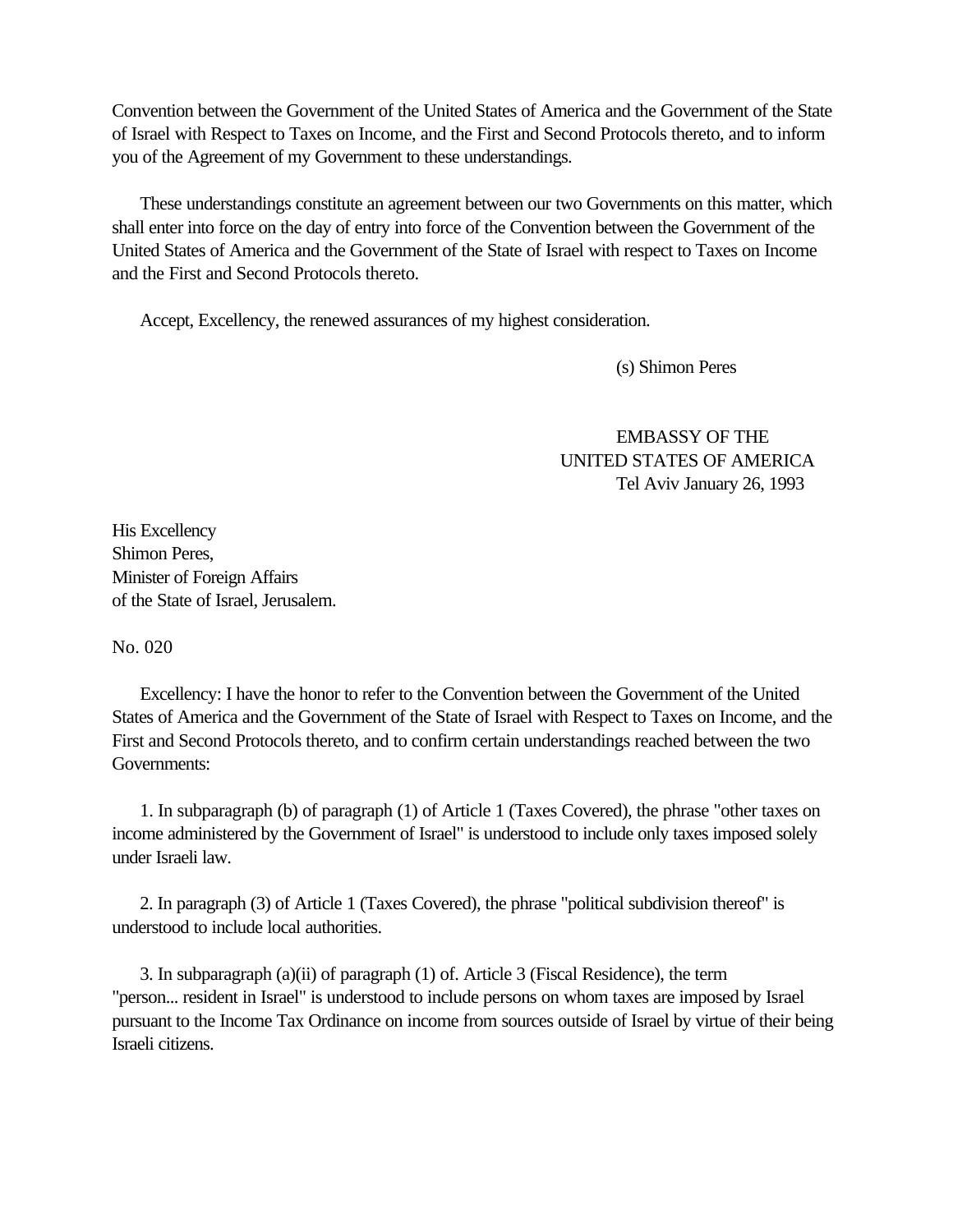Convention between the Government of the United States of America and the Government of the State of Israel with Respect to Taxes on Income, and the First and Second Protocols thereto, and to inform you of the Agreement of my Government to these understandings.

These understandings constitute an agreement between our two Governments on this matter, which shall enter into force on the day of entry into force of the Convention between the Government of the United States of America and the Government of the State of Israel with respect to Taxes on Income and the First and Second Protocols thereto.

Accept, Excellency, the renewed assurances of my highest consideration.

(s) Shimon Peres

EMBASSY OF THE
UNITED STATES OF AMERICA
Tel Aviv January 26, 1993

His Excellency
Shimon Peres,
Minister of Foreign Affairs
of the State of Israel, Jerusalem.

No. 020

Excellency: I have the honor to refer to the Convention between the Government of the United States of America and the Government of the State of Israel with Respect to Taxes on Income, and the First and Second Protocols thereto, and to confirm certain understandings reached between the two Governments:

1. In subparagraph (b) of paragraph (1) of Article 1 (Taxes Covered), the phrase "other taxes on income administered by the Government of Israel" is understood to include only taxes imposed solely under Israeli law.

2. In paragraph (3) of Article 1 (Taxes Covered), the phrase "political subdivision thereof" is understood to include local authorities.

3. In subparagraph (a)(ii) of paragraph (1) of. Article 3 (Fiscal Residence), the term "person... resident in Israel" is understood to include persons on whom taxes are imposed by Israel pursuant to the Income Tax Ordinance on income from sources outside of Israel by virtue of their being Israeli citizens.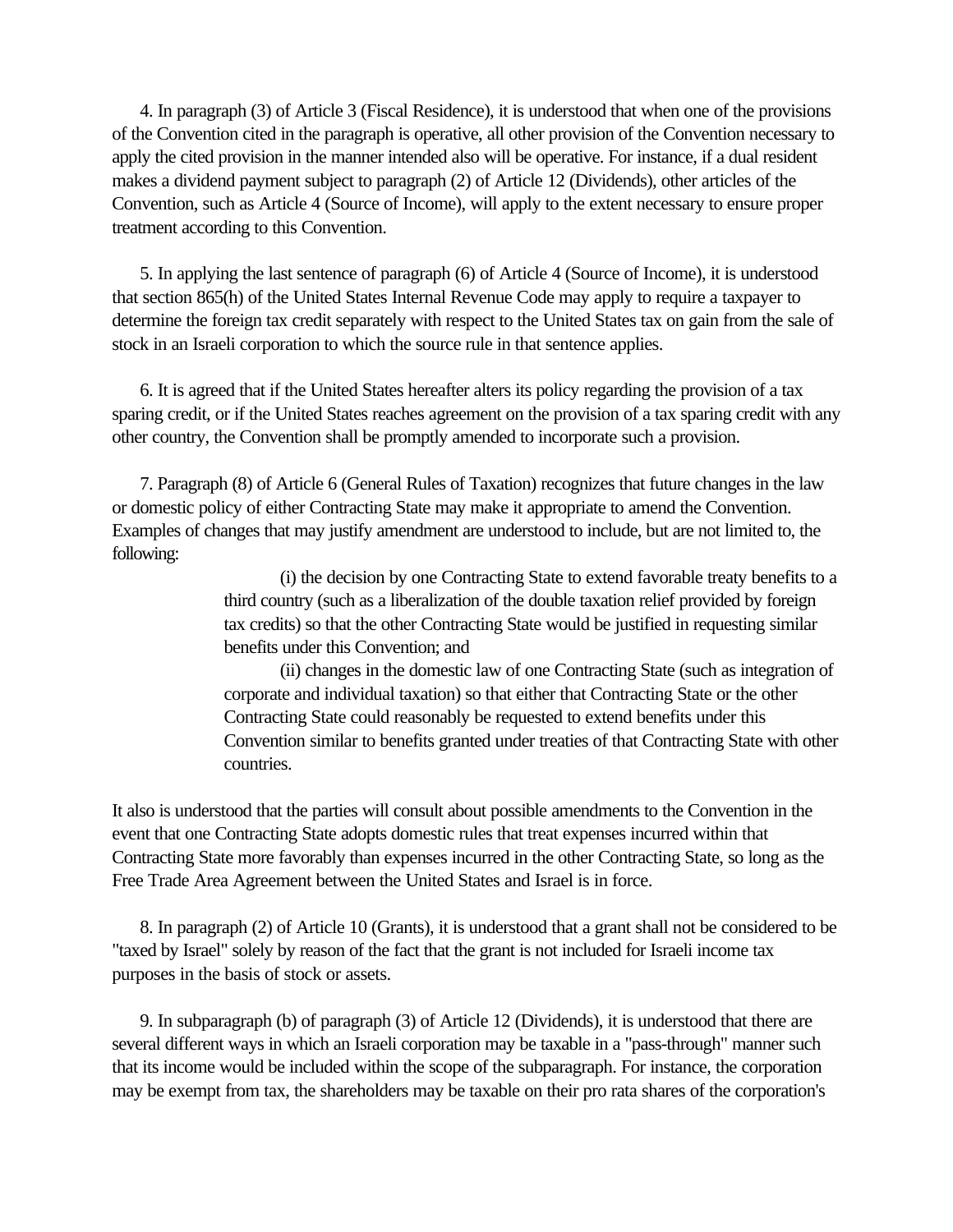4. In paragraph (3) of Article 3 (Fiscal Residence), it is understood that when one of the provisions of the Convention cited in the paragraph is operative, all other provision of the Convention necessary to apply the cited provision in the manner intended also will be operative. For instance, if a dual resident makes a dividend payment subject to paragraph (2) of Article 12 (Dividends), other articles of the Convention, such as Article 4 (Source of Income), will apply to the extent necessary to ensure proper treatment according to this Convention.

5. In applying the last sentence of paragraph (6) of Article 4 (Source of Income), it is understood that section 865(h) of the United States Internal Revenue Code may apply to require a taxpayer to determine the foreign tax credit separately with respect to the United States tax on gain from the sale of stock in an Israeli corporation to which the source rule in that sentence applies.

6. It is agreed that if the United States hereafter alters its policy regarding the provision of a tax sparing credit, or if the United States reaches agreement on the provision of a tax sparing credit with any other country, the Convention shall be promptly amended to incorporate such a provision.

7. Paragraph (8) of Article 6 (General Rules of Taxation) recognizes that future changes in the law or domestic policy of either Contracting State may make it appropriate to amend the Convention. Examples of changes that may justify amendment are understood to include, but are not limited to, the following:

> (i) the decision by one Contracting State to extend favorable treaty benefits to a third country (such as a liberalization of the double taxation relief provided by foreign tax credits) so that the other Contracting State would be justified in requesting similar benefits under this Convention; and
>
> (ii) changes in the domestic law of one Contracting State (such as integration of corporate and individual taxation) so that either that Contracting State or the other Contracting State could reasonably be requested to extend benefits under this Convention similar to benefits granted under treaties of that Contracting State with other countries.

It also is understood that the parties will consult about possible amendments to the Convention in the event that one Contracting State adopts domestic rules that treat expenses incurred within that Contracting State more favorably than expenses incurred in the other Contracting State, so long as the Free Trade Area Agreement between the United States and Israel is in force.

8. In paragraph (2) of Article 10 (Grants), it is understood that a grant shall not be considered to be "taxed by Israel" solely by reason of the fact that the grant is not included for Israeli income tax purposes in the basis of stock or assets.

9. In subparagraph (b) of paragraph (3) of Article 12 (Dividends), it is understood that there are several different ways in which an Israeli corporation may be taxable in a "pass-through" manner such that its income would be included within the scope of the subparagraph. For instance, the corporation may be exempt from tax, the shareholders may be taxable on their pro rata shares of the corporation's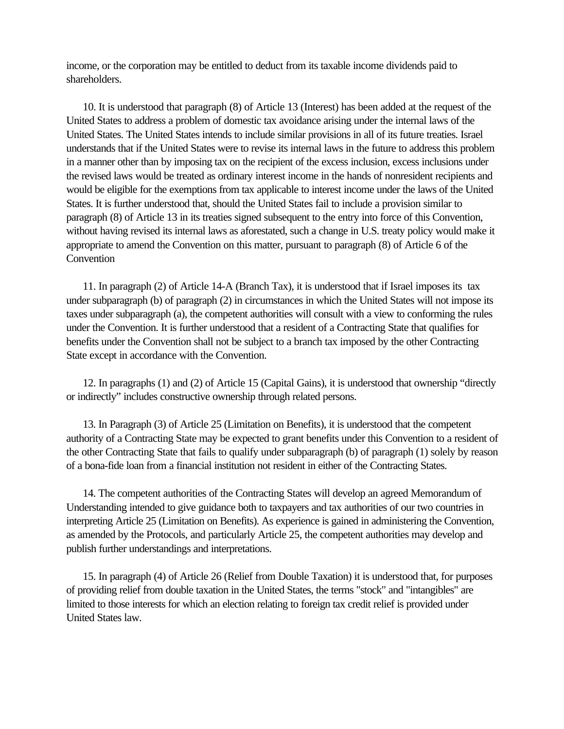income, or the corporation may be entitled to deduct from its taxable income dividends paid to shareholders.

10. It is understood that paragraph (8) of Article 13 (Interest) has been added at the request of the United States to address a problem of domestic tax avoidance arising under the internal laws of the United States. The United States intends to include similar provisions in all of its future treaties. Israel understands that if the United States were to revise its internal laws in the future to address this problem in a manner other than by imposing tax on the recipient of the excess inclusion, excess inclusions under the revised laws would be treated as ordinary interest income in the hands of nonresident recipients and would be eligible for the exemptions from tax applicable to interest income under the laws of the United States. It is further understood that, should the United States fail to include a provision similar to paragraph (8) of Article 13 in its treaties signed subsequent to the entry into force of this Convention, without having revised its internal laws as aforestated, such a change in U.S. treaty policy would make it appropriate to amend the Convention on this matter, pursuant to paragraph (8) of Article 6 of the Convention

11. In paragraph (2) of Article 14-A (Branch Tax), it is understood that if Israel imposes its tax under subparagraph (b) of paragraph (2) in circumstances in which the United States will not impose its taxes under subparagraph (a), the competent authorities will consult with a view to conforming the rules under the Convention. It is further understood that a resident of a Contracting State that qualifies for benefits under the Convention shall not be subject to a branch tax imposed by the other Contracting State except in accordance with the Convention.

12. In paragraphs (1) and (2) of Article 15 (Capital Gains), it is understood that ownership "directly or indirectly" includes constructive ownership through related persons.

13. In Paragraph (3) of Article 25 (Limitation on Benefits), it is understood that the competent authority of a Contracting State may be expected to grant benefits under this Convention to a resident of the other Contracting State that fails to qualify under subparagraph (b) of paragraph (1) solely by reason of a bona-fide loan from a financial institution not resident in either of the Contracting States.

14. The competent authorities of the Contracting States will develop an agreed Memorandum of Understanding intended to give guidance both to taxpayers and tax authorities of our two countries in interpreting Article 25 (Limitation on Benefits). As experience is gained in administering the Convention, as amended by the Protocols, and particularly Article 25, the competent authorities may develop and publish further understandings and interpretations.

15. In paragraph (4) of Article 26 (Relief from Double Taxation) it is understood that, for purposes of providing relief from double taxation in the United States, the terms "stock" and "intangibles" are limited to those interests for which an election relating to foreign tax credit relief is provided under United States law.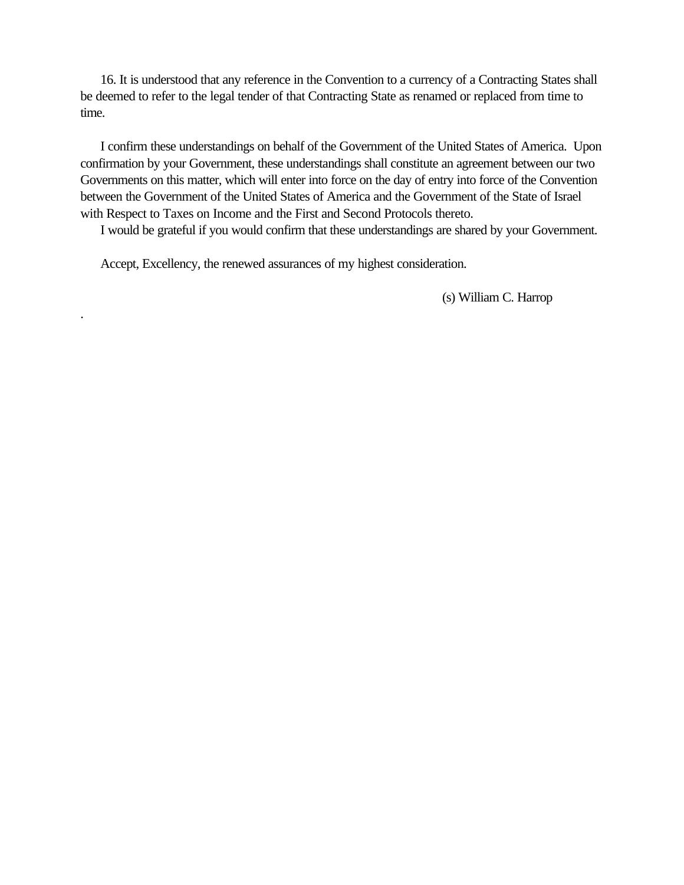16. It is understood that any reference in the Convention to a currency of a Contracting States shall be deemed to refer to the legal tender of that Contracting State as renamed or replaced from time to time.

I confirm these understandings on behalf of the Government of the United States of America. Upon confirmation by your Government, these understandings shall constitute an agreement between our two Governments on this matter, which will enter into force on the day of entry into force of the Convention between the Government of the United States of America and the Government of the State of Israel with Respect to Taxes on Income and the First and Second Protocols thereto.

I would be grateful if you would confirm that these understandings are shared by your Government.

Accept, Excellency, the renewed assurances of my highest consideration.

(s) William C. Harrop

.